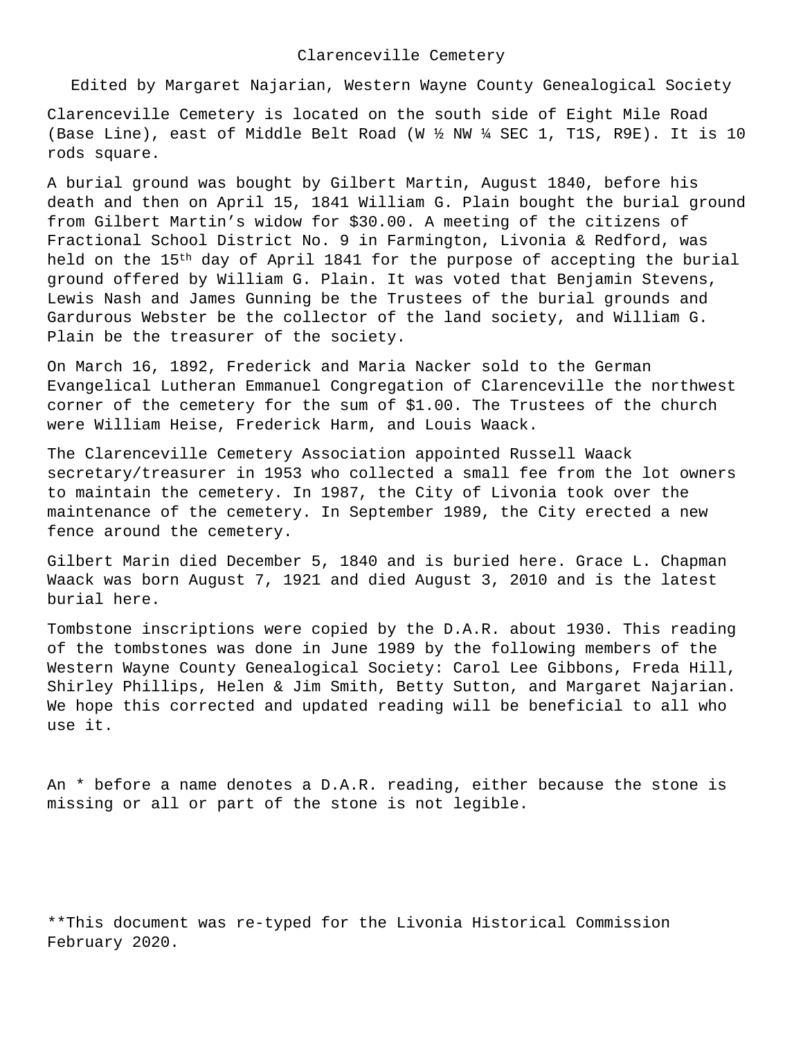# Clarenceville Cemetery

Edited by Margaret Najarian, Western Wayne County Genealogical Society

Clarenceville Cemetery is located on the south side of Eight Mile Road (Base Line), east of Middle Belt Road (W ½ NW ¼ SEC 1, T1S, R9E). It is 10 rods square.

A burial ground was bought by Gilbert Martin, August 1840, before his death and then on April 15, 1841 William G. Plain bought the burial ground from Gilbert Martin's widow for $30.00. A meeting of the citizens of Fractional School District No. 9 in Farmington, Livonia & Redford, was held on the 15th day of April 1841 for the purpose of accepting the burial ground offered by William G. Plain. It was voted that Benjamin Stevens, Lewis Nash and James Gunning be the Trustees of the burial grounds and Gardurous Webster be the collector of the land society, and William G. Plain be the treasurer of the society.

On March 16, 1892, Frederick and Maria Nacker sold to the German Evangelical Lutheran Emmanuel Congregation of Clarenceville the northwest corner of the cemetery for the sum of $1.00. The Trustees of the church were William Heise, Frederick Harm, and Louis Waack.

The Clarenceville Cemetery Association appointed Russell Waack secretary/treasurer in 1953 who collected a small fee from the lot owners to maintain the cemetery. In 1987, the City of Livonia took over the maintenance of the cemetery. In September 1989, the City erected a new fence around the cemetery.

Gilbert Marin died December 5, 1840 and is buried here. Grace L. Chapman Waack was born August 7, 1921 and died August 3, 2010 and is the latest burial here.

Tombstone inscriptions were copied by the D.A.R. about 1930. This reading of the tombstones was done in June 1989 by the following members of the Western Wayne County Genealogical Society: Carol Lee Gibbons, Freda Hill, Shirley Phillips, Helen & Jim Smith, Betty Sutton, and Margaret Najarian. We hope this corrected and updated reading will be beneficial to all who use it.

An * before a name denotes a D.A.R. reading, either because the stone is missing or all or part of the stone is not legible.

**This document was re-typed for the Livonia Historical Commission February 2020.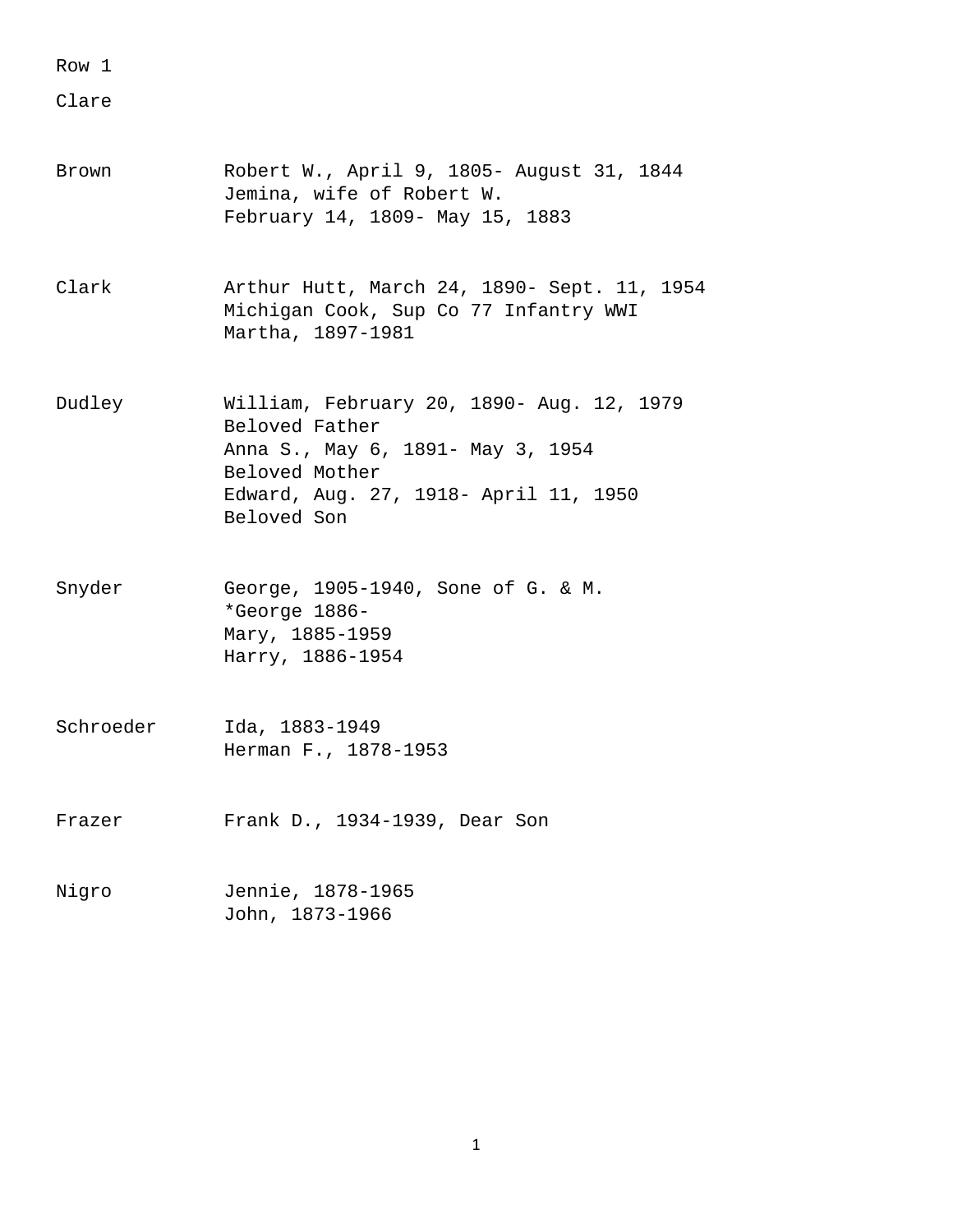Row 1

Clare

| | |
|---|---|
| Brown | Robert W., April 9, 1805- August 31, 1844<br>Jemina, wife of Robert W.<br>February 14, 1809- May 15, 1883 |
| Clark | Arthur Hutt, March 24, 1890- Sept. 11, 1954<br>Michigan Cook, Sup Co 77 Infantry WWI<br>Martha, 1897-1981 |
| Dudley | William, February 20, 1890- Aug. 12, 1979<br>Beloved Father<br>Anna S., May 6, 1891- May 3, 1954<br>Beloved Mother<br>Edward, Aug. 27, 1918- April 11, 1950<br>Beloved Son |
| Snyder | George, 1905-1940, Sone of G. & M.<br>*George 1886-<br>Mary, 1885-1959<br>Harry, 1886-1954 |
| Schroeder | Ida, 1883-1949<br>Herman F., 1878-1953 |
| Frazer | Frank D., 1934-1939, Dear Son |
| Nigro | Jennie, 1878-1965<br>John, 1873-1966 |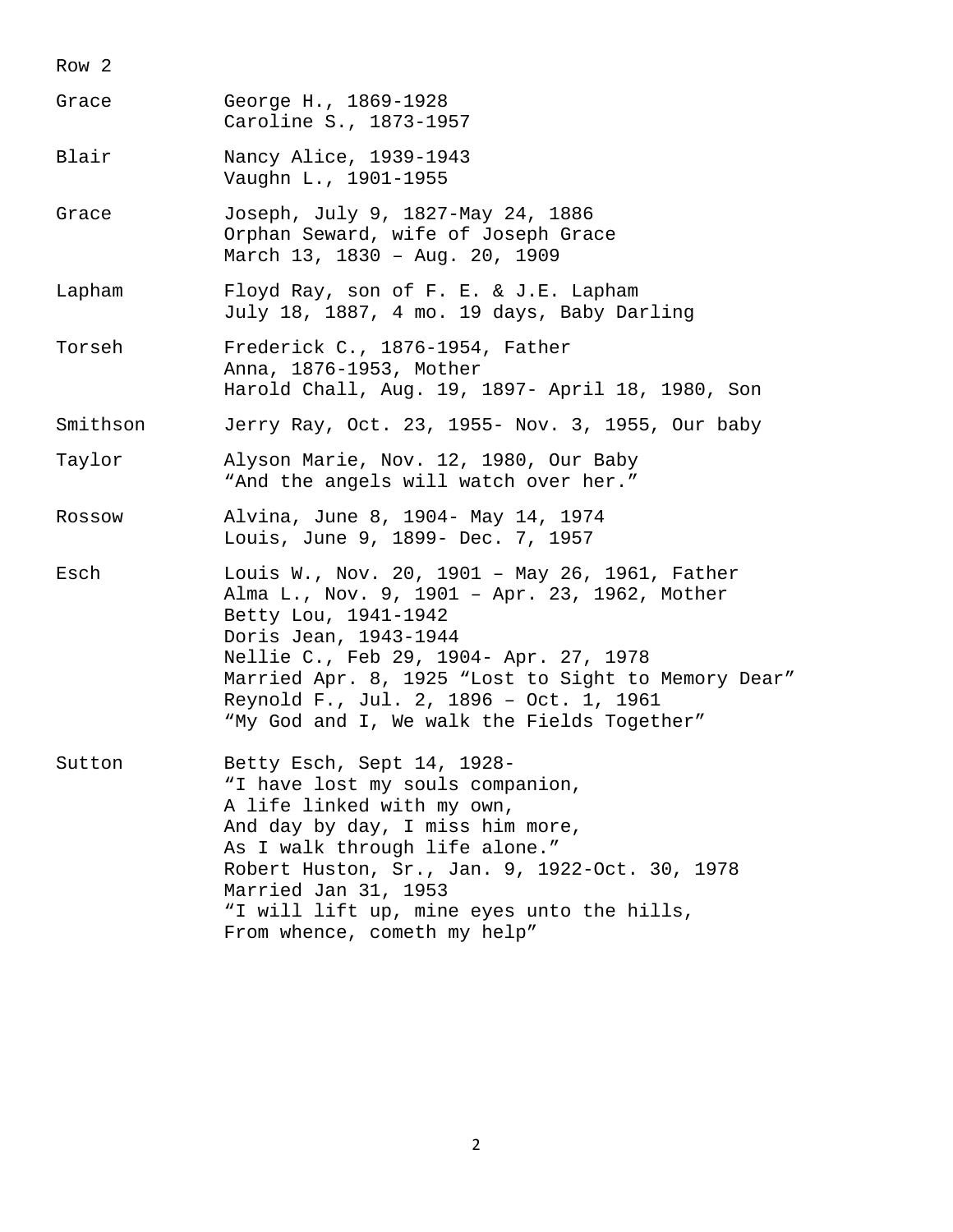Row 2

| | |
|---|---|
| Grace | George H., 1869-1928<br>Caroline S., 1873-1957 |
| Blair | Nancy Alice, 1939-1943<br>Vaughn L., 1901-1955 |
| Grace | Joseph, July 9, 1827-May 24, 1886<br>Orphan Seward, wife of Joseph Grace<br>March 13, 1830 – Aug. 20, 1909 |
| Lapham | Floyd Ray, son of F. E. & J.E. Lapham<br>July 18, 1887, 4 mo. 19 days, Baby Darling |
| Torseh | Frederick C., 1876-1954, Father<br>Anna, 1876-1953, Mother<br>Harold Chall, Aug. 19, 1897- April 18, 1980, Son |
| Smithson | Jerry Ray, Oct. 23, 1955- Nov. 3, 1955, Our baby |
| Taylor | Alyson Marie, Nov. 12, 1980, Our Baby<br>“And the angels will watch over her.” |
| Rossow | Alvina, June 8, 1904- May 14, 1974<br>Louis, June 9, 1899- Dec. 7, 1957 |
| Esch | Louis W., Nov. 20, 1901 – May 26, 1961, Father<br>Alma L., Nov. 9, 1901 – Apr. 23, 1962, Mother<br>Betty Lou, 1941-1942<br>Doris Jean, 1943-1944<br>Nellie C., Feb 29, 1904- Apr. 27, 1978<br>Married Apr. 8, 1925 “Lost to Sight to Memory Dear”<br>Reynold F., Jul. 2, 1896 – Oct. 1, 1961<br>“My God and I, We walk the Fields Together” |
| Sutton | Betty Esch, Sept 14, 1928-<br>“I have lost my souls companion,<br>A life linked with my own,<br>And day by day, I miss him more,<br>As I walk through life alone.”<br>Robert Huston, Sr., Jan. 9, 1922-Oct. 30, 1978<br>Married Jan 31, 1953<br>“I will lift up, mine eyes unto the hills,<br>From whence, cometh my help” |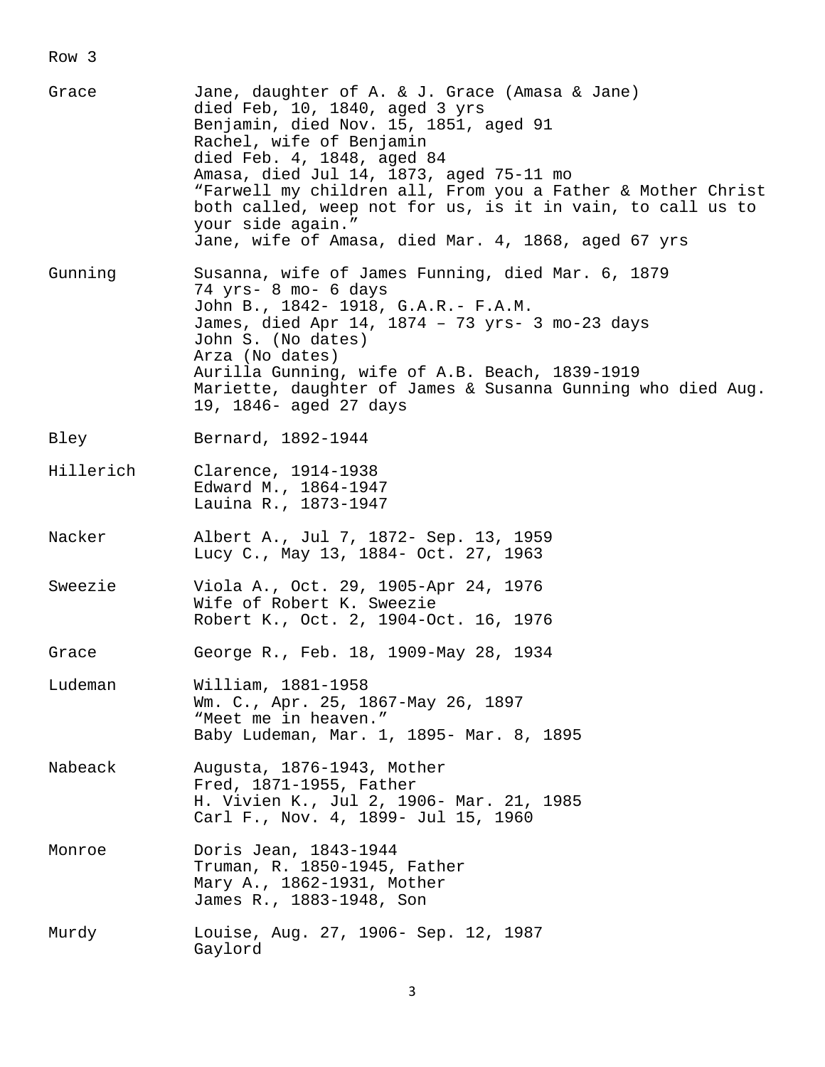Row 3

| | |
|---|---|
| Grace | Jane, daughter of A. & J. Grace (Amasa & Jane)<br>died Feb, 10, 1840, aged 3 yrs<br>Benjamin, died Nov. 15, 1851, aged 91<br>Rachel, wife of Benjamin<br>died Feb. 4, 1848, aged 84<br>Amasa, died Jul 14, 1873, aged 75-11 mo<br>"Farwell my children all, From you a Father & Mother Christ both called, weep not for us, is it in vain, to call us to your side again."<br>Jane, wife of Amasa, died Mar. 4, 1868, aged 67 yrs |
| Gunning | Susanna, wife of James Funning, died Mar. 6, 1879<br>74 yrs- 8 mo- 6 days<br>John B., 1842- 1918, G.A.R.- F.A.M.<br>James, died Apr 14, 1874 – 73 yrs- 3 mo-23 days<br>John S. (No dates)<br>Arza (No dates)<br>Aurilla Gunning, wife of A.B. Beach, 1839-1919<br>Mariette, daughter of James & Susanna Gunning who died Aug. 19, 1846- aged 27 days |
| Bley | Bernard, 1892-1944 |
| Hillerich | Clarence, 1914-1938<br>Edward M., 1864-1947<br>Lauina R., 1873-1947 |
| Nacker | Albert A., Jul 7, 1872- Sep. 13, 1959<br>Lucy C., May 13, 1884- Oct. 27, 1963 |
| Sweezie | Viola A., Oct. 29, 1905-Apr 24, 1976<br>Wife of Robert K. Sweezie<br>Robert K., Oct. 2, 1904-Oct. 16, 1976 |
| Grace | George R., Feb. 18, 1909-May 28, 1934 |
| Ludeman | William, 1881-1958<br>Wm. C., Apr. 25, 1867-May 26, 1897<br>"Meet me in heaven."<br>Baby Ludeman, Mar. 1, 1895- Mar. 8, 1895 |
| Nabeack | Augusta, 1876-1943, Mother<br>Fred, 1871-1955, Father<br>H. Vivien K., Jul 2, 1906- Mar. 21, 1985<br>Carl F., Nov. 4, 1899- Jul 15, 1960 |
| Monroe | Doris Jean, 1843-1944<br>Truman, R. 1850-1945, Father<br>Mary A., 1862-1931, Mother<br>James R., 1883-1948, Son |
| Murdy | Louise, Aug. 27, 1906- Sep. 12, 1987<br>Gaylord |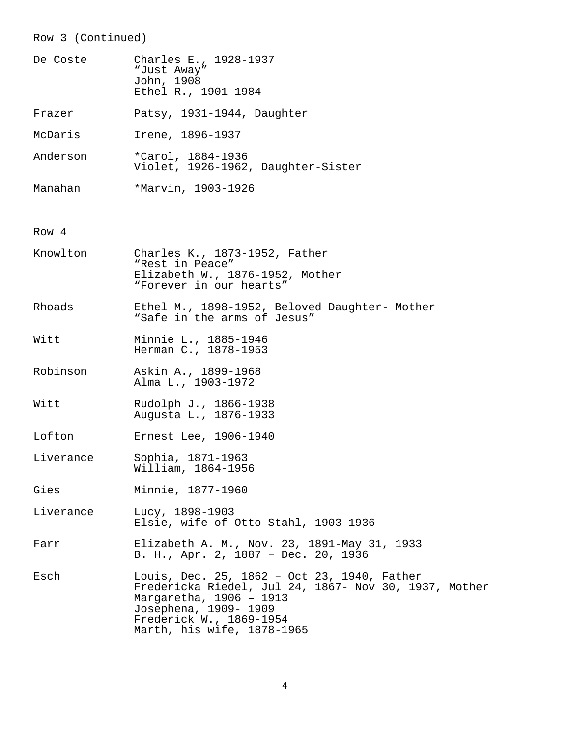Row 3 (Continued)

| | |
|---|---|
| De Coste | Charles E., 1928-1937<br>"Just Away"<br>John, 1908<br>Ethel R., 1901-1984 |
| Frazer | Patsy, 1931-1944, Daughter |
| McDaris | Irene, 1896-1937 |
| Anderson | *Carol, 1884-1936<br>Violet, 1926-1962, Daughter-Sister |
| Manahan | *Marvin, 1903-1926 |

Row 4

| | |
|---|---|
| Knowlton | Charles K., 1873-1952, Father<br>"Rest in Peace"<br>Elizabeth W., 1876-1952, Mother<br>"Forever in our hearts" |
| Rhoads | Ethel M., 1898-1952, Beloved Daughter- Mother<br>"Safe in the arms of Jesus" |
| Witt | Minnie L., 1885-1946<br>Herman C., 1878-1953 |
| Robinson | Askin A., 1899-1968<br>Alma L., 1903-1972 |
| Witt | Rudolph J., 1866-1938<br>Augusta L., 1876-1933 |
| Lofton | Ernest Lee, 1906-1940 |
| Liverance | Sophia, 1871-1963<br>William, 1864-1956 |
| Gies | Minnie, 1877-1960 |
| Liverance | Lucy, 1898-1903<br>Elsie, wife of Otto Stahl, 1903-1936 |
| Farr | Elizabeth A. M., Nov. 23, 1891-May 31, 1933<br>B. H., Apr. 2, 1887 – Dec. 20, 1936 |
| Esch | Louis, Dec. 25, 1862 – Oct 23, 1940, Father<br>Fredericka Riedel, Jul 24, 1867- Nov 30, 1937, Mother<br>Margaretha, 1906 – 1913<br>Josephena, 1909- 1909<br>Frederick W., 1869-1954<br>Marth, his wife, 1878-1965 |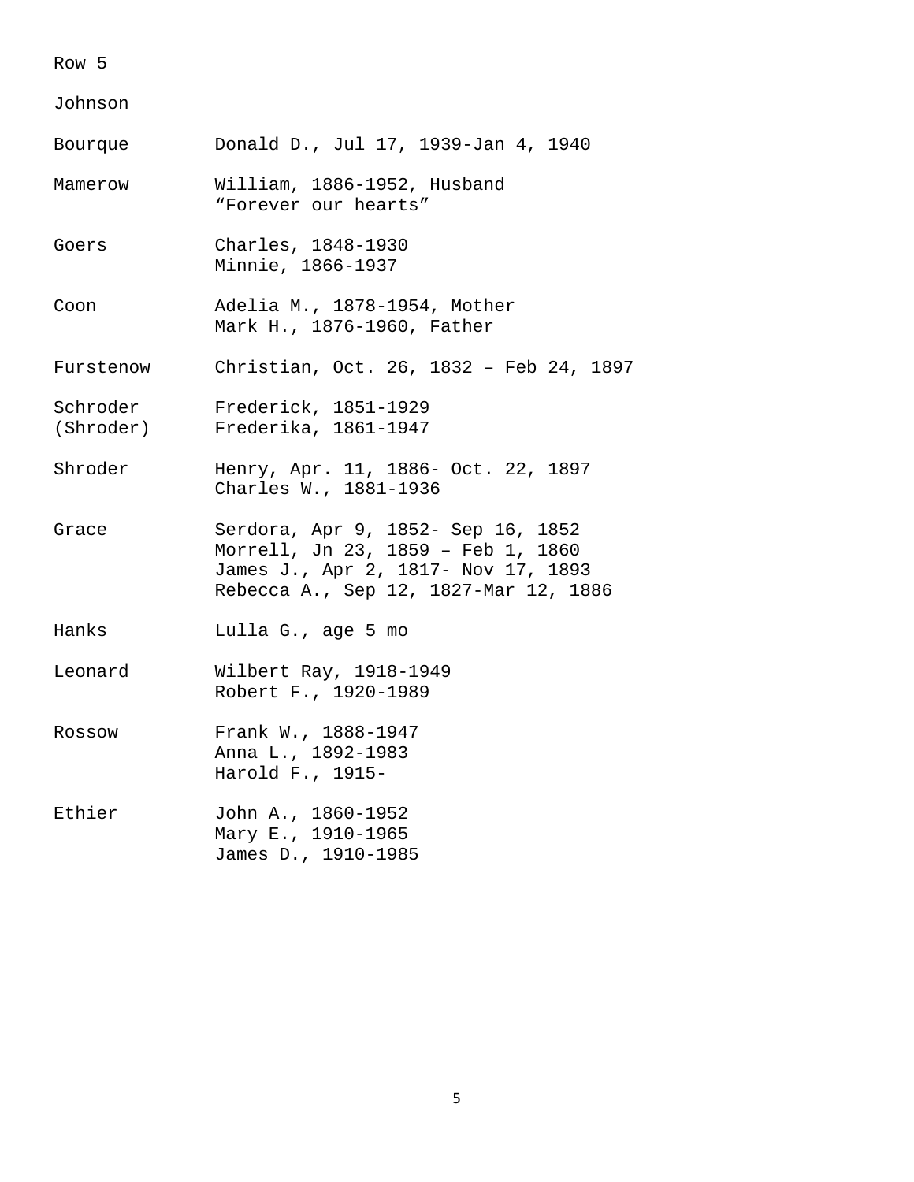Row 5

Johnson

| | |
|---|---|
| Bourque | Donald D., Jul 17, 1939-Jan 4, 1940 |
| Mamerow | William, 1886-1952, Husband<br>“Forever our hearts” |
| Goers | Charles, 1848-1930<br>Minnie, 1866-1937 |
| Coon | Adelia M., 1878-1954, Mother<br>Mark H., 1876-1960, Father |
| Furstenow | Christian, Oct. 26, 1832 – Feb 24, 1897 |
| Schroder<br>(Shroder) | Frederick, 1851-1929<br>Frederika, 1861-1947 |
| Shroder | Henry, Apr. 11, 1886- Oct. 22, 1897<br>Charles W., 1881-1936 |
| Grace | Serdora, Apr 9, 1852- Sep 16, 1852<br>Morrell, Jn 23, 1859 – Feb 1, 1860<br>James J., Apr 2, 1817- Nov 17, 1893<br>Rebecca A., Sep 12, 1827-Mar 12, 1886 |
| Hanks | Lulla G., age 5 mo |
| Leonard | Wilbert Ray, 1918-1949<br>Robert F., 1920-1989 |
| Rossow | Frank W., 1888-1947<br>Anna L., 1892-1983<br>Harold F., 1915- |
| Ethier | John A., 1860-1952<br>Mary E., 1910-1965<br>James D., 1910-1985 |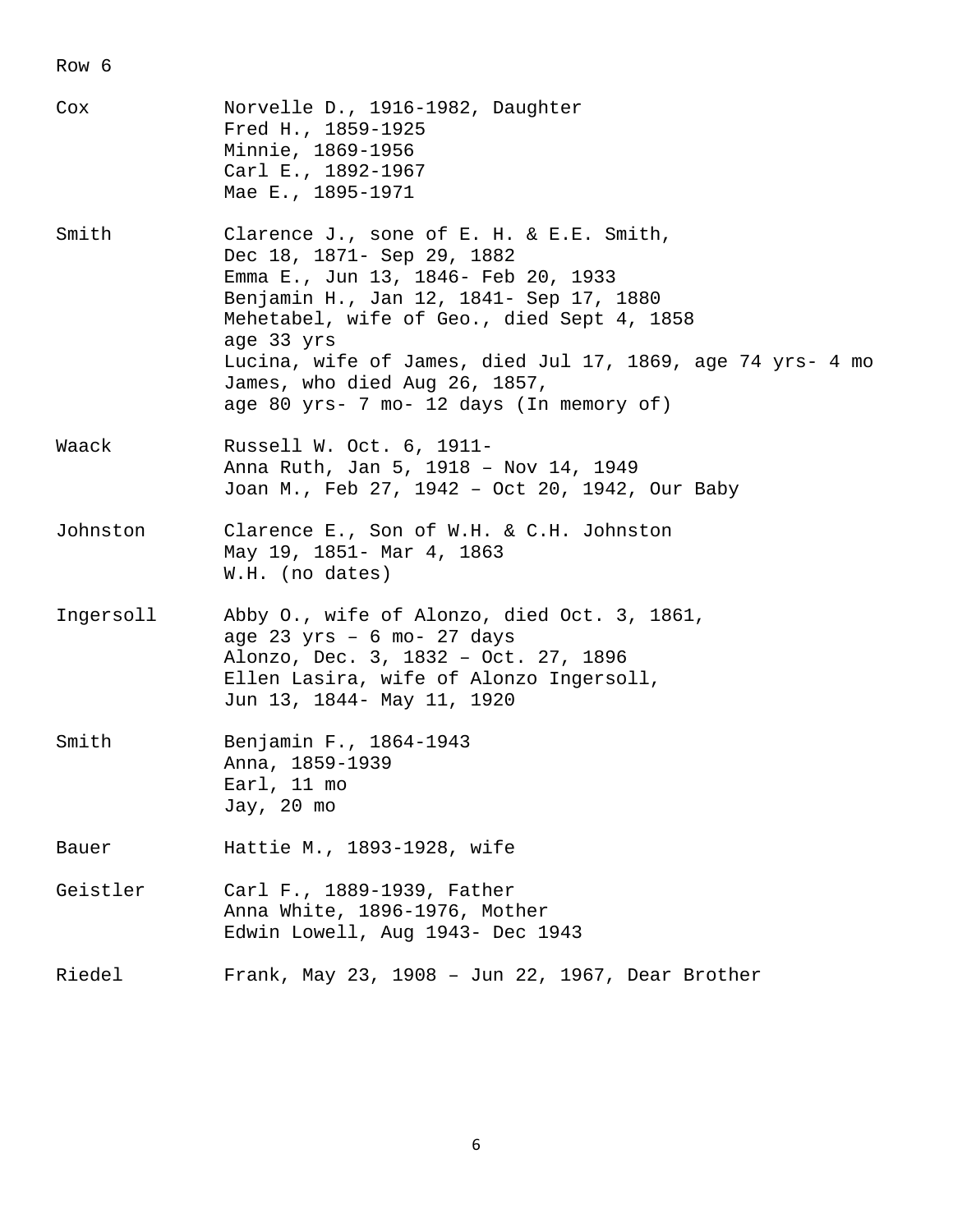Row 6

| | |
|---|---|
| Cox | Norvelle D., 1916-1982, Daughter<br>Fred H., 1859-1925<br>Minnie, 1869-1956<br>Carl E., 1892-1967<br>Mae E., 1895-1971 |
| Smith | Clarence J., sone of E. H. & E.E. Smith,<br>Dec 18, 1871- Sep 29, 1882<br>Emma E., Jun 13, 1846- Feb 20, 1933<br>Benjamin H., Jan 12, 1841- Sep 17, 1880<br>Mehetabel, wife of Geo., died Sept 4, 1858<br>age 33 yrs<br>Lucina, wife of James, died Jul 17, 1869, age 74 yrs- 4 mo<br>James, who died Aug 26, 1857,<br>age 80 yrs- 7 mo- 12 days (In memory of) |
| Waack | Russell W. Oct. 6, 1911-<br>Anna Ruth, Jan 5, 1918 – Nov 14, 1949<br>Joan M., Feb 27, 1942 – Oct 20, 1942, Our Baby |
| Johnston | Clarence E., Son of W.H. & C.H. Johnston<br>May 19, 1851- Mar 4, 1863<br>W.H. (no dates) |
| Ingersoll | Abby O., wife of Alonzo, died Oct. 3, 1861,<br>age 23 yrs – 6 mo- 27 days<br>Alonzo, Dec. 3, 1832 – Oct. 27, 1896<br>Ellen Lasira, wife of Alonzo Ingersoll,<br>Jun 13, 1844- May 11, 1920 |
| Smith | Benjamin F., 1864-1943<br>Anna, 1859-1939<br>Earl, 11 mo<br>Jay, 20 mo |
| Bauer | Hattie M., 1893-1928, wife |
| Geistler | Carl F., 1889-1939, Father<br>Anna White, 1896-1976, Mother<br>Edwin Lowell, Aug 1943- Dec 1943 |
| Riedel | Frank, May 23, 1908 – Jun 22, 1967, Dear Brother |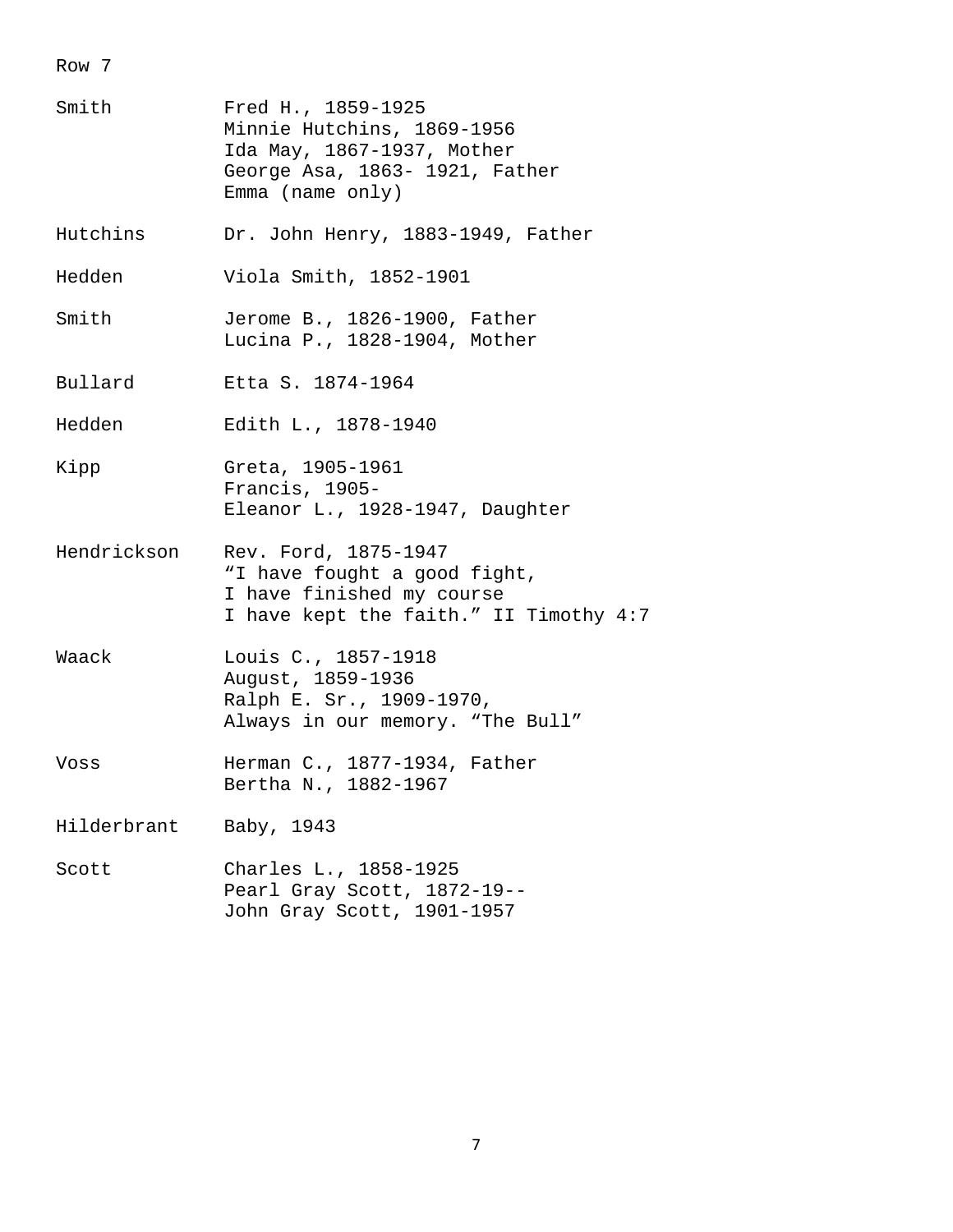Row 7

| | |
|---|---|
| Smith | Fred H., 1859-1925<br>Minnie Hutchins, 1869-1956<br>Ida May, 1867-1937, Mother<br>George Asa, 1863- 1921, Father<br>Emma (name only) |
| Hutchins | Dr. John Henry, 1883-1949, Father |
| Hedden | Viola Smith, 1852-1901 |
| Smith | Jerome B., 1826-1900, Father<br>Lucina P., 1828-1904, Mother |
| Bullard | Etta S. 1874-1964 |
| Hedden | Edith L., 1878-1940 |
| Kipp | Greta, 1905-1961<br>Francis, 1905-<br>Eleanor L., 1928-1947, Daughter |
| Hendrickson | Rev. Ford, 1875-1947<br>“I have fought a good fight,<br>I have finished my course<br>I have kept the faith.” II Timothy 4:7 |
| Waack | Louis C., 1857-1918<br>August, 1859-1936<br>Ralph E. Sr., 1909-1970,<br>Always in our memory. “The Bull” |
| Voss | Herman C., 1877-1934, Father<br>Bertha N., 1882-1967 |
| Hilderbrant | Baby, 1943 |
| Scott | Charles L., 1858-1925<br>Pearl Gray Scott, 1872-19--<br>John Gray Scott, 1901-1957 |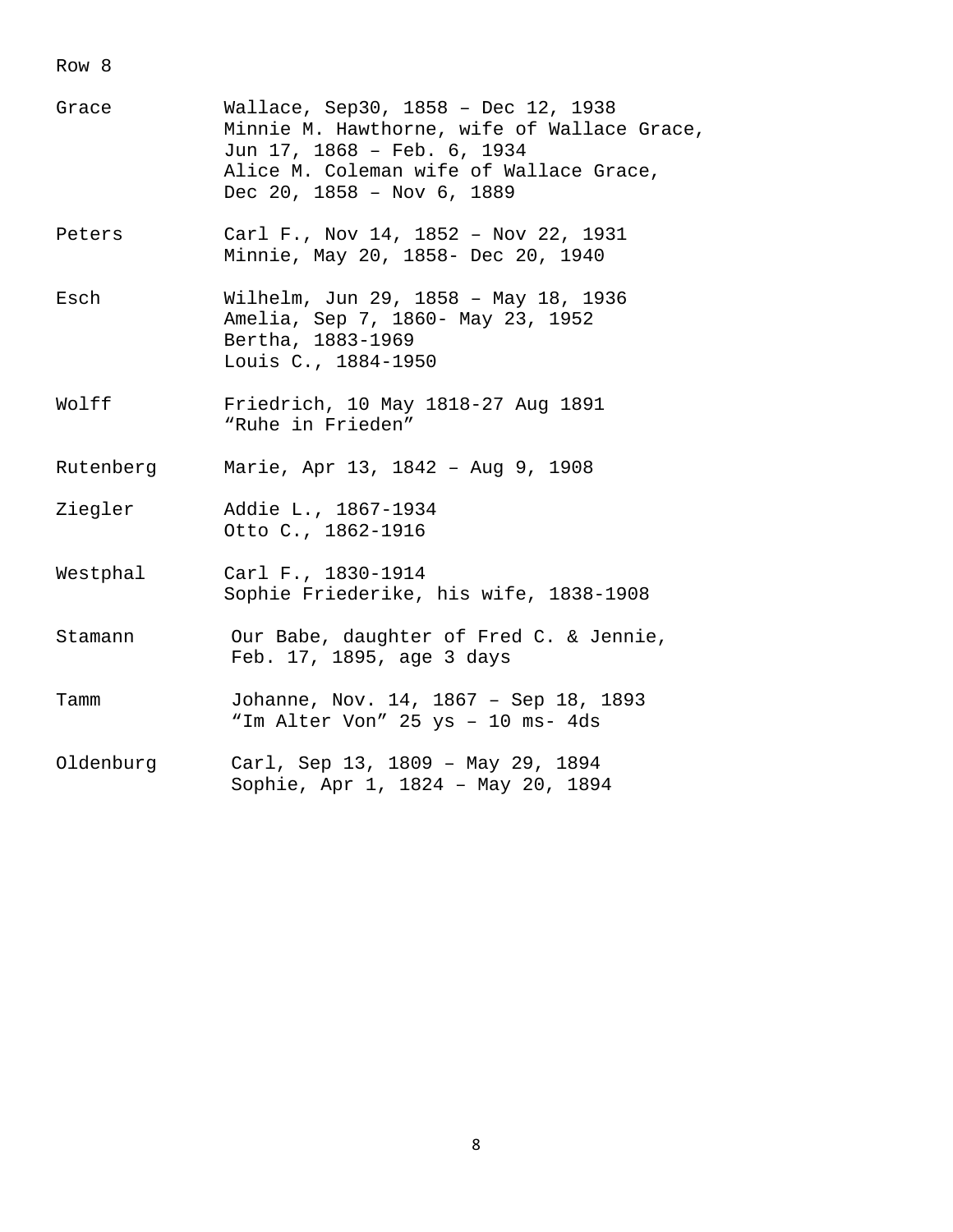Row 8

| | |
|---|---|
| Grace | Wallace, Sep30, 1858 – Dec 12, 1938<br>Minnie M. Hawthorne, wife of Wallace Grace,<br>Jun 17, 1868 – Feb. 6, 1934<br>Alice M. Coleman wife of Wallace Grace,<br>Dec 20, 1858 – Nov 6, 1889 |
| Peters | Carl F., Nov 14, 1852 – Nov 22, 1931<br>Minnie, May 20, 1858- Dec 20, 1940 |
| Esch | Wilhelm, Jun 29, 1858 – May 18, 1936<br>Amelia, Sep 7, 1860- May 23, 1952<br>Bertha, 1883-1969<br>Louis C., 1884-1950 |
| Wolff | Friedrich, 10 May 1818-27 Aug 1891<br>“Ruhe in Frieden” |
| Rutenberg | Marie, Apr 13, 1842 – Aug 9, 1908 |
| Ziegler | Addie L., 1867-1934<br>Otto C., 1862-1916 |
| Westphal | Carl F., 1830-1914<br>Sophie Friederike, his wife, 1838-1908 |
| Stamann | Our Babe, daughter of Fred C. & Jennie,<br>Feb. 17, 1895, age 3 days |
| Tamm | Johanne, Nov. 14, 1867 – Sep 18, 1893<br>“Im Alter Von” 25 ys – 10 ms- 4ds |
| Oldenburg | Carl, Sep 13, 1809 – May 29, 1894<br>Sophie, Apr 1, 1824 – May 20, 1894 |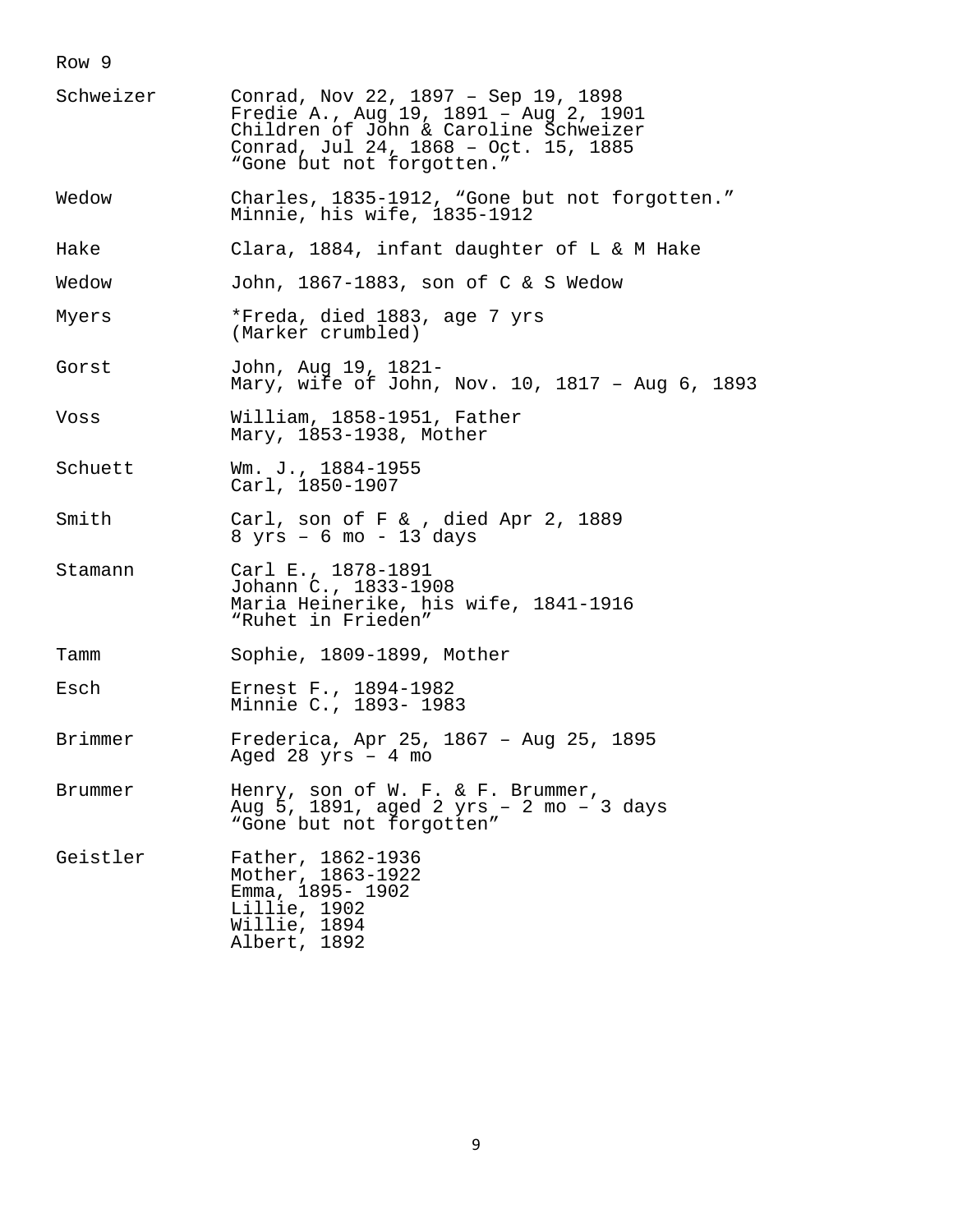Row 9

| | |
|---|---|
| Schweizer | Conrad, Nov 22, 1897 – Sep 19, 1898<br>Fredie A., Aug 19, 1891 – Aug 2, 1901<br>Children of John & Caroline Schweizer<br>Conrad, Jul 24, 1868 – Oct. 15, 1885<br>“Gone but not forgotten.” |
| Wedow | Charles, 1835-1912, “Gone but not forgotten.”<br>Minnie, his wife, 1835-1912 |
| Hake | Clara, 1884, infant daughter of L & M Hake |
| Wedow | John, 1867-1883, son of C & S Wedow |
| Myers | *Freda, died 1883, age 7 yrs<br>(Marker crumbled) |
| Gorst | John, Aug 19, 1821-<br>Mary, wife of John, Nov. 10, 1817 – Aug 6, 1893 |
| Voss | William, 1858-1951, Father<br>Mary, 1853-1938, Mother |
| Schuett | Wm. J., 1884-1955<br>Carl, 1850-1907 |
| Smith | Carl, son of F & , died Apr 2, 1889<br>8 yrs – 6 mo - 13 days |
| Stamann | Carl E., 1878-1891<br>Johann C., 1833-1908<br>Maria Heinerike, his wife, 1841-1916<br>“Ruhet in Frieden” |
| Tamm | Sophie, 1809-1899, Mother |
| Esch | Ernest F., 1894-1982<br>Minnie C., 1893- 1983 |
| Brimmer | Frederica, Apr 25, 1867 – Aug 25, 1895<br>Aged 28 yrs – 4 mo |
| Brummer | Henry, son of W. F. & F. Brummer,<br>Aug 5, 1891, aged 2 yrs – 2 mo – 3 days<br>“Gone but not forgotten” |
| Geistler | Father, 1862-1936<br>Mother, 1863-1922<br>Emma, 1895- 1902<br>Lillie, 1902<br>Willie, 1894<br>Albert, 1892 |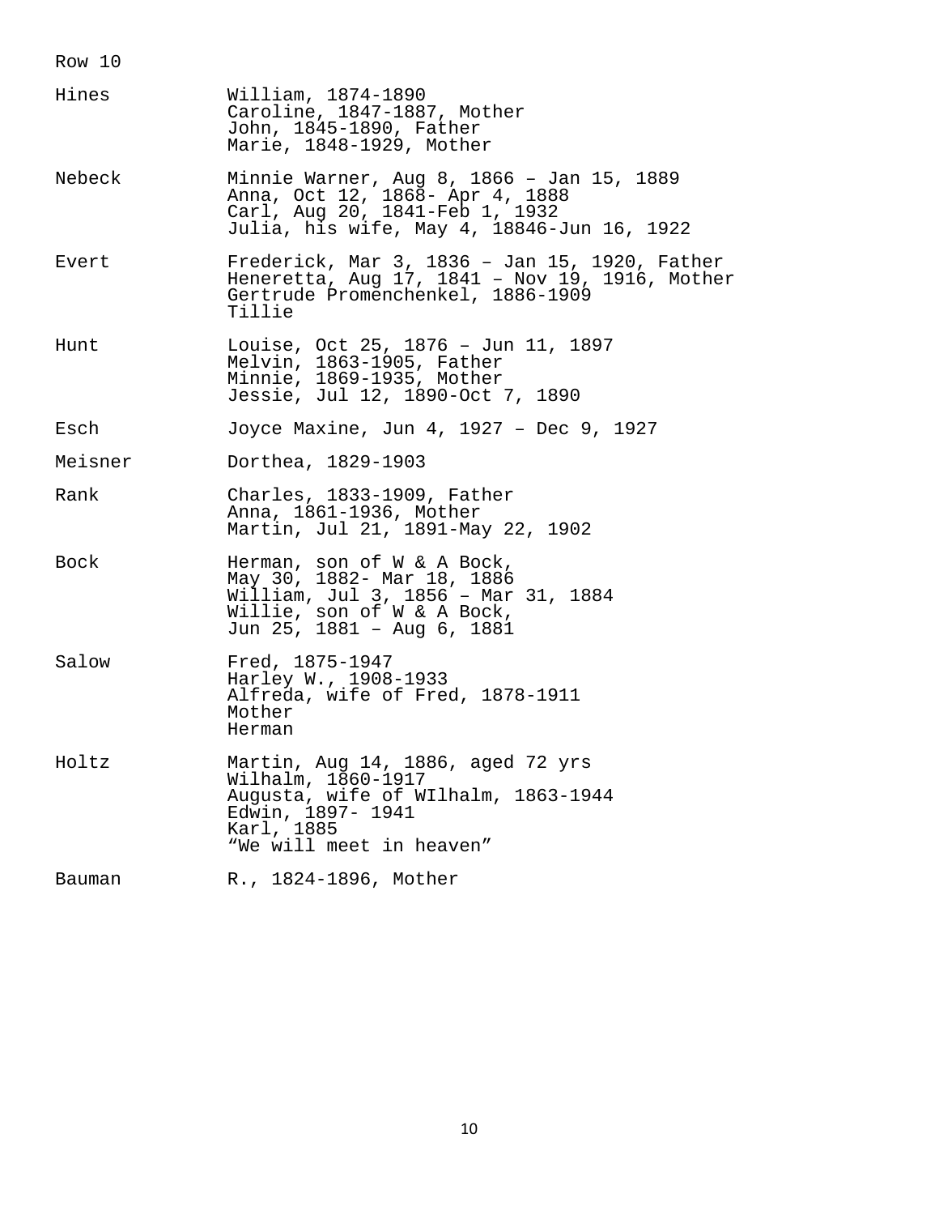Row 10

| | |
|---|---|
| Hines | William, 1874-1890<br>Caroline, 1847-1887, Mother<br>John, 1845-1890, Father<br>Marie, 1848-1929, Mother |
| Nebeck | Minnie Warner, Aug 8, 1866 – Jan 15, 1889<br>Anna, Oct 12, 1868- Apr 4, 1888<br>Carl, Aug 20, 1841-Feb 1, 1932<br>Julia, his wife, May 4, 18846-Jun 16, 1922 |
| Evert | Frederick, Mar 3, 1836 – Jan 15, 1920, Father<br>Heneretta, Aug 17, 1841 – Nov 19, 1916, Mother<br>Gertrude Promenchenkel, 1886-1909<br>Tillie |
| Hunt | Louise, Oct 25, 1876 – Jun 11, 1897<br>Melvin, 1863-1905, Father<br>Minnie, 1869-1935, Mother<br>Jessie, Jul 12, 1890-Oct 7, 1890 |
| Esch | Joyce Maxine, Jun 4, 1927 – Dec 9, 1927 |
| Meisner | Dorthea, 1829-1903 |
| Rank | Charles, 1833-1909, Father<br>Anna, 1861-1936, Mother<br>Martin, Jul 21, 1891-May 22, 1902 |
| Bock | Herman, son of W & A Bock,<br>May 30, 1882- Mar 18, 1886<br>William, Jul 3, 1856 – Mar 31, 1884<br>Willie, son of W & A Bock,<br>Jun 25, 1881 – Aug 6, 1881 |
| Salow | Fred, 1875-1947<br>Harley W., 1908-1933<br>Alfreda, wife of Fred, 1878-1911<br>Mother<br>Herman |
| Holtz | Martin, Aug 14, 1886, aged 72 yrs<br>Wilhalm, 1860-1917<br>Augusta, wife of WIlhalm, 1863-1944<br>Edwin, 1897- 1941<br>Karl, 1885<br>“We will meet in heaven” |
| Bauman | R., 1824-1896, Mother |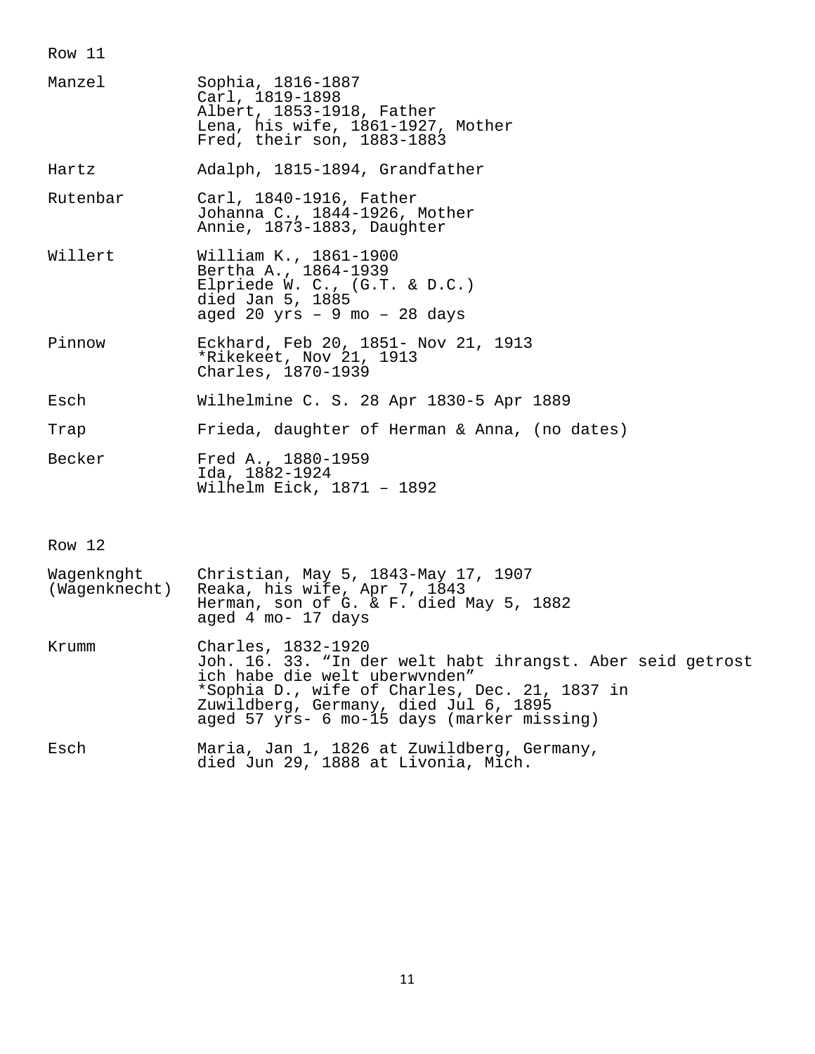## Row 11

| | |
|---|---|
| Manzel | Sophia, 1816-1887<br>Carl, 1819-1898<br>Albert, 1853-1918, Father<br>Lena, his wife, 1861-1927, Mother<br>Fred, their son, 1883-1883 |
| Hartz | Adalph, 1815-1894, Grandfather |
| Rutenbar | Carl, 1840-1916, Father<br>Johanna C., 1844-1926, Mother<br>Annie, 1873-1883, Daughter |
| Willert | William K., 1861-1900<br>Bertha A., 1864-1939<br>Elpriede W. C., (G.T. & D.C.)<br>died Jan 5, 1885<br>aged 20 yrs – 9 mo – 28 days |
| Pinnow | Eckhard, Feb 20, 1851- Nov 21, 1913<br>*Rikekeet, Nov 21, 1913<br>Charles, 1870-1939 |
| Esch | Wilhelmine C. S. 28 Apr 1830-5 Apr 1889 |
| Trap | Frieda, daughter of Herman & Anna, (no dates) |
| Becker | Fred A., 1880-1959<br>Ida, 1882-1924<br>Wilhelm Eick, 1871 – 1892 |

## Row 12

| | |
|---|---|
| Wagenknght (Wagenknecht) | Christian, May 5, 1843-May 17, 1907<br>Reaka, his wife, Apr 7, 1843<br>Herman, son of G. & F. died May 5, 1882<br>aged 4 mo- 17 days |
| Krumm | Charles, 1832-1920<br>Joh. 16. 33. "In der welt habt ihrangst. Aber seid getrost ich habe die welt uberwvnden"<br>*Sophia D., wife of Charles, Dec. 21, 1837 in Zuwildberg, Germany, died Jul 6, 1895<br>aged 57 yrs- 6 mo-15 days (marker missing) |
| Esch | Maria, Jan 1, 1826 at Zuwildberg, Germany,<br>died Jun 29, 1888 at Livonia, Mich. |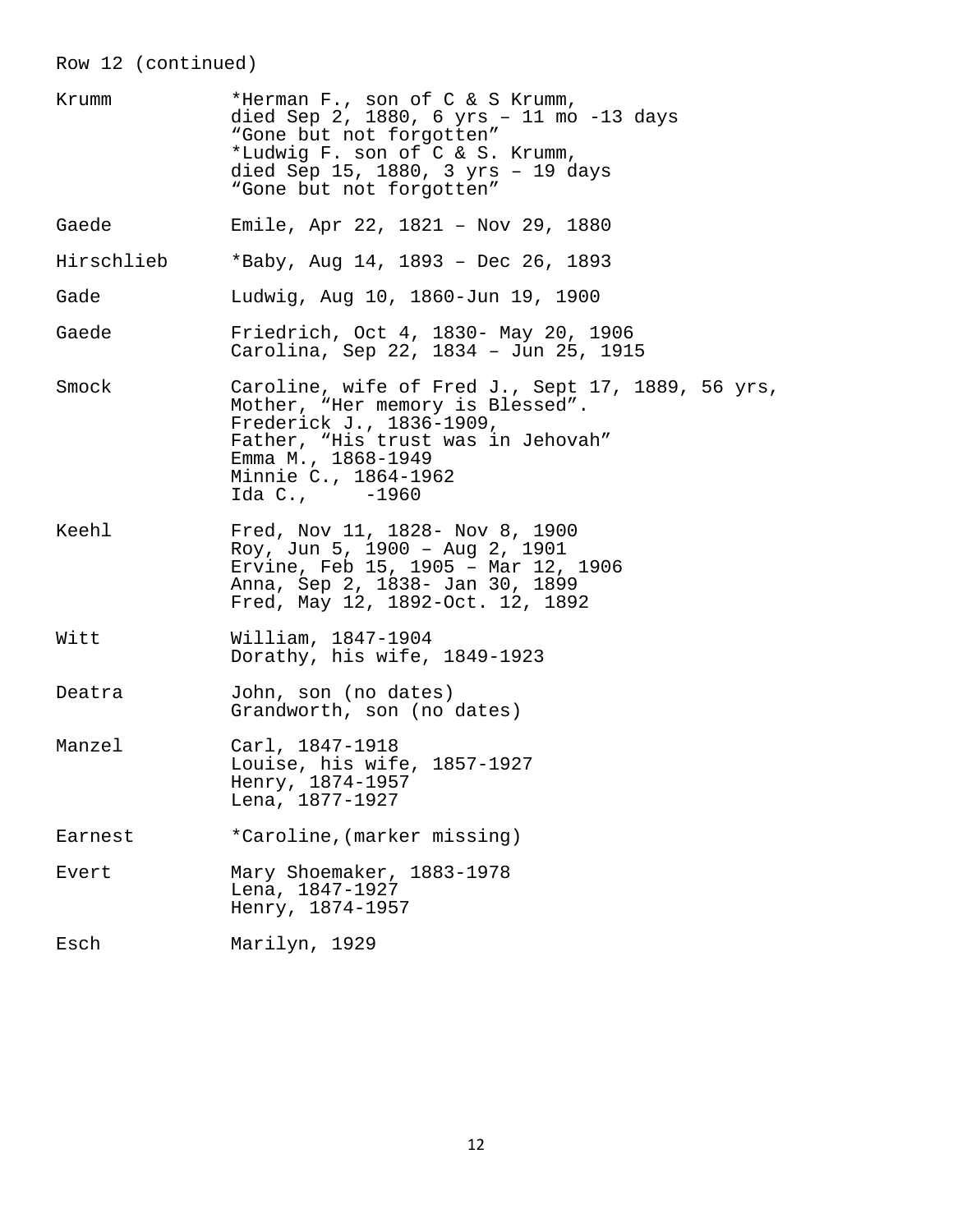Row 12 (continued)

| | |
|---|---|
| Krumm | *Herman F., son of C & S Krumm,<br>died Sep 2, 1880, 6 yrs – 11 mo -13 days<br>“Gone but not forgotten”<br>*Ludwig F. son of C & S. Krumm,<br>died Sep 15, 1880, 3 yrs – 19 days<br>“Gone but not forgotten” |
| Gaede | Emile, Apr 22, 1821 – Nov 29, 1880 |
| Hirschlieb | *Baby, Aug 14, 1893 – Dec 26, 1893 |
| Gade | Ludwig, Aug 10, 1860-Jun 19, 1900 |
| Gaede | Friedrich, Oct 4, 1830- May 20, 1906<br>Carolina, Sep 22, 1834 – Jun 25, 1915 |
| Smock | Caroline, wife of Fred J., Sept 17, 1889, 56 yrs,<br>Mother, “Her memory is Blessed”.<br>Frederick J., 1836-1909,<br>Father, “His trust was in Jehovah”<br>Emma M., 1868-1949<br>Minnie C., 1864-1962<br>Ida C.,      -1960 |
| Keehl | Fred, Nov 11, 1828- Nov 8, 1900<br>Roy, Jun 5, 1900 – Aug 2, 1901<br>Ervine, Feb 15, 1905 – Mar 12, 1906<br>Anna, Sep 2, 1838- Jan 30, 1899<br>Fred, May 12, 1892-Oct. 12, 1892 |
| Witt | William, 1847-1904<br>Dorathy, his wife, 1849-1923 |
| Deatra | John, son (no dates)<br>Grandworth, son (no dates) |
| Manzel | Carl, 1847-1918<br>Louise, his wife, 1857-1927<br>Henry, 1874-1957<br>Lena, 1877-1927 |
| Earnest | *Caroline,(marker missing) |
| Evert | Mary Shoemaker, 1883-1978<br>Lena, 1847-1927<br>Henry, 1874-1957 |
| Esch | Marilyn, 1929 |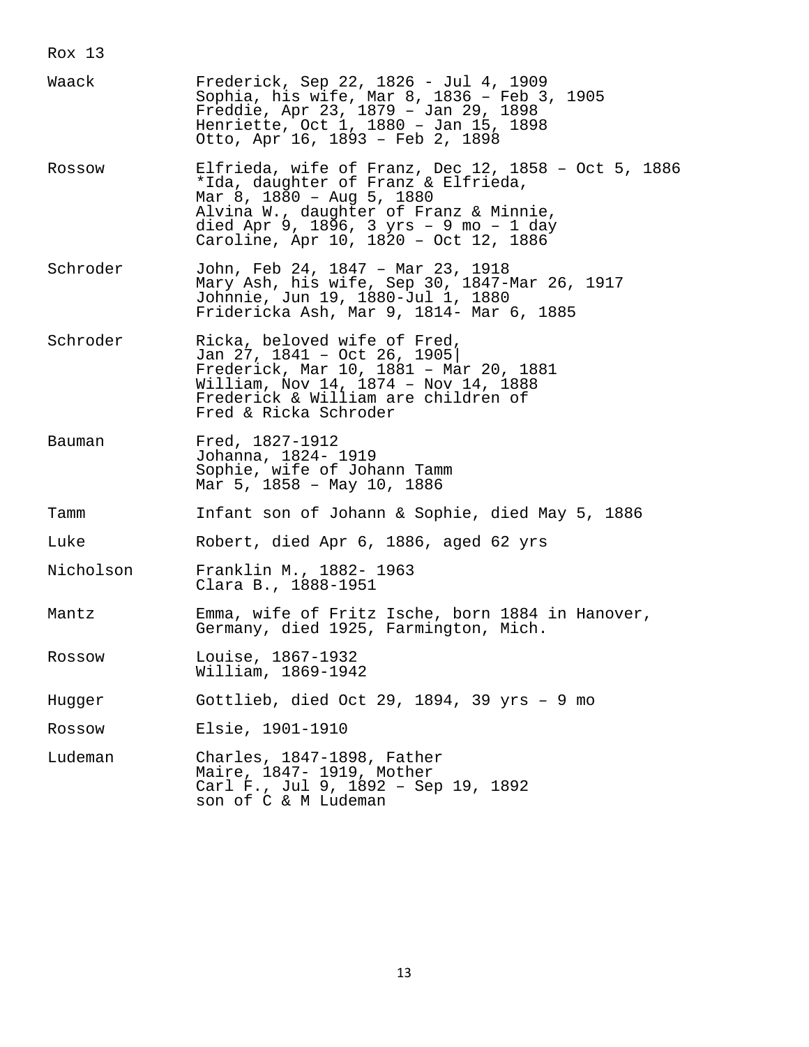Rox 13

| | |
|---|---|
| Waack | Frederick, Sep 22, 1826 - Jul 4, 1909<br>Sophia, his wife, Mar 8, 1836 – Feb 3, 1905<br>Freddie, Apr 23, 1879 – Jan 29, 1898<br>Henriette, Oct 1, 1880 – Jan 15, 1898<br>Otto, Apr 16, 1893 – Feb 2, 1898 |
| Rossow | Elfrieda, wife of Franz, Dec 12, 1858 – Oct 5, 1886<br>*Ida, daughter of Franz & Elfrieda,<br>Mar 8, 1880 – Aug 5, 1880<br>Alvina W., daughter of Franz & Minnie,<br>died Apr 9, 1896, 3 yrs – 9 mo – 1 day<br>Caroline, Apr 10, 1820 – Oct 12, 1886 |
| Schroder | John, Feb 24, 1847 – Mar 23, 1918<br>Mary Ash, his wife, Sep 30, 1847-Mar 26, 1917<br>Johnnie, Jun 19, 1880-Jul 1, 1880<br>Fridericka Ash, Mar 9, 1814- Mar 6, 1885 |
| Schroder | Ricka, beloved wife of Fred,<br>Jan 27, 1841 – Oct 26, 1905\|<br>Frederick, Mar 10, 1881 – Mar 20, 1881<br>William, Nov 14, 1874 – Nov 14, 1888<br>Frederick & William are children of<br>Fred & Ricka Schroder |
| Bauman | Fred, 1827-1912<br>Johanna, 1824- 1919<br>Sophie, wife of Johann Tamm<br>Mar 5, 1858 – May 10, 1886 |
| Tamm | Infant son of Johann & Sophie, died May 5, 1886 |
| Luke | Robert, died Apr 6, 1886, aged 62 yrs |
| Nicholson | Franklin M., 1882- 1963<br>Clara B., 1888-1951 |
| Mantz | Emma, wife of Fritz Ische, born 1884 in Hanover,<br>Germany, died 1925, Farmington, Mich. |
| Rossow | Louise, 1867-1932<br>William, 1869-1942 |
| Hugger | Gottlieb, died Oct 29, 1894, 39 yrs – 9 mo |
| Rossow | Elsie, 1901-1910 |
| Ludeman | Charles, 1847-1898, Father<br>Maire, 1847- 1919, Mother<br>Carl F., Jul 9, 1892 – Sep 19, 1892<br>son of C & M Ludeman |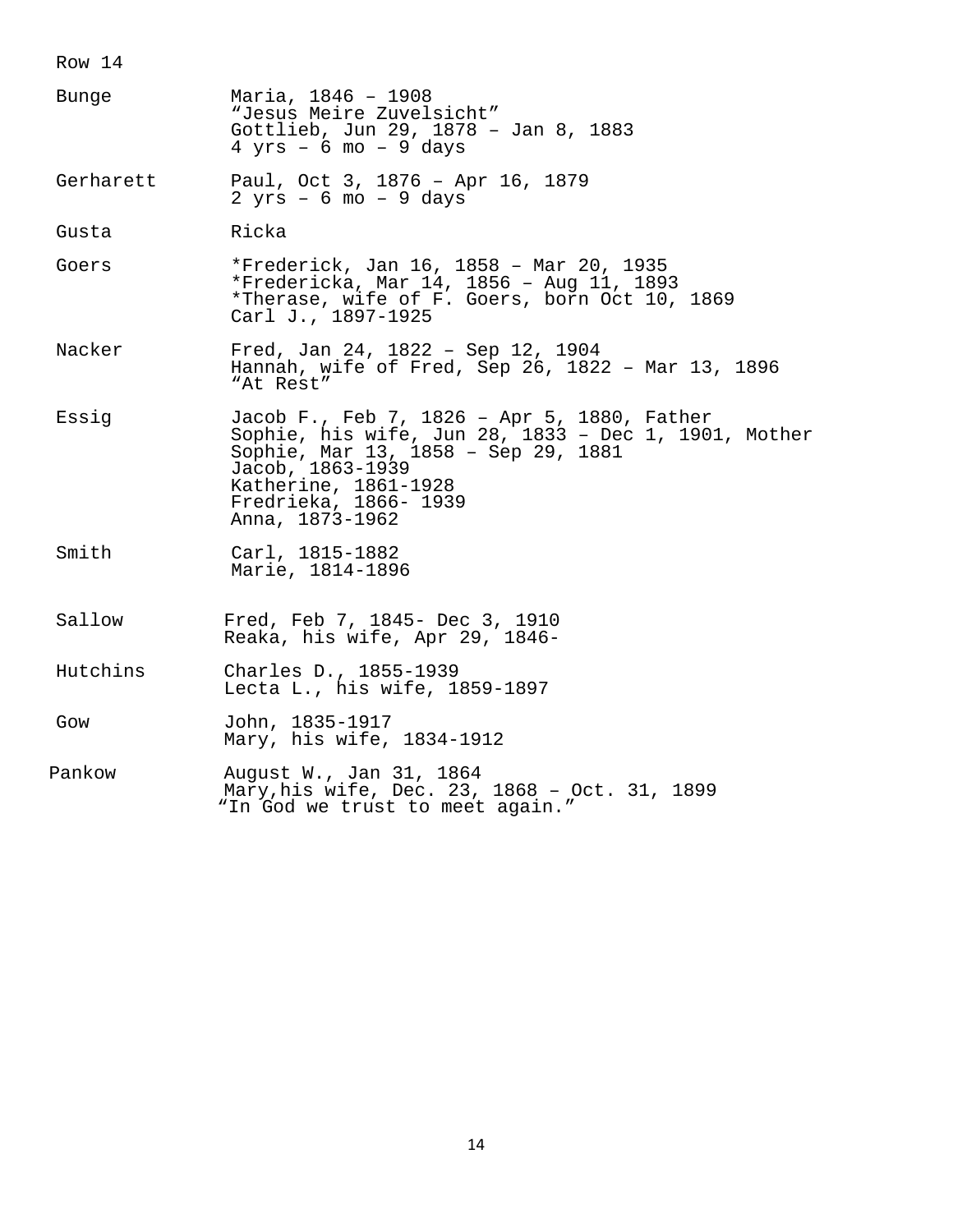Row 14

| | |
|---|---|
| Bunge | Maria, 1846 – 1908<br>"Jesus Meire Zuvelsicht"<br>Gottlieb, Jun 29, 1878 – Jan 8, 1883<br>4 yrs – 6 mo – 9 days |
| Gerharett | Paul, Oct 3, 1876 – Apr 16, 1879<br>2 yrs – 6 mo – 9 days |
| Gusta | Ricka |
| Goers | *Frederick, Jan 16, 1858 – Mar 20, 1935<br>*Fredericka, Mar 14, 1856 – Aug 11, 1893<br>*Therase, wife of F. Goers, born Oct 10, 1869<br>Carl J., 1897-1925 |
| Nacker | Fred, Jan 24, 1822 – Sep 12, 1904<br>Hannah, wife of Fred, Sep 26, 1822 – Mar 13, 1896<br>"At Rest" |
| Essig | Jacob F., Feb 7, 1826 – Apr 5, 1880, Father<br>Sophie, his wife, Jun 28, 1833 – Dec 1, 1901, Mother<br>Sophie, Mar 13, 1858 – Sep 29, 1881<br>Jacob, 1863-1939<br>Katherine, 1861-1928<br>Fredrieka, 1866- 1939<br>Anna, 1873-1962 |
| Smith | Carl, 1815-1882<br>Marie, 1814-1896 |
| Sallow | Fred, Feb 7, 1845- Dec 3, 1910<br>Reaka, his wife, Apr 29, 1846- |
| Hutchins | Charles D., 1855-1939<br>Lecta L., his wife, 1859-1897 |
| Gow | John, 1835-1917<br>Mary, his wife, 1834-1912 |
| Pankow | August W., Jan 31, 1864<br>Mary,his wife, Dec. 23, 1868 – Oct. 31, 1899<br>"In God we trust to meet again." |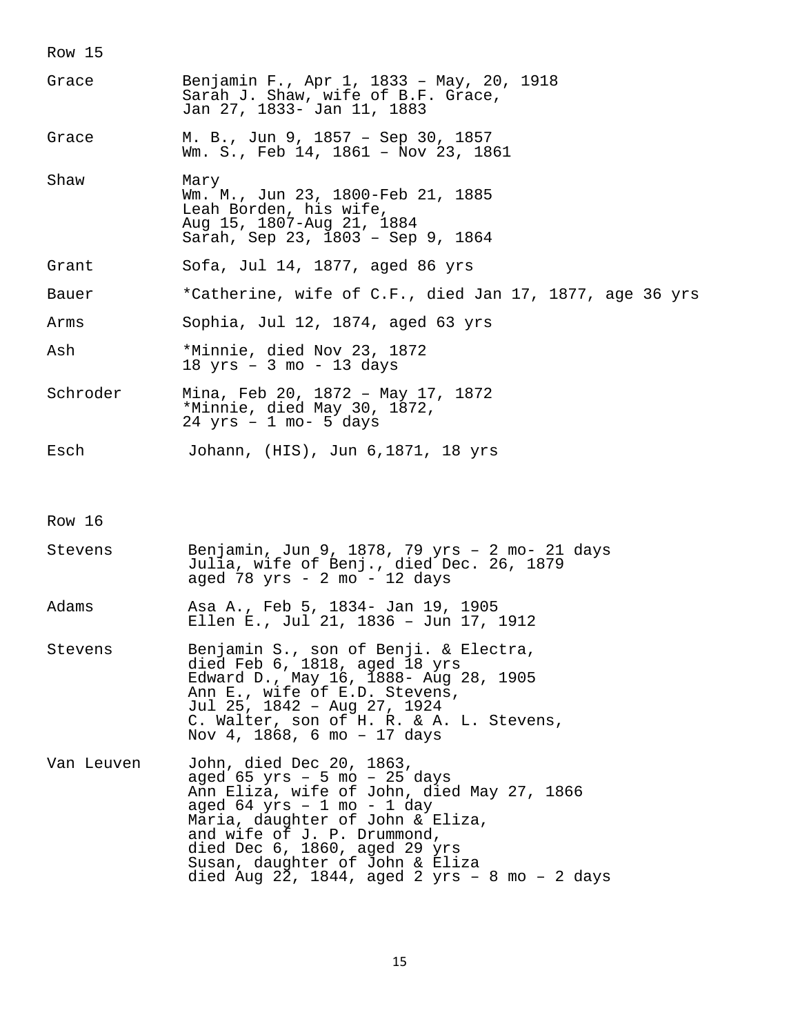## Row 15

| | |
|---|---|
| Grace | Benjamin F., Apr 1, 1833 – May, 20, 1918<br>Sarah J. Shaw, wife of B.F. Grace,<br>Jan 27, 1833- Jan 11, 1883 |
| Grace | M. B., Jun 9, 1857 – Sep 30, 1857<br>Wm. S., Feb 14, 1861 – Nov 23, 1861 |
| Shaw | Mary<br>Wm. M., Jun 23, 1800-Feb 21, 1885<br>Leah Borden, his wife,<br>Aug 15, 1807-Aug 21, 1884<br>Sarah, Sep 23, 1803 – Sep 9, 1864 |
| Grant | Sofa, Jul 14, 1877, aged 86 yrs |
| Bauer | *Catherine, wife of C.F., died Jan 17, 1877, age 36 yrs |
| Arms | Sophia, Jul 12, 1874, aged 63 yrs |
| Ash | *Minnie, died Nov 23, 1872<br>18 yrs – 3 mo - 13 days |
| Schroder | Mina, Feb 20, 1872 – May 17, 1872<br>*Minnie, died May 30, 1872,<br>24 yrs – 1 mo- 5 days |
| Esch | Johann, (HIS), Jun 6,1871, 18 yrs |

## Row 16

| | |
|---|---|
| Stevens | Benjamin, Jun 9, 1878, 79 yrs – 2 mo- 21 days<br>Julia, wife of Benj., died Dec. 26, 1879<br>aged 78 yrs - 2 mo - 12 days |
| Adams | Asa A., Feb 5, 1834- Jan 19, 1905<br>Ellen E., Jul 21, 1836 – Jun 17, 1912 |
| Stevens | Benjamin S., son of Benji. & Electra,<br>died Feb 6, 1818, aged 18 yrs<br>Edward D., May 16, 1888- Aug 28, 1905<br>Ann E., wife of E.D. Stevens,<br>Jul 25, 1842 – Aug 27, 1924<br>C. Walter, son of H. R. & A. L. Stevens,<br>Nov 4, 1868, 6 mo – 17 days |
| Van Leuven | John, died Dec 20, 1863,<br>aged 65 yrs – 5 mo – 25 days<br>Ann Eliza, wife of John, died May 27, 1866<br>aged 64 yrs – 1 mo - 1 day<br>Maria, daughter of John & Eliza,<br>and wife of J. P. Drummond,<br>died Dec 6, 1860, aged 29 yrs<br>Susan, daughter of John & Eliza<br>died Aug 22, 1844, aged 2 yrs – 8 mo – 2 days |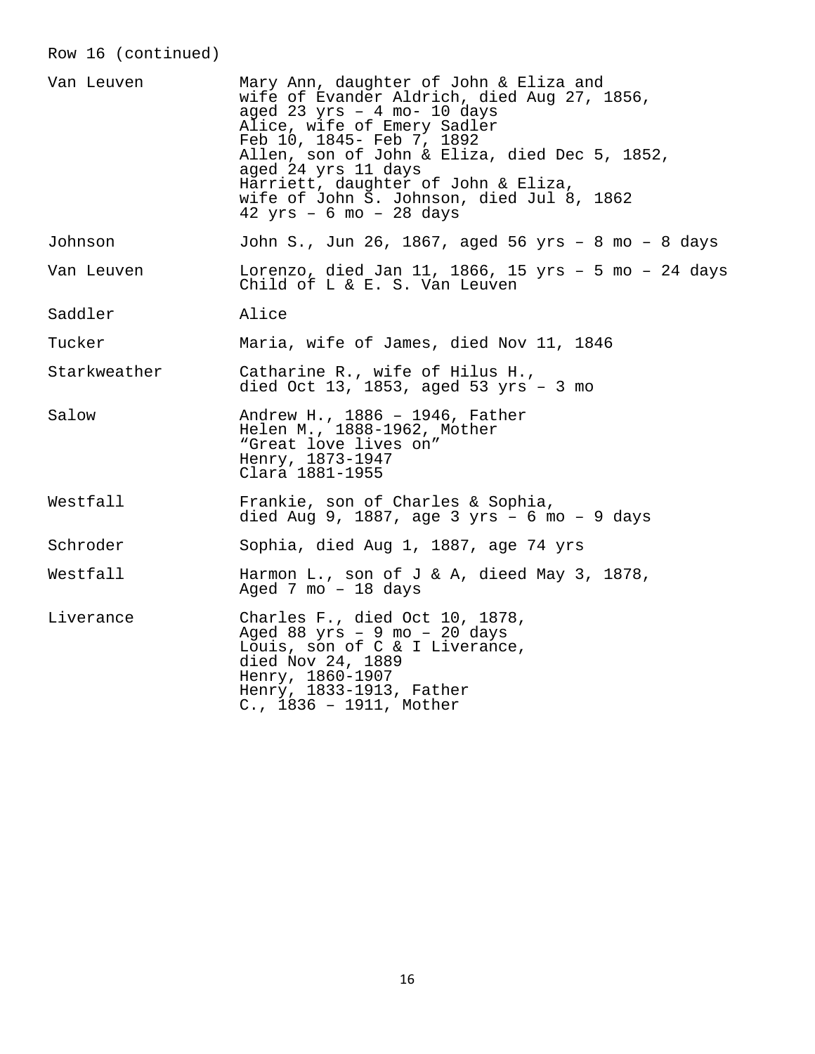Row 16 (continued)

| | |
|---|---|
| Van Leuven | Mary Ann, daughter of John & Eliza and wife of Evander Aldrich, died Aug 27, 1856, aged 23 yrs – 4 mo- 10 days<br>Alice, wife of Emery Sadler<br>Feb 10, 1845- Feb 7, 1892<br>Allen, son of John & Eliza, died Dec 5, 1852, aged 24 yrs 11 days<br>Harriett, daughter of John & Eliza, wife of John S. Johnson, died Jul 8, 1862<br>42 yrs – 6 mo – 28 days |
| Johnson | John S., Jun 26, 1867, aged 56 yrs – 8 mo – 8 days |
| Van Leuven | Lorenzo, died Jan 11, 1866, 15 yrs – 5 mo – 24 days<br>Child of L & E. S. Van Leuven |
| Saddler | Alice |
| Tucker | Maria, wife of James, died Nov 11, 1846 |
| Starkweather | Catharine R., wife of Hilus H., died Oct 13, 1853, aged 53 yrs – 3 mo |
| Salow | Andrew H., 1886 – 1946, Father<br>Helen M., 1888-1962, Mother<br>“Great love lives on”<br>Henry, 1873-1947<br>Clara 1881-1955 |
| Westfall | Frankie, son of Charles & Sophia, died Aug 9, 1887, age 3 yrs – 6 mo – 9 days |
| Schroder | Sophia, died Aug 1, 1887, age 74 yrs |
| Westfall | Harmon L., son of J & A, dieed May 3, 1878, Aged 7 mo – 18 days |
| Liverance | Charles F., died Oct 10, 1878, Aged 88 yrs – 9 mo – 20 days<br>Louis, son of C & I Liverance, died Nov 24, 1889<br>Henry, 1860-1907<br>Henry, 1833-1913, Father<br>C., 1836 – 1911, Mother |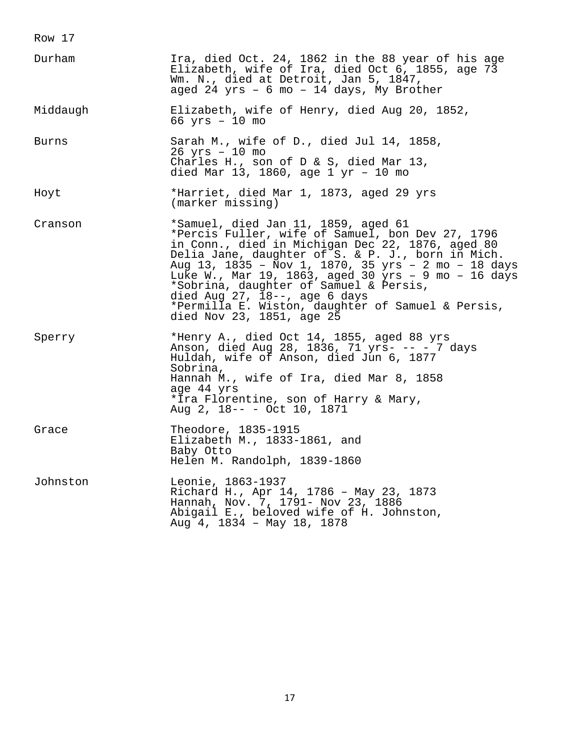Row 17

| | |
|---|---|
| Durham | Ira, died Oct. 24, 1862 in the 88 year of his age<br>Elizabeth, wife of Ira, died Oct 6, 1855, age 73<br>Wm. N., died at Detroit, Jan 5, 1847,<br>aged 24 yrs – 6 mo – 14 days, My Brother |
| Middaugh | Elizabeth, wife of Henry, died Aug 20, 1852,<br>66 yrs – 10 mo |
| Burns | Sarah M., wife of D., died Jul 14, 1858,<br>26 yrs – 10 mo<br>Charles H., son of D & S, died Mar 13,<br>died Mar 13, 1860, age 1 yr – 10 mo |
| Hoyt | *Harriet, died Mar 1, 1873, aged 29 yrs<br>(marker missing) |
| Cranson | *Samuel, died Jan 11, 1859, aged 61<br>*Percis Fuller, wife of Samuel, bon Dev 27, 1796<br>in Conn., died in Michigan Dec 22, 1876, aged 80<br>Delia Jane, daughter of S. & P. J., born in Mich.<br>Aug 13, 1835 – Nov 1, 1870, 35 yrs – 2 mo – 18 days<br>Luke W., Mar 19, 1863, aged 30 yrs – 9 mo – 16 days<br>*Sobrina, daughter of Samuel & Persis,<br>died Aug 27, 18--, age 6 days<br>*Permilla E. Wiston, daughter of Samuel & Persis,<br>died Nov 23, 1851, age 25 |
| Sperry | *Henry A., died Oct 14, 1855, aged 88 yrs<br>Anson, died Aug 28, 1836, 71 yrs- -- - 7 days<br>Huldah, wife of Anson, died Jun 6, 1877<br>Sobrina,<br>Hannah M., wife of Ira, died Mar 8, 1858<br>age 44 yrs<br>*Ira Florentine, son of Harry & Mary,<br>Aug 2, 18-- - Oct 10, 1871 |
| Grace | Theodore, 1835-1915<br>Elizabeth M., 1833-1861, and<br>Baby Otto<br>Helen M. Randolph, 1839-1860 |
| Johnston | Leonie, 1863-1937<br>Richard H., Apr 14, 1786 – May 23, 1873<br>Hannah, Nov. 7, 1791- Nov 23, 1886<br>Abigail E., beloved wife of H. Johnston,<br>Aug 4, 1834 – May 18, 1878 |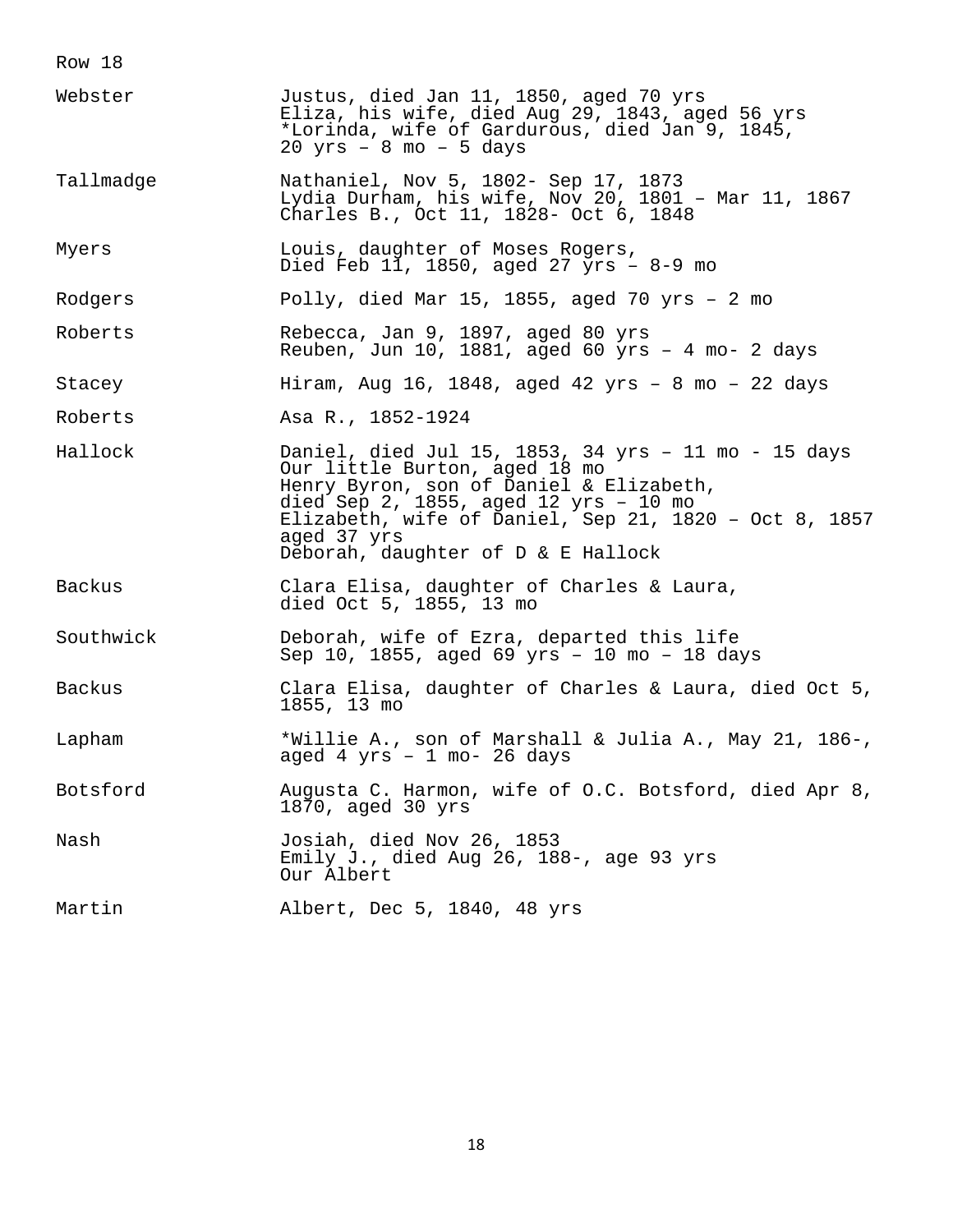Row 18

| | |
|---|---|
| Webster | Justus, died Jan 11, 1850, aged 70 yrs<br>Eliza, his wife, died Aug 29, 1843, aged 56 yrs<br>*Lorinda, wife of Gardurous, died Jan 9, 1845, 20 yrs – 8 mo – 5 days |
| Tallmadge | Nathaniel, Nov 5, 1802- Sep 17, 1873<br>Lydia Durham, his wife, Nov 20, 1801 – Mar 11, 1867<br>Charles B., Oct 11, 1828- Oct 6, 1848 |
| Myers | Louis, daughter of Moses Rogers,<br>Died Feb 11, 1850, aged 27 yrs – 8-9 mo |
| Rodgers | Polly, died Mar 15, 1855, aged 70 yrs – 2 mo |
| Roberts | Rebecca, Jan 9, 1897, aged 80 yrs<br>Reuben, Jun 10, 1881, aged 60 yrs – 4 mo- 2 days |
| Stacey | Hiram, Aug 16, 1848, aged 42 yrs – 8 mo – 22 days |
| Roberts | Asa R., 1852-1924 |
| Hallock | Daniel, died Jul 15, 1853, 34 yrs – 11 mo - 15 days<br>Our little Burton, aged 18 mo<br>Henry Byron, son of Daniel & Elizabeth, died Sep 2, 1855, aged 12 yrs – 10 mo<br>Elizabeth, wife of Daniel, Sep 21, 1820 – Oct 8, 1857 aged 37 yrs<br>Deborah, daughter of D & E Hallock |
| Backus | Clara Elisa, daughter of Charles & Laura, died Oct 5, 1855, 13 mo |
| Southwick | Deborah, wife of Ezra, departed this life<br>Sep 10, 1855, aged 69 yrs – 10 mo – 18 days |
| Backus | Clara Elisa, daughter of Charles & Laura, died Oct 5, 1855, 13 mo |
| Lapham | *Willie A., son of Marshall & Julia A., May 21, 186-, aged 4 yrs – 1 mo- 26 days |
| Botsford | Augusta C. Harmon, wife of O.C. Botsford, died Apr 8, 1870, aged 30 yrs |
| Nash | Josiah, died Nov 26, 1853<br>Emily J., died Aug 26, 188-, age 93 yrs<br>Our Albert |
| Martin | Albert, Dec 5, 1840, 48 yrs |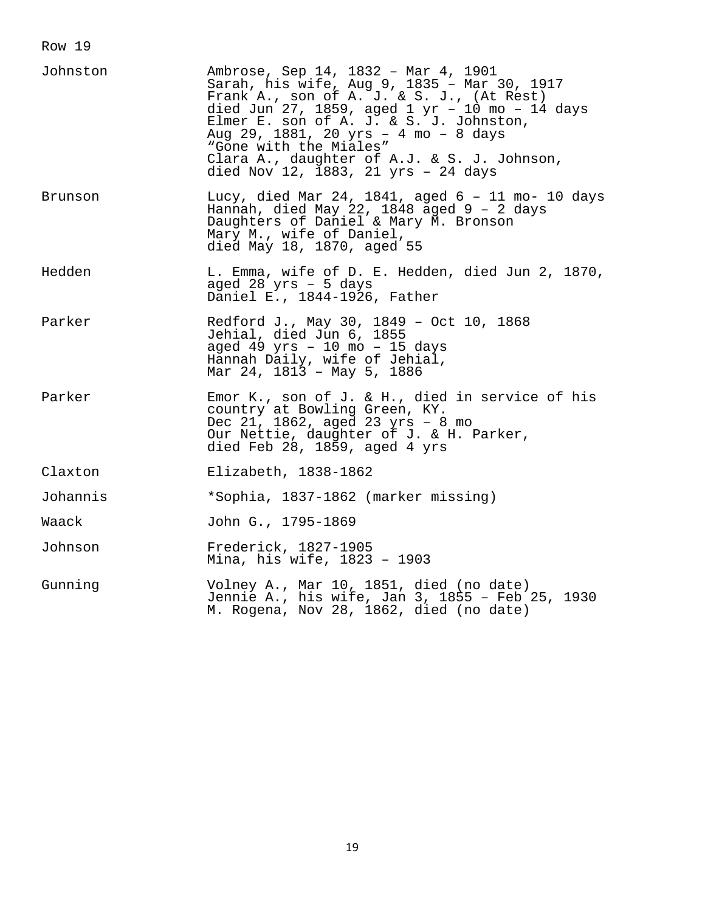Row 19

| | |
|---|---|
| Johnston | Ambrose, Sep 14, 1832 – Mar 4, 1901<br>Sarah, his wife, Aug 9, 1835 – Mar 30, 1917<br>Frank A., son of A. J. & S. J., (At Rest)<br>died Jun 27, 1859, aged 1 yr – 10 mo – 14 days<br>Elmer E. son of A. J. & S. J. Johnston,<br>Aug 29, 1881, 20 yrs – 4 mo – 8 days<br>"Gone with the Miales"<br>Clara A., daughter of A.J. & S. J. Johnson,<br>died Nov 12, 1883, 21 yrs – 24 days |
| Brunson | Lucy, died Mar 24, 1841, aged 6 – 11 mo- 10 days<br>Hannah, died May 22, 1848 aged 9 – 2 days<br>Daughters of Daniel & Mary M. Bronson<br>Mary M., wife of Daniel,<br>died May 18, 1870, aged 55 |
| Hedden | L. Emma, wife of D. E. Hedden, died Jun 2, 1870,<br>aged 28 yrs – 5 days<br>Daniel E., 1844-1926, Father |
| Parker | Redford J., May 30, 1849 – Oct 10, 1868<br>Jehial, died Jun 6, 1855<br>aged 49 yrs – 10 mo – 15 days<br>Hannah Daily, wife of Jehial,<br>Mar 24, 1813 – May 5, 1886 |
| Parker | Emor K., son of J. & H., died in service of his<br>country at Bowling Green, KY.<br>Dec 21, 1862, aged 23 yrs – 8 mo<br>Our Nettie, daughter of J. & H. Parker,<br>died Feb 28, 1859, aged 4 yrs |
| Claxton | Elizabeth, 1838-1862 |
| Johannis | *Sophia, 1837-1862 (marker missing) |
| Waack | John G., 1795-1869 |
| Johnson | Frederick, 1827-1905<br>Mina, his wife, 1823 – 1903 |
| Gunning | Volney A., Mar 10, 1851, died (no date)<br>Jennie A., his wife, Jan 3, 1855 – Feb 25, 1930<br>M. Rogena, Nov 28, 1862, died (no date) |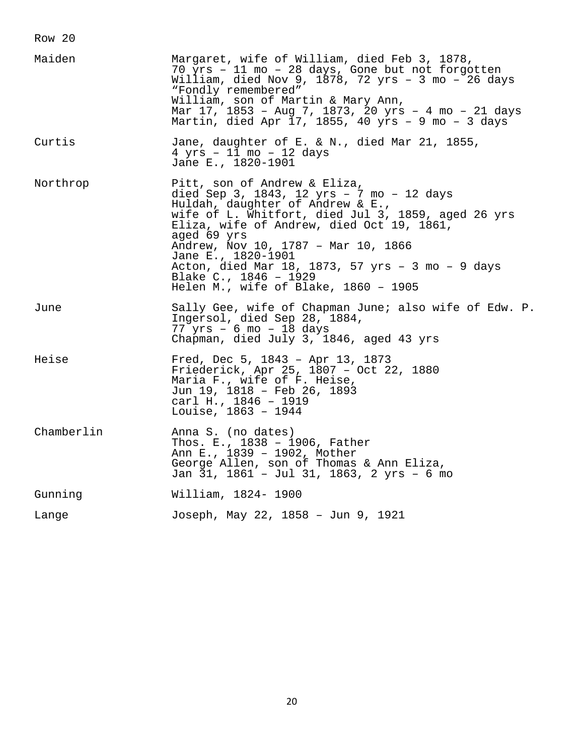Row 20

| | |
|---|---|
| Maiden | Margaret, wife of William, died Feb 3, 1878, 70 yrs – 11 mo – 28 days, Gone but not forgotten<br>William, died Nov 9, 1878, 72 yrs – 3 mo – 26 days "Fondly remembered"<br>William, son of Martin & Mary Ann, Mar 17, 1853 – Aug 7, 1873, 20 yrs – 4 mo – 21 days<br>Martin, died Apr 17, 1855, 40 yrs – 9 mo – 3 days |
| Curtis | Jane, daughter of E. & N., died Mar 21, 1855, 4 yrs – 11 mo – 12 days<br>Jane E., 1820-1901 |
| Northrop | Pitt, son of Andrew & Eliza, died Sep 3, 1843, 12 yrs – 7 mo – 12 days<br>Huldah, daughter of Andrew & E., wife of L. Whitfort, died Jul 3, 1859, aged 26 yrs<br>Eliza, wife of Andrew, died Oct 19, 1861, aged 69 yrs<br>Andrew, Nov 10, 1787 – Mar 10, 1866<br>Jane E., 1820-1901<br>Acton, died Mar 18, 1873, 57 yrs – 3 mo – 9 days<br>Blake C., 1846 – 1929<br>Helen M., wife of Blake, 1860 – 1905 |
| June | Sally Gee, wife of Chapman June; also wife of Edw. P. Ingersol, died Sep 28, 1884, 77 yrs – 6 mo – 18 days<br>Chapman, died July 3, 1846, aged 43 yrs |
| Heise | Fred, Dec 5, 1843 – Apr 13, 1873<br>Friederick, Apr 25, 1807 – Oct 22, 1880<br>Maria F., wife of F. Heise, Jun 19, 1818 – Feb 26, 1893<br>carl H., 1846 – 1919<br>Louise, 1863 – 1944 |
| Chamberlin | Anna S. (no dates)<br>Thos. E., 1838 – 1906, Father<br>Ann E., 1839 – 1902, Mother<br>George Allen, son of Thomas & Ann Eliza, Jan 31, 1861 – Jul 31, 1863, 2 yrs – 6 mo |
| Gunning | William, 1824- 1900 |
| Lange | Joseph, May 22, 1858 – Jun 9, 1921 |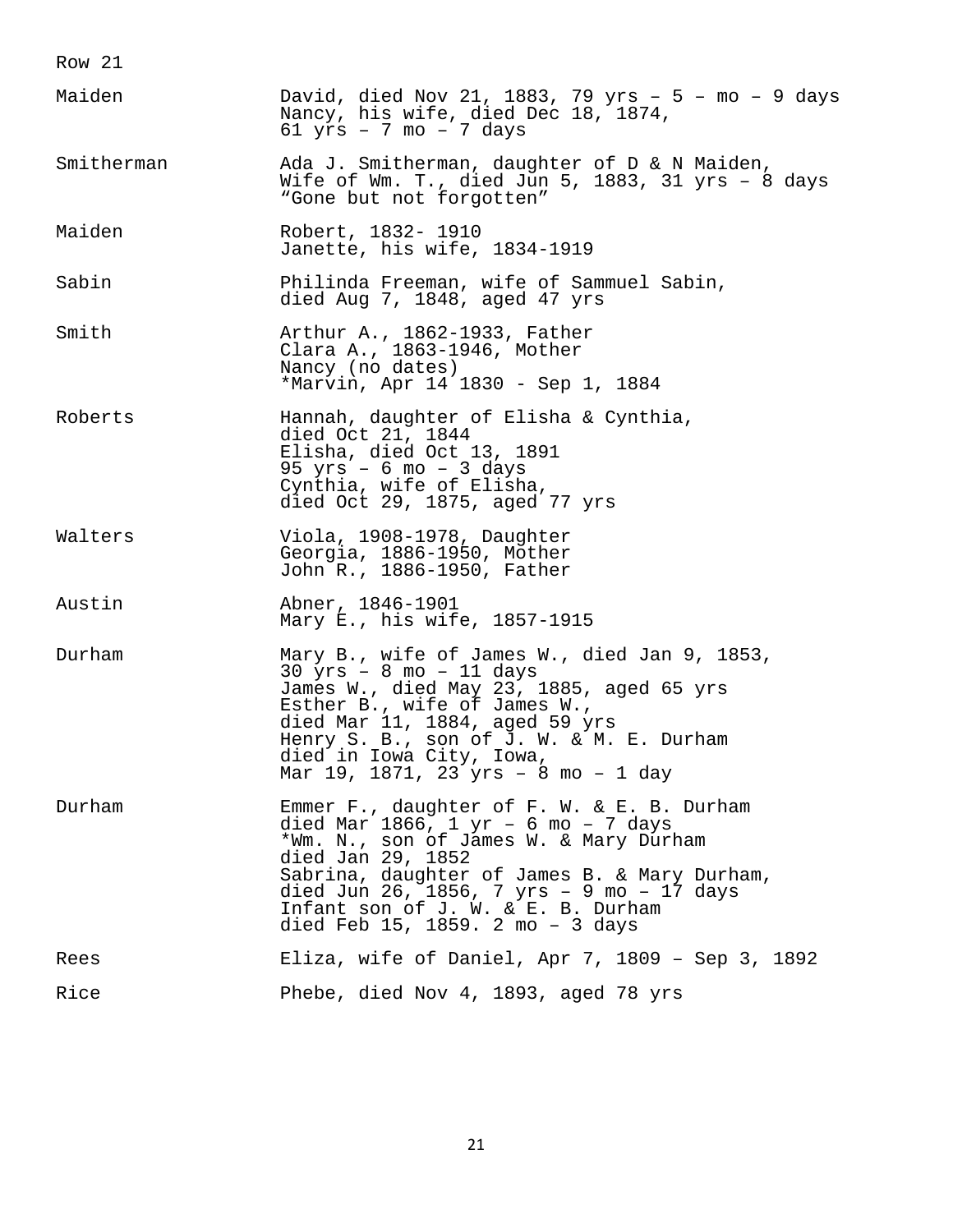Row 21

| | |
|---|---|
| Maiden | David, died Nov 21, 1883, 79 yrs – 5 – mo – 9 days<br>Nancy, his wife, died Dec 18, 1874,<br>61 yrs – 7 mo – 7 days |
| Smitherman | Ada J. Smitherman, daughter of D & N Maiden,<br>Wife of Wm. T., died Jun 5, 1883, 31 yrs – 8 days<br>"Gone but not forgotten" |
| Maiden | Robert, 1832- 1910<br>Janette, his wife, 1834-1919 |
| Sabin | Philinda Freeman, wife of Sammuel Sabin,<br>died Aug 7, 1848, aged 47 yrs |
| Smith | Arthur A., 1862-1933, Father<br>Clara A., 1863-1946, Mother<br>Nancy (no dates)<br>*Marvin, Apr 14 1830 - Sep 1, 1884 |
| Roberts | Hannah, daughter of Elisha & Cynthia,<br>died Oct 21, 1844<br>Elisha, died Oct 13, 1891<br>95 yrs – 6 mo – 3 days<br>Cynthia, wife of Elisha,<br>died Oct 29, 1875, aged 77 yrs |
| Walters | Viola, 1908-1978, Daughter<br>Georgia, 1886-1950, Mother<br>John R., 1886-1950, Father |
| Austin | Abner, 1846-1901<br>Mary E., his wife, 1857-1915 |
| Durham | Mary B., wife of James W., died Jan 9, 1853,<br>30 yrs – 8 mo – 11 days<br>James W., died May 23, 1885, aged 65 yrs<br>Esther B., wife of James W.,<br>died Mar 11, 1884, aged 59 yrs<br>Henry S. B., son of J. W. & M. E. Durham<br>died in Iowa City, Iowa,<br>Mar 19, 1871, 23 yrs – 8 mo – 1 day |
| Durham | Emmer F., daughter of F. W. & E. B. Durham<br>died Mar 1866, 1 yr – 6 mo – 7 days<br>*Wm. N., son of James W. & Mary Durham<br>died Jan 29, 1852<br>Sabrina, daughter of James B. & Mary Durham,<br>died Jun 26, 1856, 7 yrs – 9 mo – 17 days<br>Infant son of J. W. & E. B. Durham<br>died Feb 15, 1859. 2 mo – 3 days |
| Rees | Eliza, wife of Daniel, Apr 7, 1809 – Sep 3, 1892 |
| Rice | Phebe, died Nov 4, 1893, aged 78 yrs |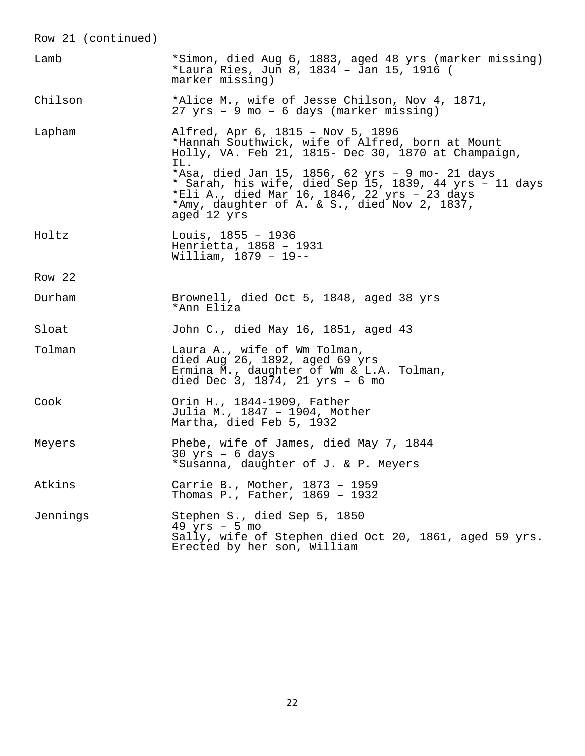Row 21 (continued)

| | |
|---|---|
| Lamb | *Simon, died Aug 6, 1883, aged 48 yrs (marker missing)<br>*Laura Ries, Jun 8, 1834 – Jan 15, 1916 ( marker missing) |
| Chilson | *Alice M., wife of Jesse Chilson, Nov 4, 1871, 27 yrs – 9 mo – 6 days (marker missing) |
| Lapham | Alfred, Apr 6, 1815 – Nov 5, 1896<br>*Hannah Southwick, wife of Alfred, born at Mount Holly, VA. Feb 21, 1815- Dec 30, 1870 at Champaign, IL.<br>*Asa, died Jan 15, 1856, 62 yrs – 9 mo- 21 days<br>* Sarah, his wife, died Sep 15, 1839, 44 yrs – 11 days<br>*Eli A., died Mar 16, 1846, 22 yrs – 23 days<br>*Amy, daughter of A. & S., died Nov 2, 1837, aged 12 yrs |
| Holtz | Louis, 1855 – 1936<br>Henrietta, 1858 – 1931<br>William, 1879 – 19-- |

Row 22

| | |
|---|---|
| Durham | Brownell, died Oct 5, 1848, aged 38 yrs<br>*Ann Eliza |
| Sloat | John C., died May 16, 1851, aged 43 |
| Tolman | Laura A., wife of Wm Tolman, died Aug 26, 1892, aged 69 yrs<br>Ermina M., daughter of Wm & L.A. Tolman, died Dec 3, 1874, 21 yrs – 6 mo |
| Cook | Orin H., 1844-1909, Father<br>Julia M., 1847 – 1904, Mother<br>Martha, died Feb 5, 1932 |
| Meyers | Phebe, wife of James, died May 7, 1844 30 yrs – 6 days<br>*Susanna, daughter of J. & P. Meyers |
| Atkins | Carrie B., Mother, 1873 – 1959<br>Thomas P., Father, 1869 – 1932 |
| Jennings | Stephen S., died Sep 5, 1850 49 yrs – 5 mo<br>Sally, wife of Stephen died Oct 20, 1861, aged 59 yrs. Erected by her son, William |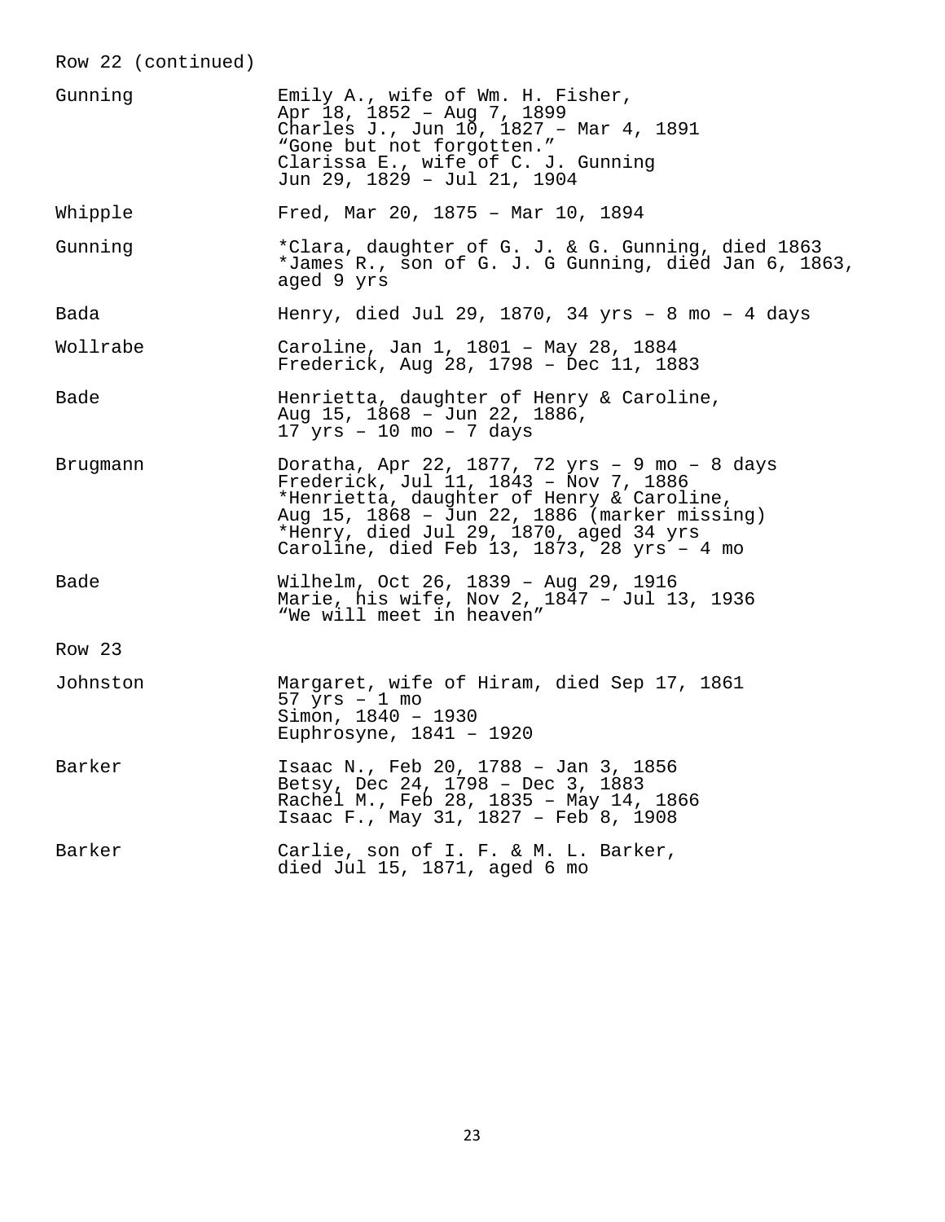Row 22 (continued)

| | |
|---|---|
| Gunning | Emily A., wife of Wm. H. Fisher,<br>Apr 18, 1852 – Aug 7, 1899<br>Charles J., Jun 10, 1827 – Mar 4, 1891<br>“Gone but not forgotten.”<br>Clarissa E., wife of C. J. Gunning<br>Jun 29, 1829 – Jul 21, 1904 |
| Whipple | Fred, Mar 20, 1875 – Mar 10, 1894 |
| Gunning | *Clara, daughter of G. J. & G. Gunning, died 1863<br>*James R., son of G. J. G Gunning, died Jan 6, 1863,<br>aged 9 yrs |
| Bada | Henry, died Jul 29, 1870, 34 yrs – 8 mo – 4 days |
| Wollrabe | Caroline, Jan 1, 1801 – May 28, 1884<br>Frederick, Aug 28, 1798 – Dec 11, 1883 |
| Bade | Henrietta, daughter of Henry & Caroline,<br>Aug 15, 1868 – Jun 22, 1886,<br>17 yrs – 10 mo – 7 days |
| Brugmann | Doratha, Apr 22, 1877, 72 yrs – 9 mo – 8 days<br>Frederick, Jul 11, 1843 – Nov 7, 1886<br>*Henrietta, daughter of Henry & Caroline,<br>Aug 15, 1868 – Jun 22, 1886 (marker missing)<br>*Henry, died Jul 29, 1870, aged 34 yrs<br>Caroline, died Feb 13, 1873, 28 yrs – 4 mo |
| Bade | Wilhelm, Oct 26, 1839 – Aug 29, 1916<br>Marie, his wife, Nov 2, 1847 – Jul 13, 1936<br>“We will meet in heaven” |

Row 23

| | |
|---|---|
| Johnston | Margaret, wife of Hiram, died Sep 17, 1861<br>57 yrs – 1 mo<br>Simon, 1840 – 1930<br>Euphrosyne, 1841 – 1920 |
| Barker | Isaac N., Feb 20, 1788 – Jan 3, 1856<br>Betsy, Dec 24, 1798 – Dec 3, 1883<br>Rachel M., Feb 28, 1835 – May 14, 1866<br>Isaac F., May 31, 1827 – Feb 8, 1908 |
| Barker | Carlie, son of I. F. & M. L. Barker,<br>died Jul 15, 1871, aged 6 mo |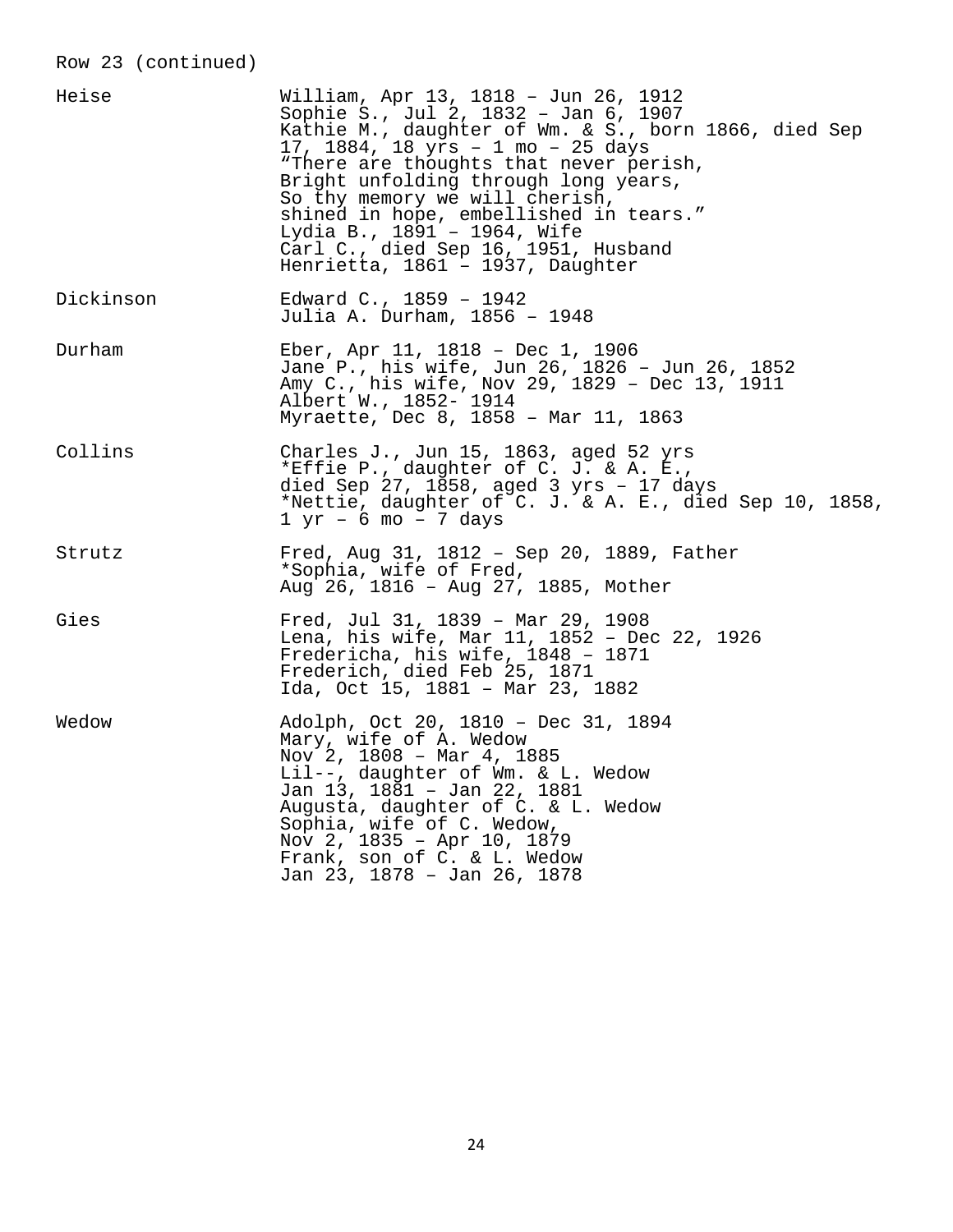Row 23 (continued)

| | |
|---|---|
| Heise | William, Apr 13, 1818 – Jun 26, 1912<br>Sophie S., Jul 2, 1832 – Jan 6, 1907<br>Kathie M., daughter of Wm. & S., born 1866, died Sep 17, 1884, 18 yrs – 1 mo – 25 days<br>"There are thoughts that never perish,<br>Bright unfolding through long years,<br>So thy memory we will cherish,<br>shined in hope, embellished in tears."<br>Lydia B., 1891 – 1964, Wife<br>Carl C., died Sep 16, 1951, Husband<br>Henrietta, 1861 – 1937, Daughter |
| Dickinson | Edward C., 1859 – 1942<br>Julia A. Durham, 1856 – 1948 |
| Durham | Eber, Apr 11, 1818 – Dec 1, 1906<br>Jane P., his wife, Jun 26, 1826 – Jun 26, 1852<br>Amy C., his wife, Nov 29, 1829 – Dec 13, 1911<br>Albert W., 1852- 1914<br>Myraette, Dec 8, 1858 – Mar 11, 1863 |
| Collins | Charles J., Jun 15, 1863, aged 52 yrs<br>*Effie P., daughter of C. J. & A. E., died Sep 27, 1858, aged 3 yrs – 17 days<br>*Nettie, daughter of C. J. & A. E., died Sep 10, 1858, 1 yr – 6 mo – 7 days |
| Strutz | Fred, Aug 31, 1812 – Sep 20, 1889, Father<br>*Sophia, wife of Fred,<br>Aug 26, 1816 – Aug 27, 1885, Mother |
| Gies | Fred, Jul 31, 1839 – Mar 29, 1908<br>Lena, his wife, Mar 11, 1852 – Dec 22, 1926<br>Fredericha, his wife, 1848 – 1871<br>Frederich, died Feb 25, 1871<br>Ida, Oct 15, 1881 – Mar 23, 1882 |
| Wedow | Adolph, Oct 20, 1810 – Dec 31, 1894<br>Mary, wife of A. Wedow<br>Nov 2, 1808 – Mar 4, 1885<br>Lil--, daughter of Wm. & L. Wedow<br>Jan 13, 1881 – Jan 22, 1881<br>Augusta, daughter of C. & L. Wedow<br>Sophia, wife of C. Wedow,<br>Nov 2, 1835 – Apr 10, 1879<br>Frank, son of C. & L. Wedow<br>Jan 23, 1878 – Jan 26, 1878 |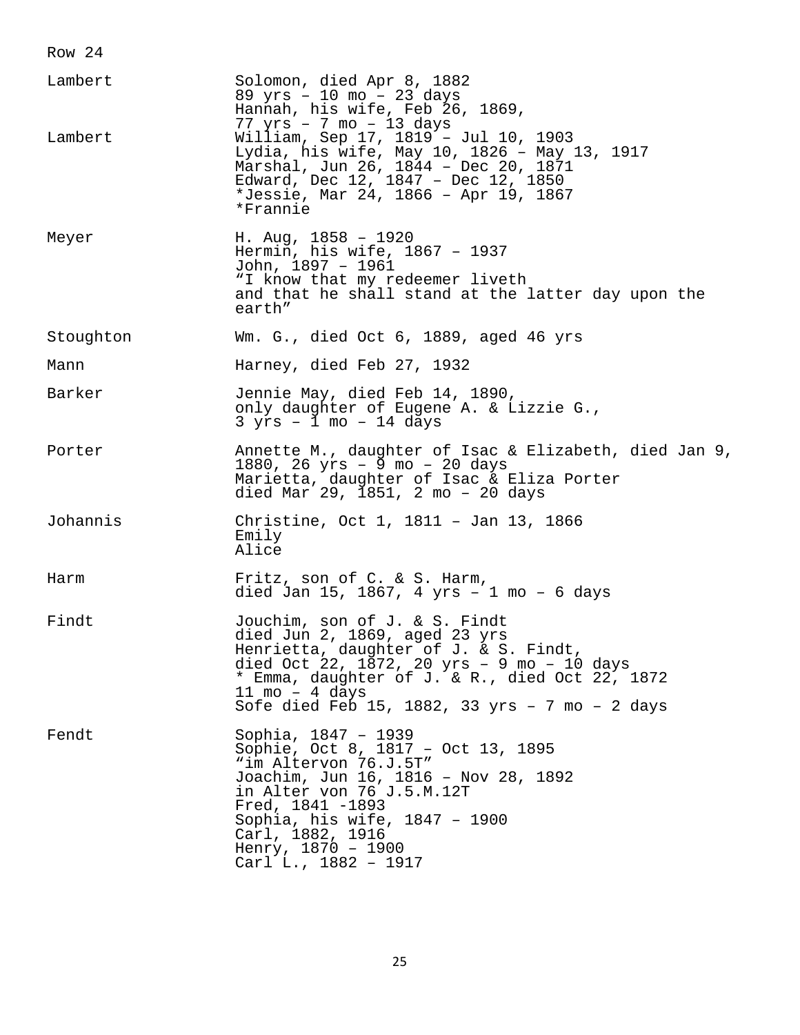Row 24

| | |
|---|---|
| Lambert | Solomon, died Apr 8, 1882<br>89 yrs – 10 mo – 23 days<br>Hannah, his wife, Feb 26, 1869,<br>77 yrs – 7 mo – 13 days |
| Lambert | William, Sep 17, 1819 – Jul 10, 1903<br>Lydia, his wife, May 10, 1826 – May 13, 1917<br>Marshal, Jun 26, 1844 – Dec 20, 1871<br>Edward, Dec 12, 1847 – Dec 12, 1850<br>*Jessie, Mar 24, 1866 – Apr 19, 1867<br>*Frannie |
| Meyer | H. Aug, 1858 – 1920<br>Hermin, his wife, 1867 – 1937<br>John, 1897 – 1961<br>“I know that my redeemer liveth<br>and that he shall stand at the latter day upon the earth” |
| Stoughton | Wm. G., died Oct 6, 1889, aged 46 yrs |
| Mann | Harney, died Feb 27, 1932 |
| Barker | Jennie May, died Feb 14, 1890,<br>only daughter of Eugene A. & Lizzie G.,<br>3 yrs – 1 mo – 14 days |
| Porter | Annette M., daughter of Isac & Elizabeth, died Jan 9, 1880, 26 yrs – 9 mo – 20 days<br>Marietta, daughter of Isac & Eliza Porter<br>died Mar 29, 1851, 2 mo – 20 days |
| Johannis | Christine, Oct 1, 1811 – Jan 13, 1866<br>Emily<br>Alice |
| Harm | Fritz, son of C. & S. Harm,<br>died Jan 15, 1867, 4 yrs – 1 mo – 6 days |
| Findt | Jouchim, son of J. & S. Findt<br>died Jun 2, 1869, aged 23 yrs<br>Henrietta, daughter of J. & S. Findt,<br>died Oct 22, 1872, 20 yrs – 9 mo – 10 days<br>* Emma, daughter of J. & R., died Oct 22, 1872<br>11 mo – 4 days<br>Sofe died Feb 15, 1882, 33 yrs – 7 mo – 2 days |
| Fendt | Sophia, 1847 – 1939<br>Sophie, Oct 8, 1817 – Oct 13, 1895<br>“im Altervon 76.J.5T”<br>Joachim, Jun 16, 1816 – Nov 28, 1892<br>in Alter von 76 J.5.M.12T<br>Fred, 1841 -1893<br>Sophia, his wife, 1847 – 1900<br>Carl, 1882, 1916<br>Henry, 1870 – 1900<br>Carl L., 1882 – 1917 |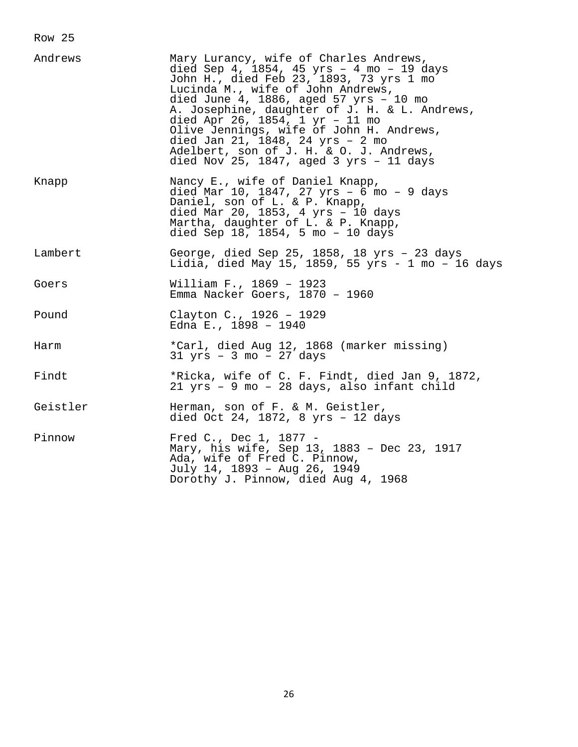Row 25

| | |
|---|---|
| Andrews | Mary Lurancy, wife of Charles Andrews,<br>died Sep 4, 1854, 45 yrs – 4 mo – 19 days<br>John H., died Feb 23, 1893, 73 yrs 1 mo<br>Lucinda M., wife of John Andrews,<br>died June 4, 1886, aged 57 yrs – 10 mo<br>A. Josephine, daughter of J. H. & L. Andrews,<br>died Apr 26, 1854, 1 yr – 11 mo<br>Olive Jennings, wife of John H. Andrews,<br>died Jan 21, 1848, 24 yrs – 2 mo<br>Adelbert, son of J. H. & O. J. Andrews,<br>died Nov 25, 1847, aged 3 yrs – 11 days |
| Knapp | Nancy E., wife of Daniel Knapp,<br>died Mar 10, 1847, 27 yrs – 6 mo – 9 days<br>Daniel, son of L. & P. Knapp,<br>died Mar 20, 1853, 4 yrs – 10 days<br>Martha, daughter of L. & P. Knapp,<br>died Sep 18, 1854, 5 mo – 10 days |
| Lambert | George, died Sep 25, 1858, 18 yrs – 23 days<br>Lidia, died May 15, 1859, 55 yrs - 1 mo – 16 days |
| Goers | William F., 1869 – 1923<br>Emma Nacker Goers, 1870 – 1960 |
| Pound | Clayton C., 1926 – 1929<br>Edna E., 1898 – 1940 |
| Harm | *Carl, died Aug 12, 1868 (marker missing)<br>31 yrs – 3 mo – 27 days |
| Findt | *Ricka, wife of C. F. Findt, died Jan 9, 1872,<br>21 yrs – 9 mo – 28 days, also infant child |
| Geistler | Herman, son of F. & M. Geistler,<br>died Oct 24, 1872, 8 yrs – 12 days |
| Pinnow | Fred C., Dec 1, 1877 -<br>Mary, his wife, Sep 13, 1883 – Dec 23, 1917<br>Ada, wife of Fred C. Pinnow,<br>July 14, 1893 – Aug 26, 1949<br>Dorothy J. Pinnow, died Aug 4, 1968 |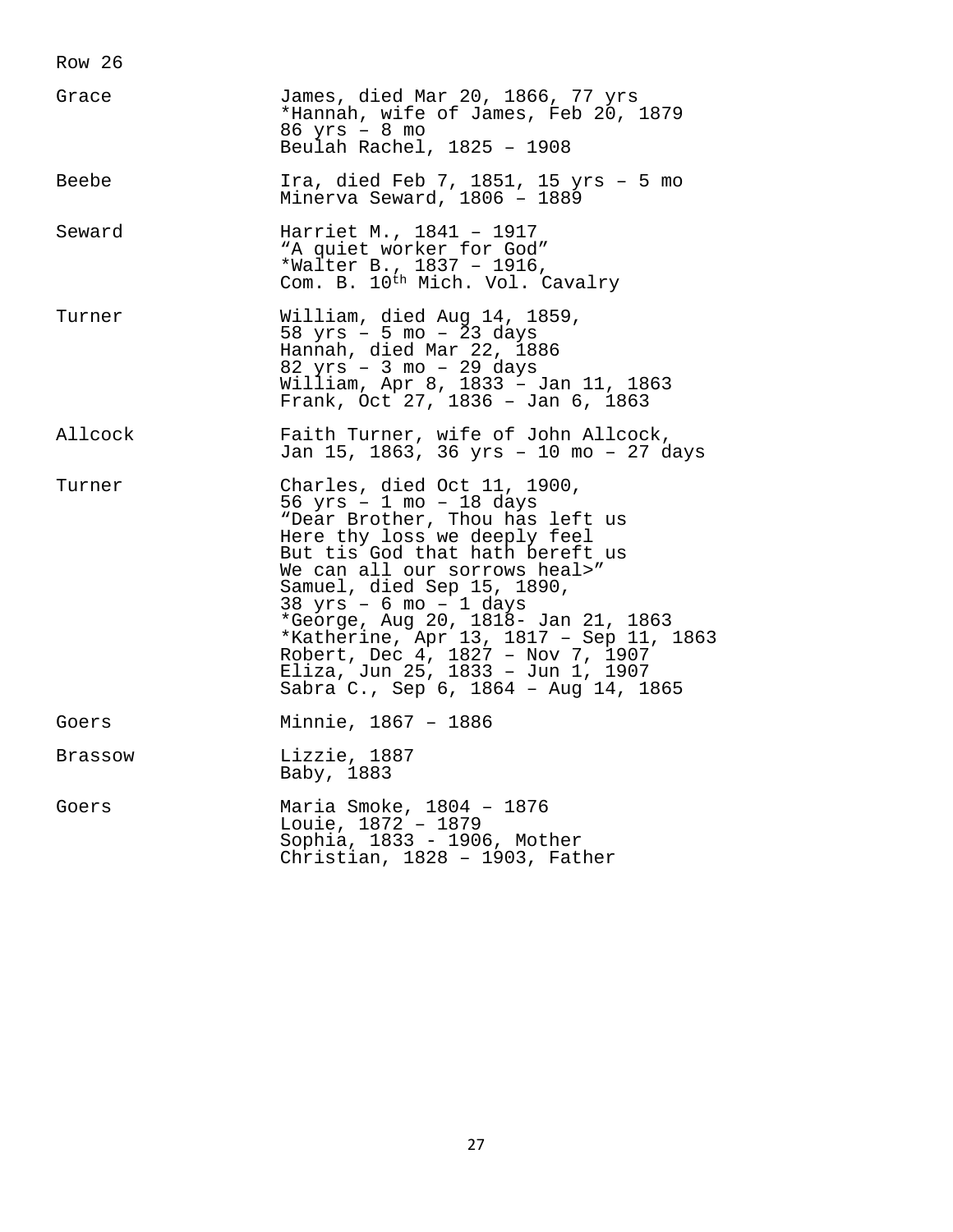Row 26

| | |
|---|---|
| Grace | James, died Mar 20, 1866, 77 yrs<br>*Hannah, wife of James, Feb 20, 1879<br>86 yrs – 8 mo<br>Beulah Rachel, 1825 – 1908 |
| Beebe | Ira, died Feb 7, 1851, 15 yrs – 5 mo<br>Minerva Seward, 1806 – 1889 |
| Seward | Harriet M., 1841 – 1917<br>"A quiet worker for God"<br>*Walter B., 1837 – 1916,<br>Com. B. 10th Mich. Vol. Cavalry |
| Turner | William, died Aug 14, 1859,<br>58 yrs – 5 mo – 23 days<br>Hannah, died Mar 22, 1886<br>82 yrs – 3 mo – 29 days<br>William, Apr 8, 1833 – Jan 11, 1863<br>Frank, Oct 27, 1836 – Jan 6, 1863 |
| Allcock | Faith Turner, wife of John Allcock,<br>Jan 15, 1863, 36 yrs – 10 mo – 27 days |
| Turner | Charles, died Oct 11, 1900,<br>56 yrs – 1 mo – 18 days<br>"Dear Brother, Thou has left us<br>Here thy loss we deeply feel<br>But tis God that hath bereft us<br>We can all our sorrows heal>"<br>Samuel, died Sep 15, 1890,<br>38 yrs – 6 mo – 1 days<br>*George, Aug 20, 1818- Jan 21, 1863<br>*Katherine, Apr 13, 1817 – Sep 11, 1863<br>Robert, Dec 4, 1827 – Nov 7, 1907<br>Eliza, Jun 25, 1833 – Jun 1, 1907<br>Sabra C., Sep 6, 1864 – Aug 14, 1865 |
| Goers | Minnie, 1867 – 1886 |
| Brassow | Lizzie, 1887<br>Baby, 1883 |
| Goers | Maria Smoke, 1804 – 1876<br>Louie, 1872 – 1879<br>Sophia, 1833 - 1906, Mother<br>Christian, 1828 – 1903, Father |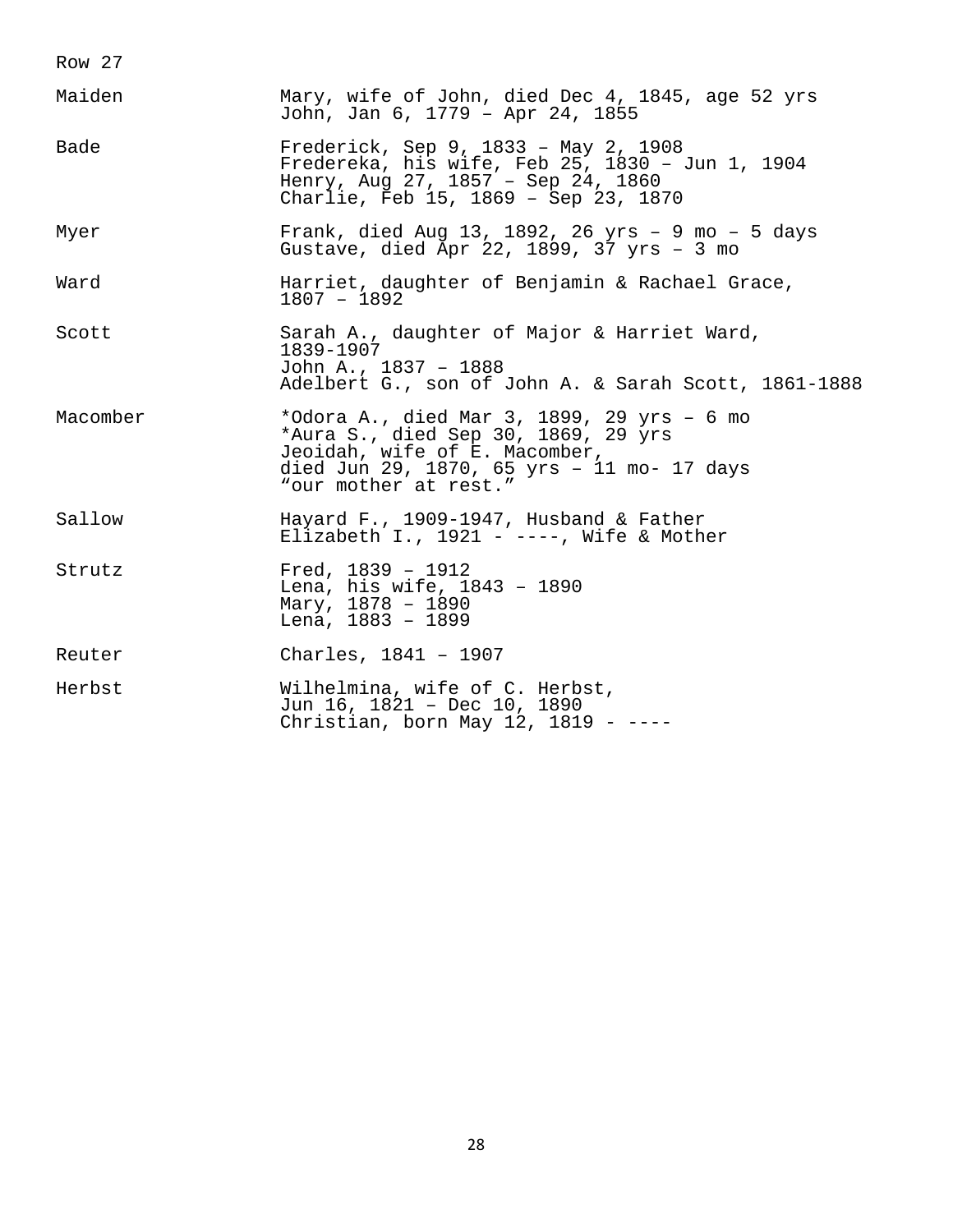Row 27

| | |
|---|---|
| Maiden | Mary, wife of John, died Dec 4, 1845, age 52 yrs<br>John, Jan 6, 1779 – Apr 24, 1855 |
| Bade | Frederick, Sep 9, 1833 – May 2, 1908<br>Fredereka, his wife, Feb 25, 1830 – Jun 1, 1904<br>Henry, Aug 27, 1857 – Sep 24, 1860<br>Charlie, Feb 15, 1869 – Sep 23, 1870 |
| Myer | Frank, died Aug 13, 1892, 26 yrs – 9 mo – 5 days<br>Gustave, died Apr 22, 1899, 37 yrs – 3 mo |
| Ward | Harriet, daughter of Benjamin & Rachael Grace,<br>1807 – 1892 |
| Scott | Sarah A., daughter of Major & Harriet Ward,<br>1839-1907<br>John A., 1837 – 1888<br>Adelbert G., son of John A. & Sarah Scott, 1861-1888 |
| Macomber | *Odora A., died Mar 3, 1899, 29 yrs – 6 mo<br>*Aura S., died Sep 30, 1869, 29 yrs<br>Jeoidah, wife of E. Macomber,<br>died Jun 29, 1870, 65 yrs – 11 mo- 17 days<br>"our mother at rest." |
| Sallow | Hayard F., 1909-1947, Husband & Father<br>Elizabeth I., 1921 - ----, Wife & Mother |
| Strutz | Fred, 1839 – 1912<br>Lena, his wife, 1843 – 1890<br>Mary, 1878 – 1890<br>Lena, 1883 – 1899 |
| Reuter | Charles, 1841 – 1907 |
| Herbst | Wilhelmina, wife of C. Herbst,<br>Jun 16, 1821 – Dec 10, 1890<br>Christian, born May 12, 1819 - ---- |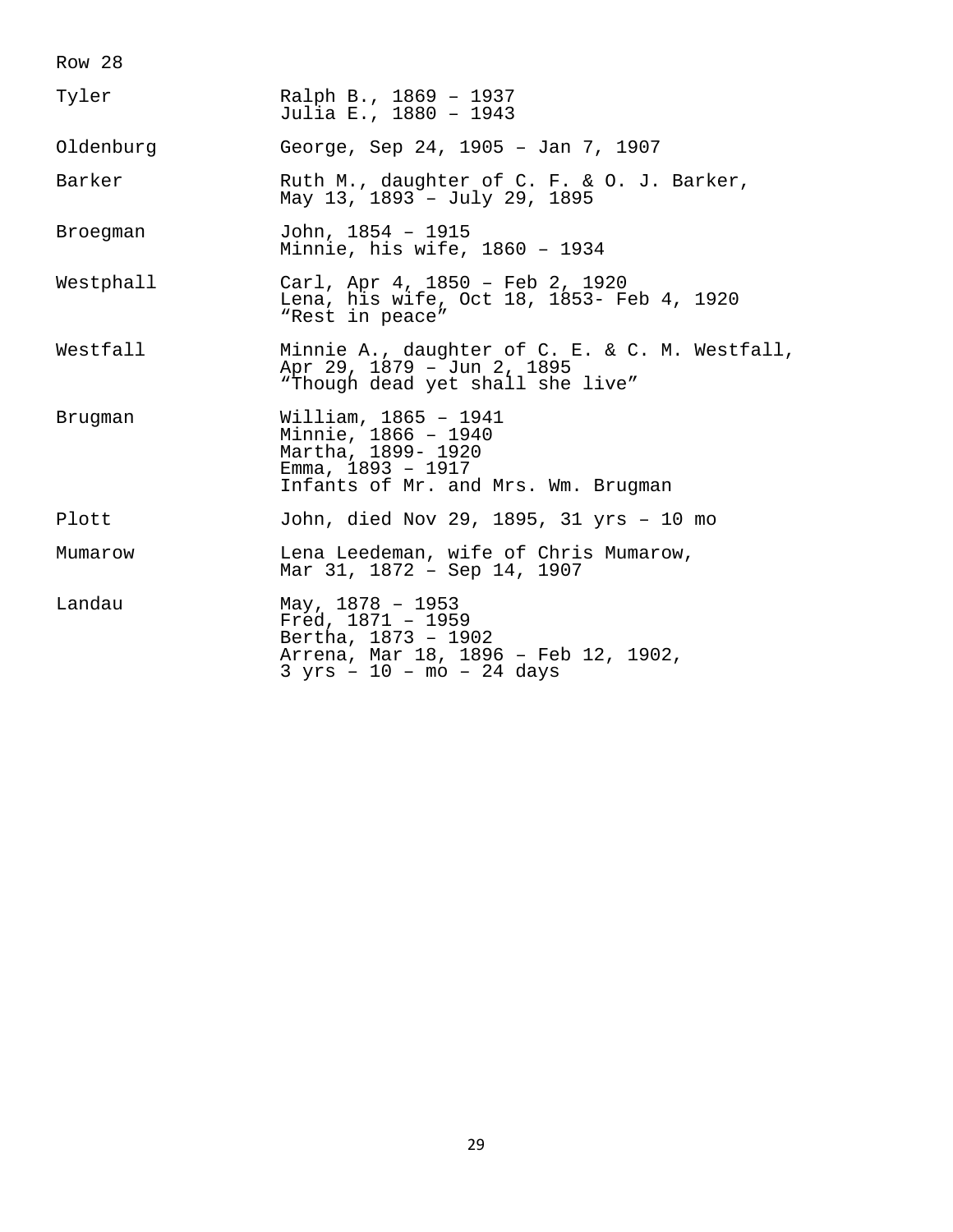Row 28

| | |
|---|---|
| Tyler | Ralph B., 1869 – 1937<br>Julia E., 1880 – 1943 |
| Oldenburg | George, Sep 24, 1905 – Jan 7, 1907 |
| Barker | Ruth M., daughter of C. F. & O. J. Barker,<br>May 13, 1893 – July 29, 1895 |
| Broegman | John, 1854 – 1915<br>Minnie, his wife, 1860 – 1934 |
| Westphall | Carl, Apr 4, 1850 – Feb 2, 1920<br>Lena, his wife, Oct 18, 1853- Feb 4, 1920<br>"Rest in peace" |
| Westfall | Minnie A., daughter of C. E. & C. M. Westfall,<br>Apr 29, 1879 – Jun 2, 1895<br>"Though dead yet shall she live" |
| Brugman | William, 1865 – 1941<br>Minnie, 1866 – 1940<br>Martha, 1899- 1920<br>Emma, 1893 – 1917<br>Infants of Mr. and Mrs. Wm. Brugman |
| Plott | John, died Nov 29, 1895, 31 yrs – 10 mo |
| Mumarow | Lena Leedeman, wife of Chris Mumarow,<br>Mar 31, 1872 – Sep 14, 1907 |
| Landau | May, 1878 – 1953<br>Fred, 1871 – 1959<br>Bertha, 1873 – 1902<br>Arrena, Mar 18, 1896 – Feb 12, 1902,<br>3 yrs – 10 – mo – 24 days |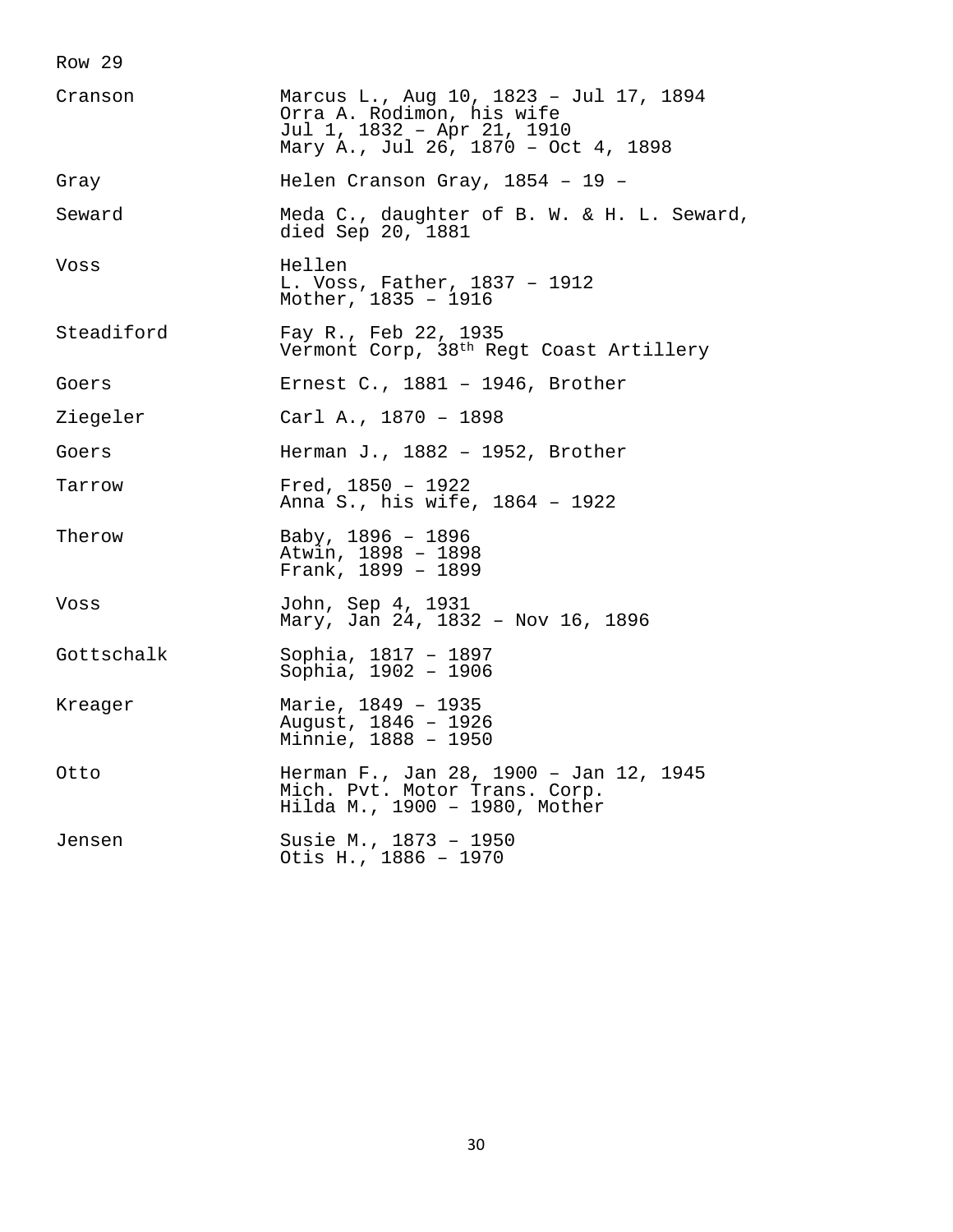Row 29

| | |
|---|---|
| Cranson | Marcus L., Aug 10, 1823 – Jul 17, 1894<br>Orra A. Rodimon, his wife<br>Jul 1, 1832 – Apr 21, 1910<br>Mary A., Jul 26, 1870 – Oct 4, 1898 |
| Gray | Helen Cranson Gray, 1854 – 19 – |
| Seward | Meda C., daughter of B. W. & H. L. Seward, died Sep 20, 1881 |
| Voss | Hellen<br>L. Voss, Father, 1837 – 1912<br>Mother, 1835 – 1916 |
| Steadiford | Fay R., Feb 22, 1935<br>Vermont Corp, 38th Regt Coast Artillery |
| Goers | Ernest C., 1881 – 1946, Brother |
| Ziegeler | Carl A., 1870 – 1898 |
| Goers | Herman J., 1882 – 1952, Brother |
| Tarrow | Fred, 1850 – 1922<br>Anna S., his wife, 1864 – 1922 |
| Therow | Baby, 1896 – 1896<br>Atwin, 1898 – 1898<br>Frank, 1899 – 1899 |
| Voss | John, Sep 4, 1931<br>Mary, Jan 24, 1832 – Nov 16, 1896 |
| Gottschalk | Sophia, 1817 – 1897<br>Sophia, 1902 – 1906 |
| Kreager | Marie, 1849 – 1935<br>August, 1846 – 1926<br>Minnie, 1888 – 1950 |
| Otto | Herman F., Jan 28, 1900 – Jan 12, 1945<br>Mich. Pvt. Motor Trans. Corp.<br>Hilda M., 1900 – 1980, Mother |
| Jensen | Susie M., 1873 – 1950<br>Otis H., 1886 – 1970 |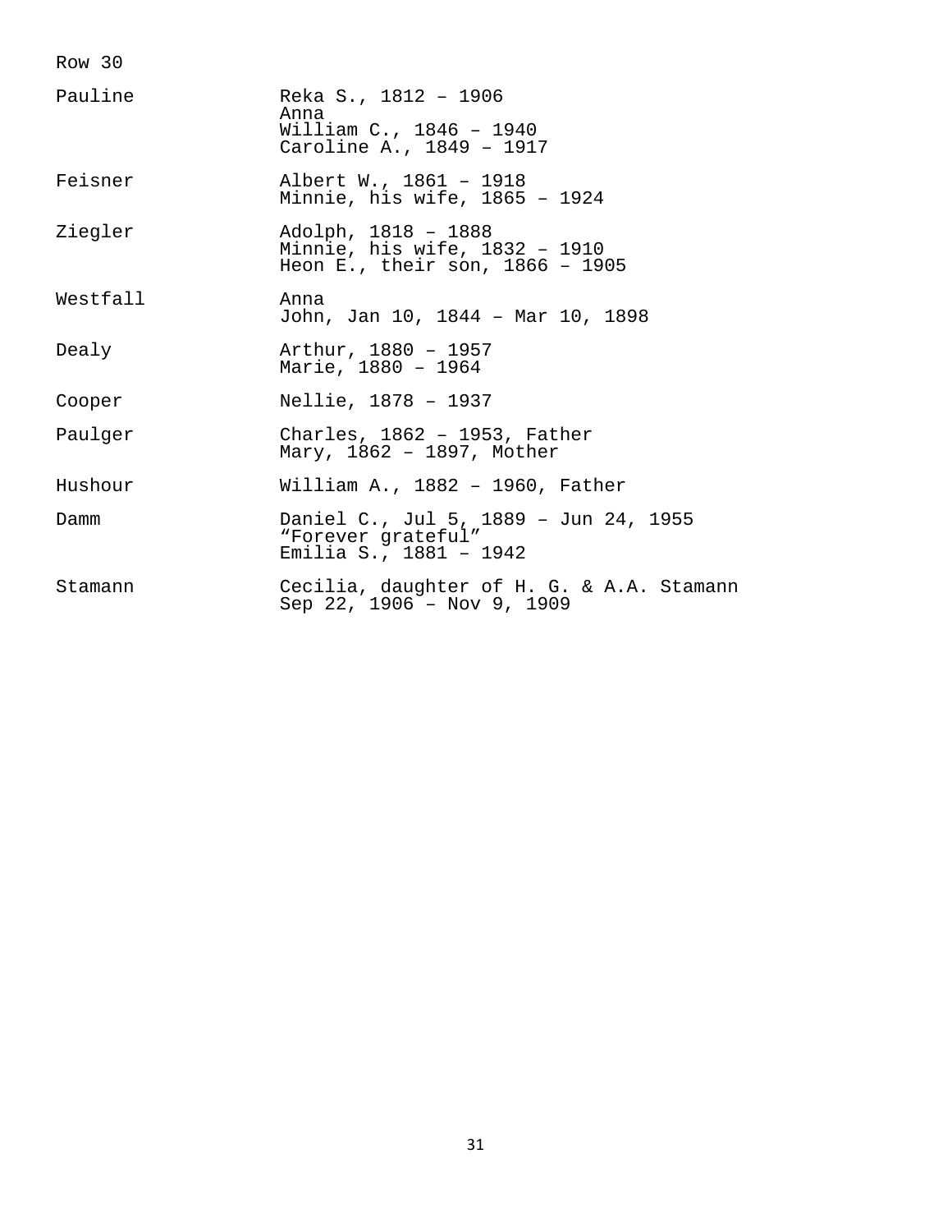Row 30

| | |
|---|---|
| Pauline | Reka S., 1812 – 1906<br>Anna<br>William C., 1846 – 1940<br>Caroline A., 1849 – 1917 |
| Feisner | Albert W., 1861 – 1918<br>Minnie, his wife, 1865 – 1924 |
| Ziegler | Adolph, 1818 – 1888<br>Minnie, his wife, 1832 – 1910<br>Heon E., their son, 1866 – 1905 |
| Westfall | Anna<br>John, Jan 10, 1844 – Mar 10, 1898 |
| Dealy | Arthur, 1880 – 1957<br>Marie, 1880 – 1964 |
| Cooper | Nellie, 1878 – 1937 |
| Paulger | Charles, 1862 – 1953, Father<br>Mary, 1862 – 1897, Mother |
| Hushour | William A., 1882 – 1960, Father |
| Damm | Daniel C., Jul 5, 1889 – Jun 24, 1955<br>“Forever grateful”<br>Emilia S., 1881 – 1942 |
| Stamann | Cecilia, daughter of H. G. & A.A. Stamann<br>Sep 22, 1906 – Nov 9, 1909 |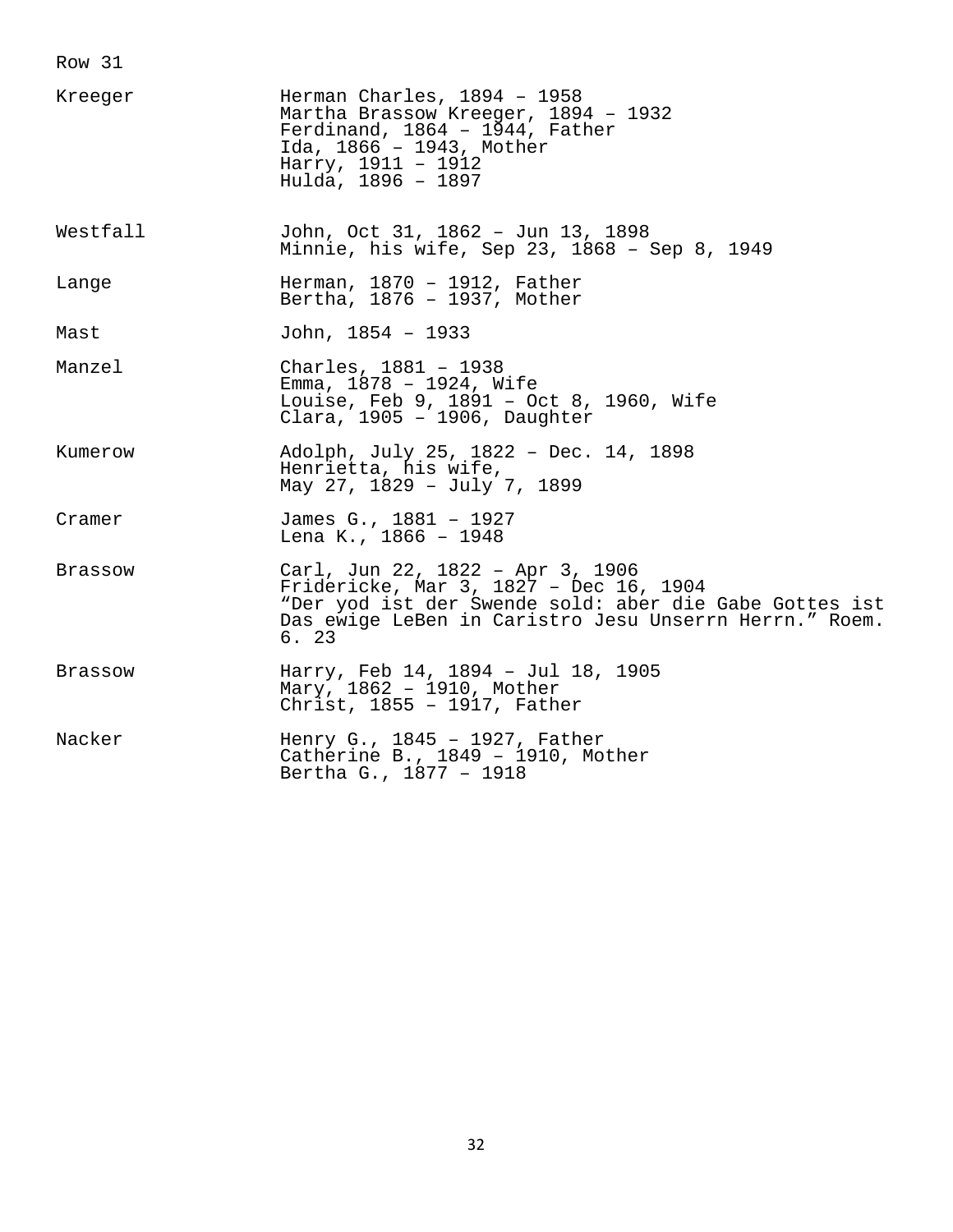Row 31

| | |
|---|---|
| Kreeger | Herman Charles, 1894 – 1958<br>Martha Brassow Kreeger, 1894 – 1932<br>Ferdinand, 1864 – 1944, Father<br>Ida, 1866 – 1943, Mother<br>Harry, 1911 – 1912<br>Hulda, 1896 – 1897 |
| Westfall | John, Oct 31, 1862 – Jun 13, 1898<br>Minnie, his wife, Sep 23, 1868 – Sep 8, 1949 |
| Lange | Herman, 1870 – 1912, Father<br>Bertha, 1876 – 1937, Mother |
| Mast | John, 1854 – 1933 |
| Manzel | Charles, 1881 – 1938<br>Emma, 1878 – 1924, Wife<br>Louise, Feb 9, 1891 – Oct 8, 1960, Wife<br>Clara, 1905 – 1906, Daughter |
| Kumerow | Adolph, July 25, 1822 – Dec. 14, 1898<br>Henrietta, his wife,<br>May 27, 1829 – July 7, 1899 |
| Cramer | James G., 1881 – 1927<br>Lena K., 1866 – 1948 |
| Brassow | Carl, Jun 22, 1822 – Apr 3, 1906<br>Fridericke, Mar 3, 1827 – Dec 16, 1904<br>“Der yod ist der Swende sold: aber die Gabe Gottes ist Das ewige LeBen in Caristro Jesu Unserrn Herrn.” Roem. 6. 23 |
| Brassow | Harry, Feb 14, 1894 – Jul 18, 1905<br>Mary, 1862 – 1910, Mother<br>Christ, 1855 – 1917, Father |
| Nacker | Henry G., 1845 – 1927, Father<br>Catherine B., 1849 – 1910, Mother<br>Bertha G., 1877 – 1918 |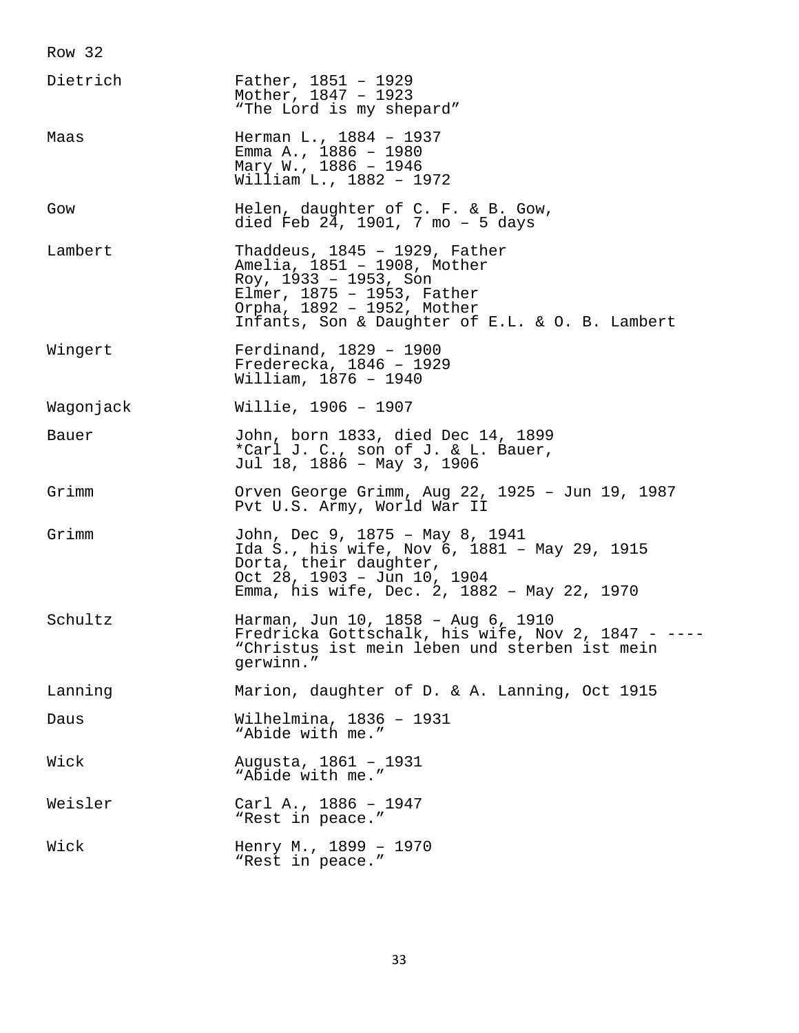Row 32

| | |
|---|---|
| Dietrich | Father, 1851 – 1929<br>Mother, 1847 – 1923<br>“The Lord is my shepard” |
| Maas | Herman L., 1884 – 1937<br>Emma A., 1886 – 1980<br>Mary W., 1886 – 1946<br>William L., 1882 – 1972 |
| Gow | Helen, daughter of C. F. & B. Gow,<br>died Feb 24, 1901, 7 mo – 5 days |
| Lambert | Thaddeus, 1845 – 1929, Father<br>Amelia, 1851 – 1908, Mother<br>Roy, 1933 – 1953, Son<br>Elmer, 1875 – 1953, Father<br>Orpha, 1892 – 1952, Mother<br>Infants, Son & Daughter of E.L. & O. B. Lambert |
| Wingert | Ferdinand, 1829 – 1900<br>Frederecka, 1846 – 1929<br>William, 1876 – 1940 |
| Wagonjack | Willie, 1906 – 1907 |
| Bauer | John, born 1833, died Dec 14, 1899<br>*Carl J. C., son of J. & L. Bauer,<br>Jul 18, 1886 – May 3, 1906 |
| Grimm | Orven George Grimm, Aug 22, 1925 – Jun 19, 1987<br>Pvt U.S. Army, World War II |
| Grimm | John, Dec 9, 1875 – May 8, 1941<br>Ida S., his wife, Nov 6, 1881 – May 29, 1915<br>Dorta, their daughter,<br>Oct 28, 1903 – Jun 10, 1904<br>Emma, his wife, Dec. 2, 1882 – May 22, 1970 |
| Schultz | Harman, Jun 10, 1858 – Aug 6, 1910<br>Fredricka Gottschalk, his wife, Nov 2, 1847 - ----<br>“Christus ist mein leben und sterben ist mein gerwinn.” |
| Lanning | Marion, daughter of D. & A. Lanning, Oct 1915 |
| Daus | Wilhelmina, 1836 – 1931<br>“Abide with me.” |
| Wick | Augusta, 1861 – 1931<br>“Abide with me.” |
| Weisler | Carl A., 1886 – 1947<br>“Rest in peace.” |
| Wick | Henry M., 1899 – 1970<br>“Rest in peace.” |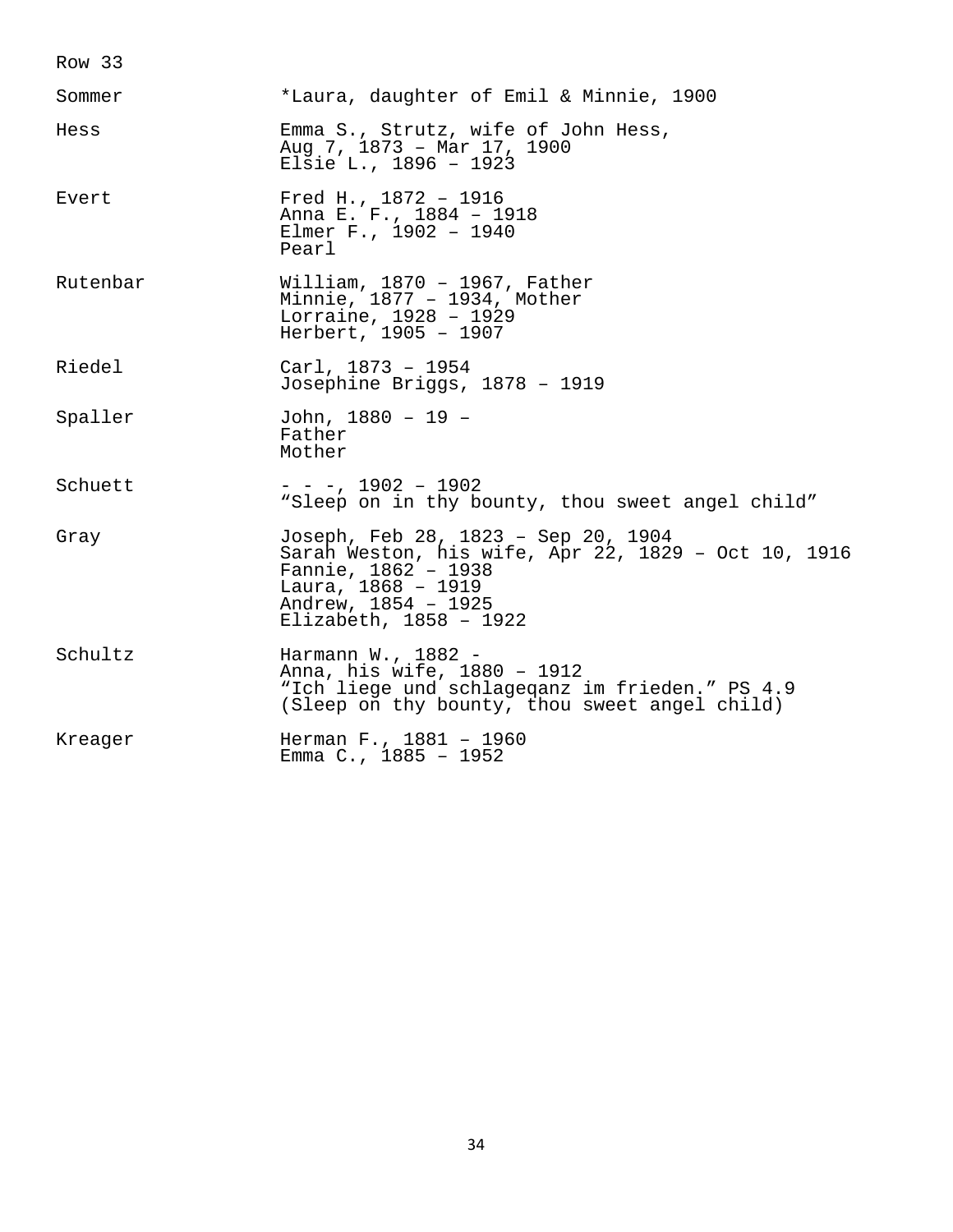Row 33

| | |
|---|---|
| Sommer | *Laura, daughter of Emil & Minnie, 1900 |
| Hess | Emma S., Strutz, wife of John Hess,<br>Aug 7, 1873 – Mar 17, 1900<br>Elsie L., 1896 – 1923 |
| Evert | Fred H., 1872 – 1916<br>Anna E. F., 1884 – 1918<br>Elmer F., 1902 – 1940<br>Pearl |
| Rutenbar | William, 1870 – 1967, Father<br>Minnie, 1877 – 1934, Mother<br>Lorraine, 1928 – 1929<br>Herbert, 1905 – 1907 |
| Riedel | Carl, 1873 – 1954<br>Josephine Briggs, 1878 – 1919 |
| Spaller | John, 1880 – 19 –<br>Father<br>Mother |
| Schuett | - - -, 1902 – 1902<br>"Sleep on in thy bounty, thou sweet angel child" |
| Gray | Joseph, Feb 28, 1823 – Sep 20, 1904<br>Sarah Weston, his wife, Apr 22, 1829 – Oct 10, 1916<br>Fannie, 1862 – 1938<br>Laura, 1868 – 1919<br>Andrew, 1854 – 1925<br>Elizabeth, 1858 – 1922 |
| Schultz | Harmann W., 1882 -<br>Anna, his wife, 1880 – 1912<br>"Ich liege und schlageqanz im frieden." PS 4.9<br>(Sleep on thy bounty, thou sweet angel child) |
| Kreager | Herman F., 1881 – 1960<br>Emma C., 1885 – 1952 |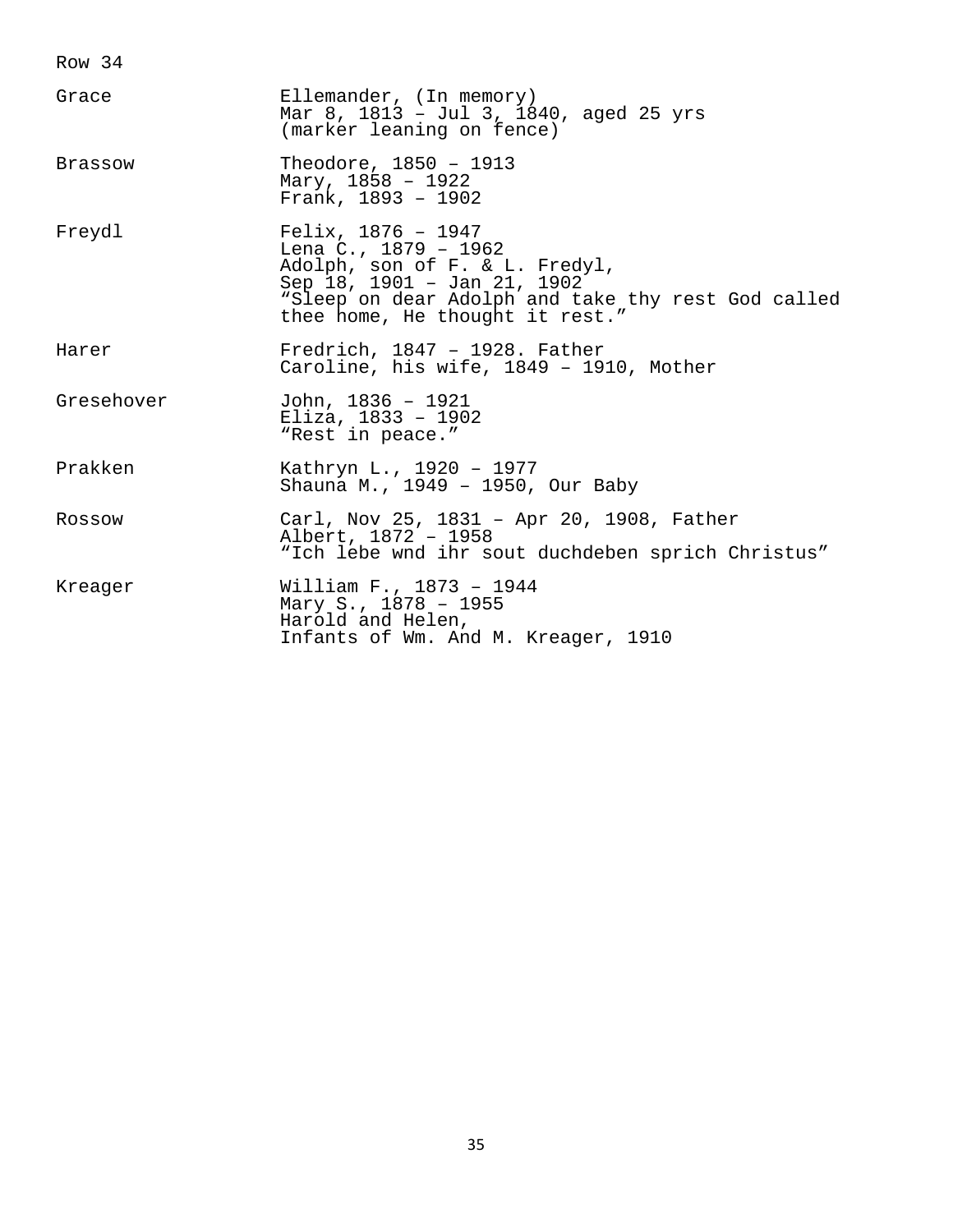Row 34

| | |
|---|---|
| Grace | Ellemander, (In memory)<br>Mar 8, 1813 – Jul 3, 1840, aged 25 yrs<br>(marker leaning on fence) |
| Brassow | Theodore, 1850 – 1913<br>Mary, 1858 – 1922<br>Frank, 1893 – 1902 |
| Freydl | Felix, 1876 – 1947<br>Lena C., 1879 – 1962<br>Adolph, son of F. & L. Fredyl,<br>Sep 18, 1901 – Jan 21, 1902<br>“Sleep on dear Adolph and take thy rest God called thee home, He thought it rest.” |
| Harer | Fredrich, 1847 – 1928. Father<br>Caroline, his wife, 1849 – 1910, Mother |
| Gresehover | John, 1836 – 1921<br>Eliza, 1833 – 1902<br>“Rest in peace.” |
| Prakken | Kathryn L., 1920 – 1977<br>Shauna M., 1949 – 1950, Our Baby |
| Rossow | Carl, Nov 25, 1831 – Apr 20, 1908, Father<br>Albert, 1872 – 1958<br>“Ich lebe wnd ihr sout duchdeben sprich Christus” |
| Kreager | William F., 1873 – 1944<br>Mary S., 1878 – 1955<br>Harold and Helen,<br>Infants of Wm. And M. Kreager, 1910 |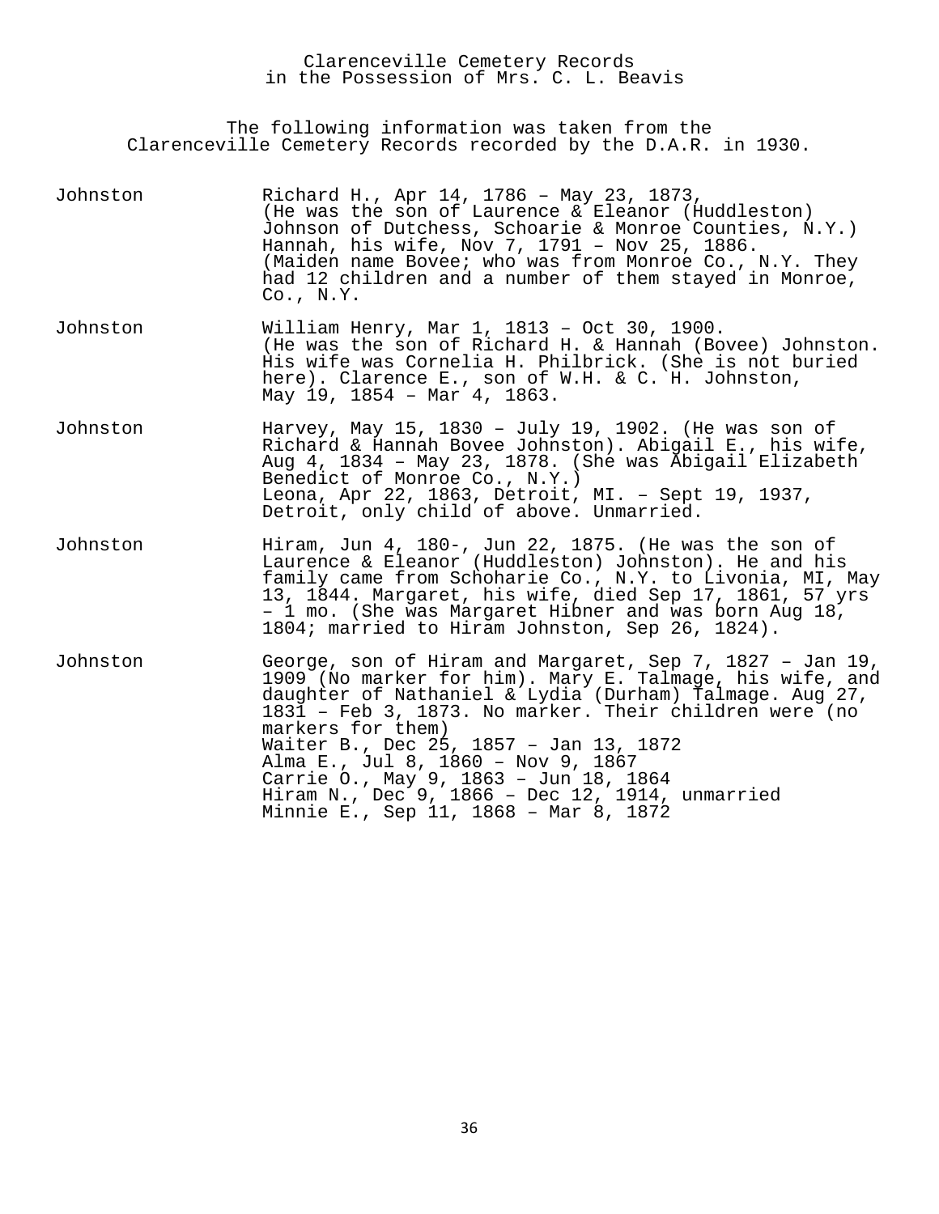Clarenceville Cemetery Records
in the Possession of Mrs. C. L. Beavis

The following information was taken from the
Clarenceville Cemetery Records recorded by the D.A.R. in 1930.

| | |
|---|---|
| Johnston | Richard H., Apr 14, 1786 – May 23, 1873, (He was the son of Laurence & Eleanor (Huddleston) Johnson of Dutchess, Schoarie & Monroe Counties, N.Y.) Hannah, his wife, Nov 7, 1791 – Nov 25, 1886. (Maiden name Bovee; who was from Monroe Co., N.Y. They had 12 children and a number of them stayed in Monroe, Co., N.Y. |
| Johnston | William Henry, Mar 1, 1813 – Oct 30, 1900. (He was the son of Richard H. & Hannah (Bovee) Johnston. His wife was Cornelia H. Philbrick. (She is not buried here). Clarence E., son of W.H. & C. H. Johnston, May 19, 1854 – Mar 4, 1863. |
| Johnston | Harvey, May 15, 1830 – July 19, 1902. (He was son of Richard & Hannah Bovee Johnston). Abigail E., his wife, Aug 4, 1834 – May 23, 1878. (She was Abigail Elizabeth Benedict of Monroe Co., N.Y.) Leona, Apr 22, 1863, Detroit, MI. – Sept 19, 1937, Detroit, only child of above. Unmarried. |
| Johnston | Hiram, Jun 4, 180-, Jun 22, 1875. (He was the son of Laurence & Eleanor (Huddleston) Johnston). He and his family came from Schoharie Co., N.Y. to Livonia, MI, May 13, 1844. Margaret, his wife, died Sep 17, 1861, 57 yrs – 1 mo. (She was Margaret Hibner and was born Aug 18, 1804; married to Hiram Johnston, Sep 26, 1824). |
| Johnston | George, son of Hiram and Margaret, Sep 7, 1827 – Jan 19, 1909 (No marker for him). Mary E. Talmage, his wife, and daughter of Nathaniel & Lydia (Durham) Talmage. Aug 27, 1831 – Feb 3, 1873. No marker. Their children were (no markers for them)<br>Waiter B., Dec 25, 1857 – Jan 13, 1872<br>Alma E., Jul 8, 1860 – Nov 9, 1867<br>Carrie O., May 9, 1863 – Jun 18, 1864<br>Hiram N., Dec 9, 1866 – Dec 12, 1914, unmarried<br>Minnie E., Sep 11, 1868 – Mar 8, 1872 |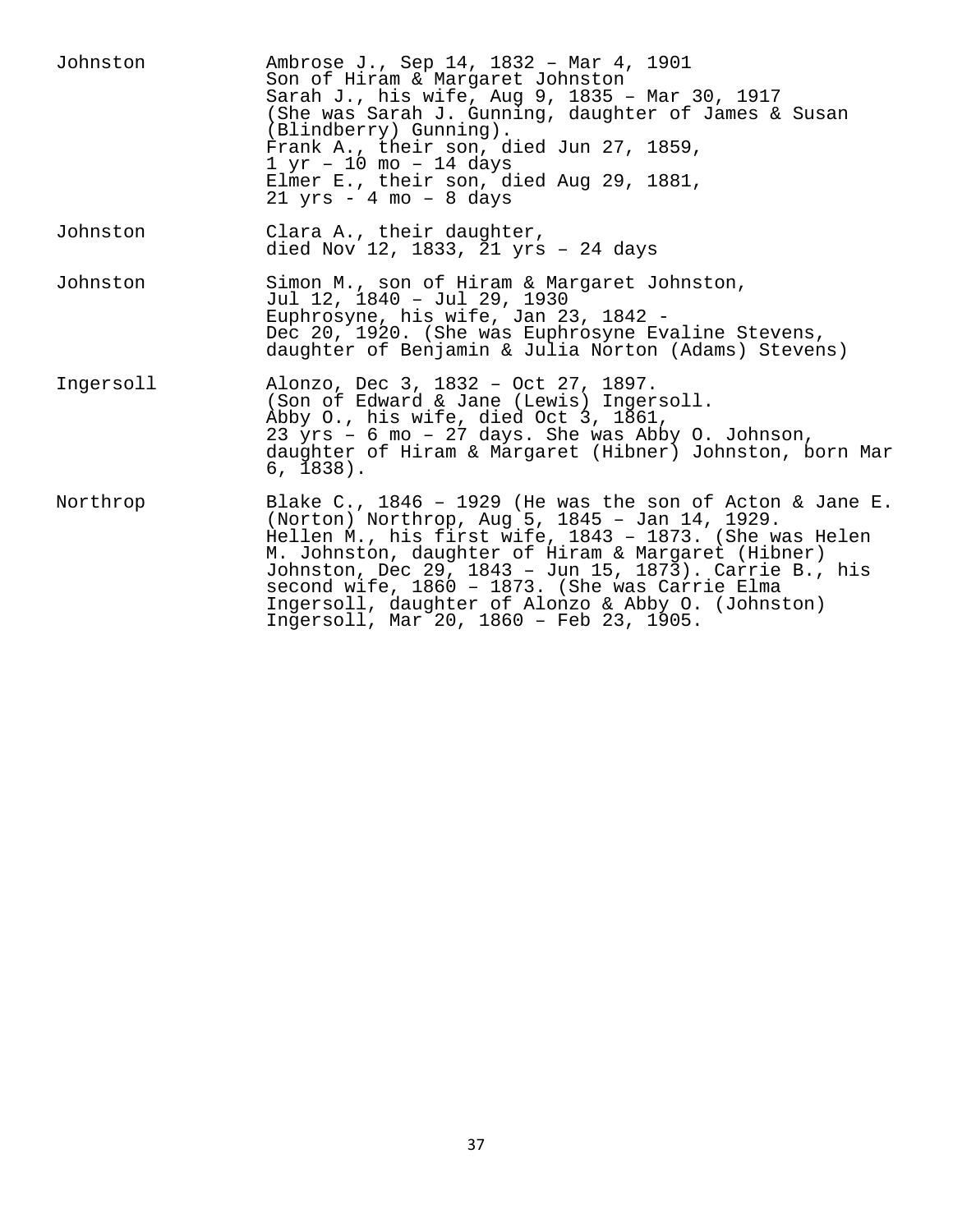| | |
|---|---|
| Johnston | Ambrose J., Sep 14, 1832 – Mar 4, 1901<br>Son of Hiram & Margaret Johnston<br>Sarah J., his wife, Aug 9, 1835 – Mar 30, 1917<br>(She was Sarah J. Gunning, daughter of James & Susan (Blindberry) Gunning).<br>Frank A., their son, died Jun 27, 1859,<br>1 yr – 10 mo – 14 days<br>Elmer E., their son, died Aug 29, 1881,<br>21 yrs - 4 mo – 8 days |
| Johnston | Clara A., their daughter,<br>died Nov 12, 1833, 21 yrs – 24 days |
| Johnston | Simon M., son of Hiram & Margaret Johnston,<br>Jul 12, 1840 – Jul 29, 1930<br>Euphrosyne, his wife, Jan 23, 1842 -<br>Dec 20, 1920. (She was Euphrosyne Evaline Stevens, daughter of Benjamin & Julia Norton (Adams) Stevens) |
| Ingersoll | Alonzo, Dec 3, 1832 – Oct 27, 1897.<br>(Son of Edward & Jane (Lewis) Ingersoll.<br>Abby O., his wife, died Oct 3, 1861,<br>23 yrs – 6 mo – 27 days. She was Abby O. Johnson, daughter of Hiram & Margaret (Hibner) Johnston, born Mar 6, 1838). |
| Northrop | Blake C., 1846 – 1929 (He was the son of Acton & Jane E. (Norton) Northrop, Aug 5, 1845 – Jan 14, 1929.<br>Hellen M., his first wife, 1843 – 1873. (She was Helen M. Johnston, daughter of Hiram & Margaret (Hibner) Johnston, Dec 29, 1843 – Jun 15, 1873). Carrie B., his second wife, 1860 – 1873. (She was Carrie Elma Ingersoll, daughter of Alonzo & Abby O. (Johnston) Ingersoll, Mar 20, 1860 – Feb 23, 1905. |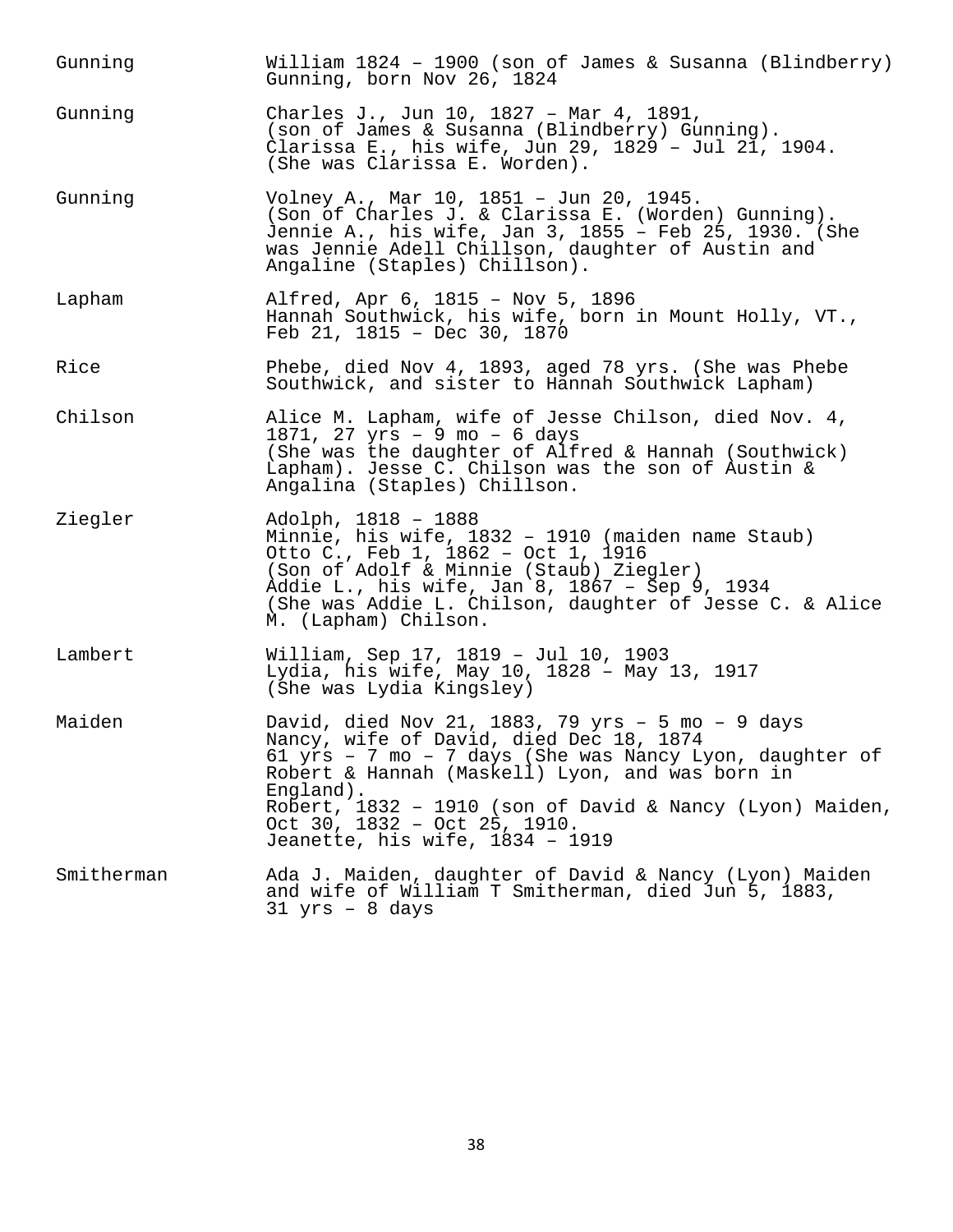| | |
|---|---|
| Gunning | William 1824 – 1900 (son of James & Susanna (Blindberry) Gunning, born Nov 26, 1824 |
| Gunning | Charles J., Jun 10, 1827 – Mar 4, 1891, (son of James & Susanna (Blindberry) Gunning). Clarissa E., his wife, Jun 29, 1829 – Jul 21, 1904. (She was Clarissa E. Worden). |
| Gunning | Volney A., Mar 10, 1851 – Jun 20, 1945. (Son of Charles J. & Clarissa E. (Worden) Gunning). Jennie A., his wife, Jan 3, 1855 – Feb 25, 1930. (She was Jennie Adell Chillson, daughter of Austin and Angaline (Staples) Chillson). |
| Lapham | Alfred, Apr 6, 1815 – Nov 5, 1896 Hannah Southwick, his wife, born in Mount Holly, VT., Feb 21, 1815 – Dec 30, 1870 |
| Rice | Phebe, died Nov 4, 1893, aged 78 yrs. (She was Phebe Southwick, and sister to Hannah Southwick Lapham) |
| Chilson | Alice M. Lapham, wife of Jesse Chilson, died Nov. 4, 1871, 27 yrs – 9 mo – 6 days (She was the daughter of Alfred & Hannah (Southwick) Lapham). Jesse C. Chilson was the son of Austin & Angalina (Staples) Chillson. |
| Ziegler | Adolph, 1818 – 1888 Minnie, his wife, 1832 – 1910 (maiden name Staub) Otto C., Feb 1, 1862 – Oct 1, 1916 (Son of Adolf & Minnie (Staub) Ziegler) Addie L., his wife, Jan 8, 1867 – Sep 9, 1934 (She was Addie L. Chilson, daughter of Jesse C. & Alice M. (Lapham) Chilson. |
| Lambert | William, Sep 17, 1819 – Jul 10, 1903 Lydia, his wife, May 10, 1828 – May 13, 1917 (She was Lydia Kingsley) |
| Maiden | David, died Nov 21, 1883, 79 yrs – 5 mo – 9 days Nancy, wife of David, died Dec 18, 1874 61 yrs – 7 mo – 7 days (She was Nancy Lyon, daughter of Robert & Hannah (Maskell) Lyon, and was born in England). Robert, 1832 – 1910 (son of David & Nancy (Lyon) Maiden, Oct 30, 1832 – Oct 25, 1910. Jeanette, his wife, 1834 – 1919 |
| Smitherman | Ada J. Maiden, daughter of David & Nancy (Lyon) Maiden and wife of William T Smitherman, died Jun 5, 1883, 31 yrs – 8 days |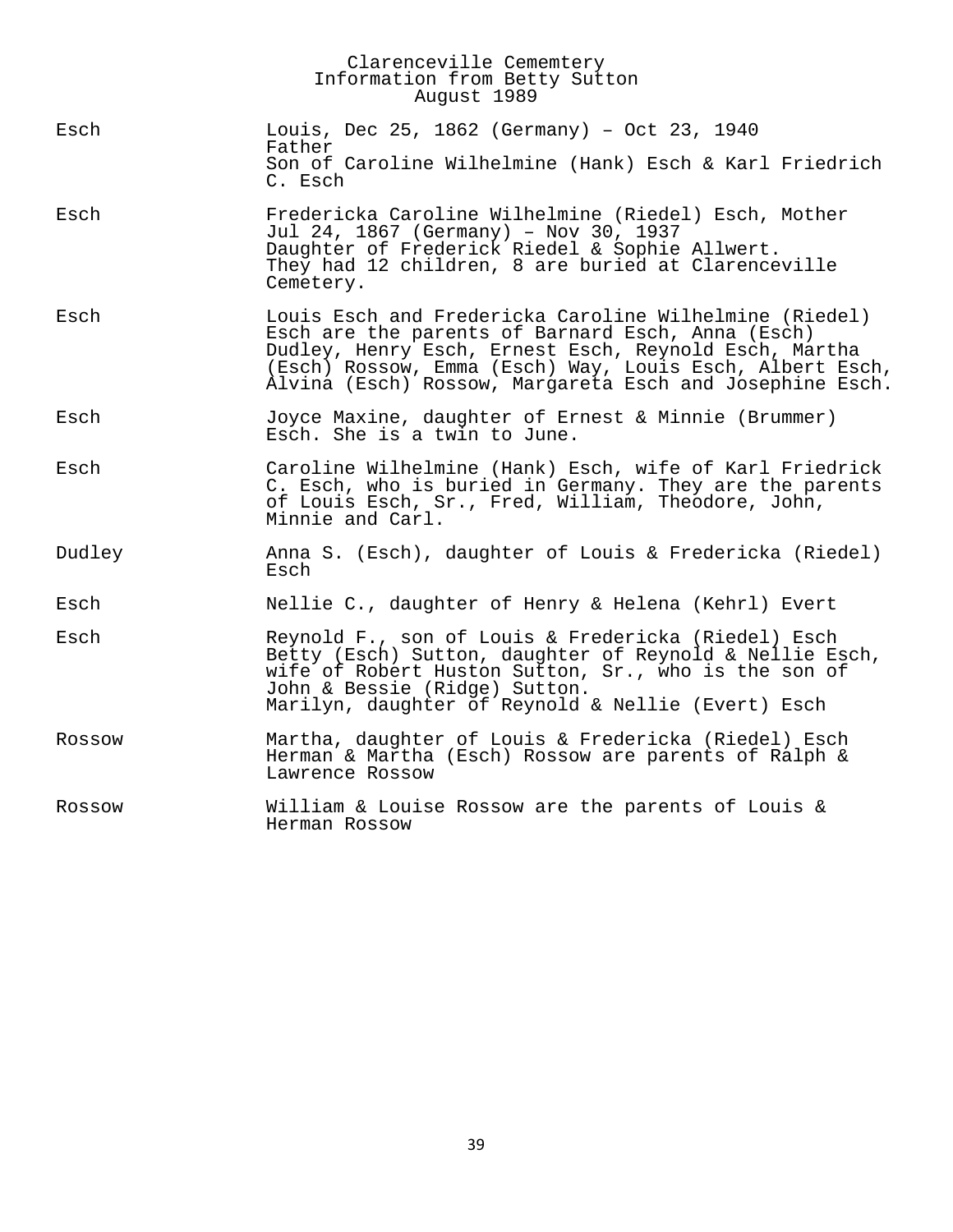# Clarenceville Cememtery
## Information from Betty Sutton
### August 1989

| | |
|---|---|
| Esch | Louis, Dec 25, 1862 (Germany) – Oct 23, 1940<br>Father<br>Son of Caroline Wilhelmine (Hank) Esch & Karl Friedrich C. Esch |
| Esch | Fredericka Caroline Wilhelmine (Riedel) Esch, Mother<br>Jul 24, 1867 (Germany) – Nov 30, 1937<br>Daughter of Frederick Riedel & Sophie Allwert.<br>They had 12 children, 8 are buried at Clarenceville Cemetery. |
| Esch | Louis Esch and Fredericka Caroline Wilhelmine (Riedel) Esch are the parents of Barnard Esch, Anna (Esch) Dudley, Henry Esch, Ernest Esch, Reynold Esch, Martha (Esch) Rossow, Emma (Esch) Way, Louis Esch, Albert Esch, Alvina (Esch) Rossow, Margareta Esch and Josephine Esch. |
| Esch | Joyce Maxine, daughter of Ernest & Minnie (Brummer) Esch. She is a twin to June. |
| Esch | Caroline Wilhelmine (Hank) Esch, wife of Karl Friedrick C. Esch, who is buried in Germany. They are the parents of Louis Esch, Sr., Fred, William, Theodore, John, Minnie and Carl. |
| Dudley | Anna S. (Esch), daughter of Louis & Fredericka (Riedel) Esch |
| Esch | Nellie C., daughter of Henry & Helena (Kehrl) Evert |
| Esch | Reynold F., son of Louis & Fredericka (Riedel) Esch<br>Betty (Esch) Sutton, daughter of Reynold & Nellie Esch, wife of Robert Huston Sutton, Sr., who is the son of John & Bessie (Ridge) Sutton.<br>Marilyn, daughter of Reynold & Nellie (Evert) Esch |
| Rossow | Martha, daughter of Louis & Fredericka (Riedel) Esch<br>Herman & Martha (Esch) Rossow are parents of Ralph & Lawrence Rossow |
| Rossow | William & Louise Rossow are the parents of Louis & Herman Rossow |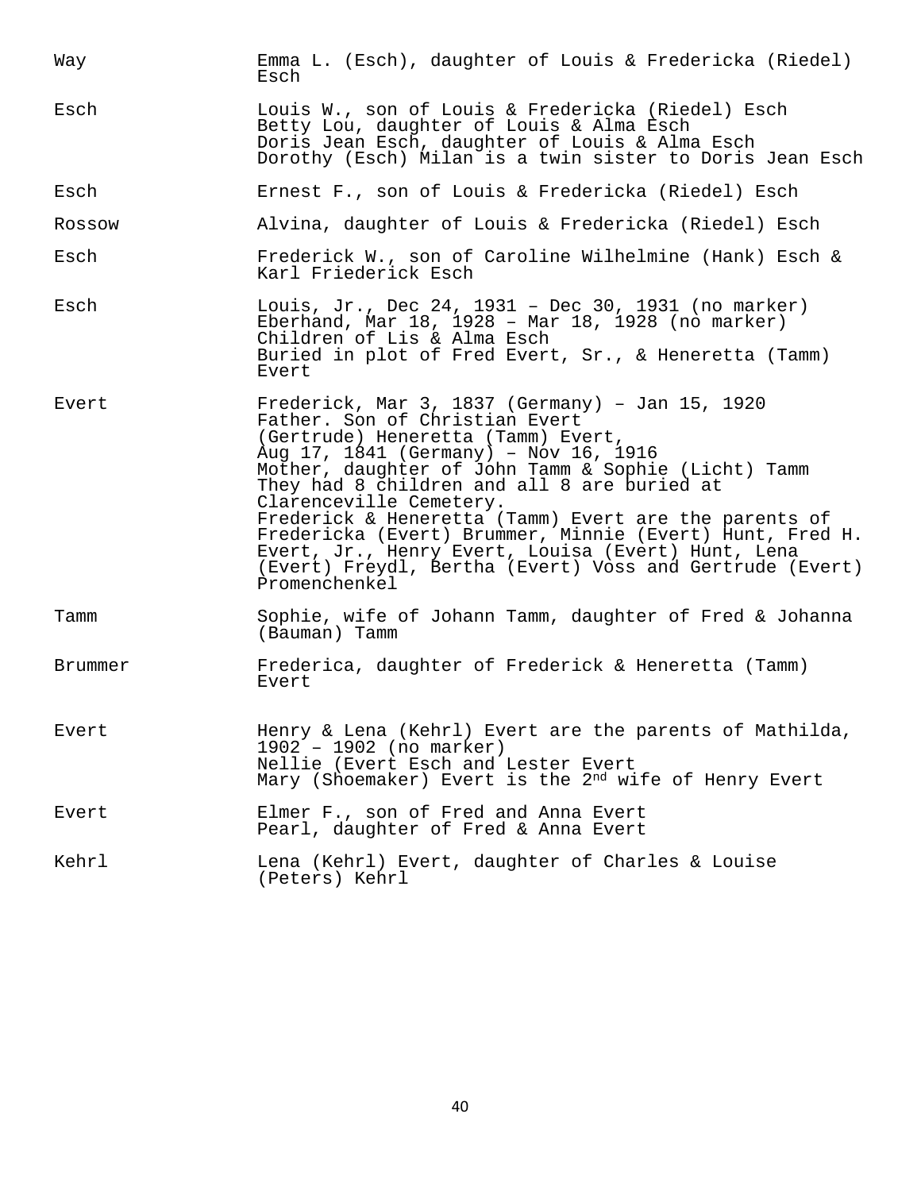| | |
|---|---|
| Way | Emma L. (Esch), daughter of Louis & Fredericka (Riedel) Esch |
| Esch | Louis W., son of Louis & Fredericka (Riedel) Esch<br>Betty Lou, daughter of Louis & Alma Esch<br>Doris Jean Esch, daughter of Louis & Alma Esch<br>Dorothy (Esch) Milan is a twin sister to Doris Jean Esch |
| Esch | Ernest F., son of Louis & Fredericka (Riedel) Esch |
| Rossow | Alvina, daughter of Louis & Fredericka (Riedel) Esch |
| Esch | Frederick W., son of Caroline Wilhelmine (Hank) Esch & Karl Friederick Esch |
| Esch | Louis, Jr., Dec 24, 1931 – Dec 30, 1931 (no marker)<br>Eberhand, Mar 18, 1928 – Mar 18, 1928 (no marker)<br>Children of Lis & Alma Esch<br>Buried in plot of Fred Evert, Sr., & Heneretta (Tamm) Evert |
| Evert | Frederick, Mar 3, 1837 (Germany) – Jan 15, 1920<br>Father. Son of Christian Evert<br>(Gertrude) Heneretta (Tamm) Evert,<br>Aug 17, 1841 (Germany) – Nov 16, 1916<br>Mother, daughter of John Tamm & Sophie (Licht) Tamm<br>They had 8 children and all 8 are buried at Clarenceville Cemetery.<br>Frederick & Heneretta (Tamm) Evert are the parents of Fredericka (Evert) Brummer, Minnie (Evert) Hunt, Fred H. Evert, Jr., Henry Evert, Louisa (Evert) Hunt, Lena (Evert) Freydl, Bertha (Evert) Voss and Gertrude (Evert) Promenchenkel |
| Tamm | Sophie, wife of Johann Tamm, daughter of Fred & Johanna (Bauman) Tamm |
| Brummer | Frederica, daughter of Frederick & Heneretta (Tamm) Evert |
| Evert | Henry & Lena (Kehrl) Evert are the parents of Mathilda, 1902 – 1902 (no marker)<br>Nellie (Evert Esch and Lester Evert<br>Mary (Shoemaker) Evert is the 2nd wife of Henry Evert |
| Evert | Elmer F., son of Fred and Anna Evert<br>Pearl, daughter of Fred & Anna Evert |
| Kehrl | Lena (Kehrl) Evert, daughter of Charles & Louise (Peters) Kehrl |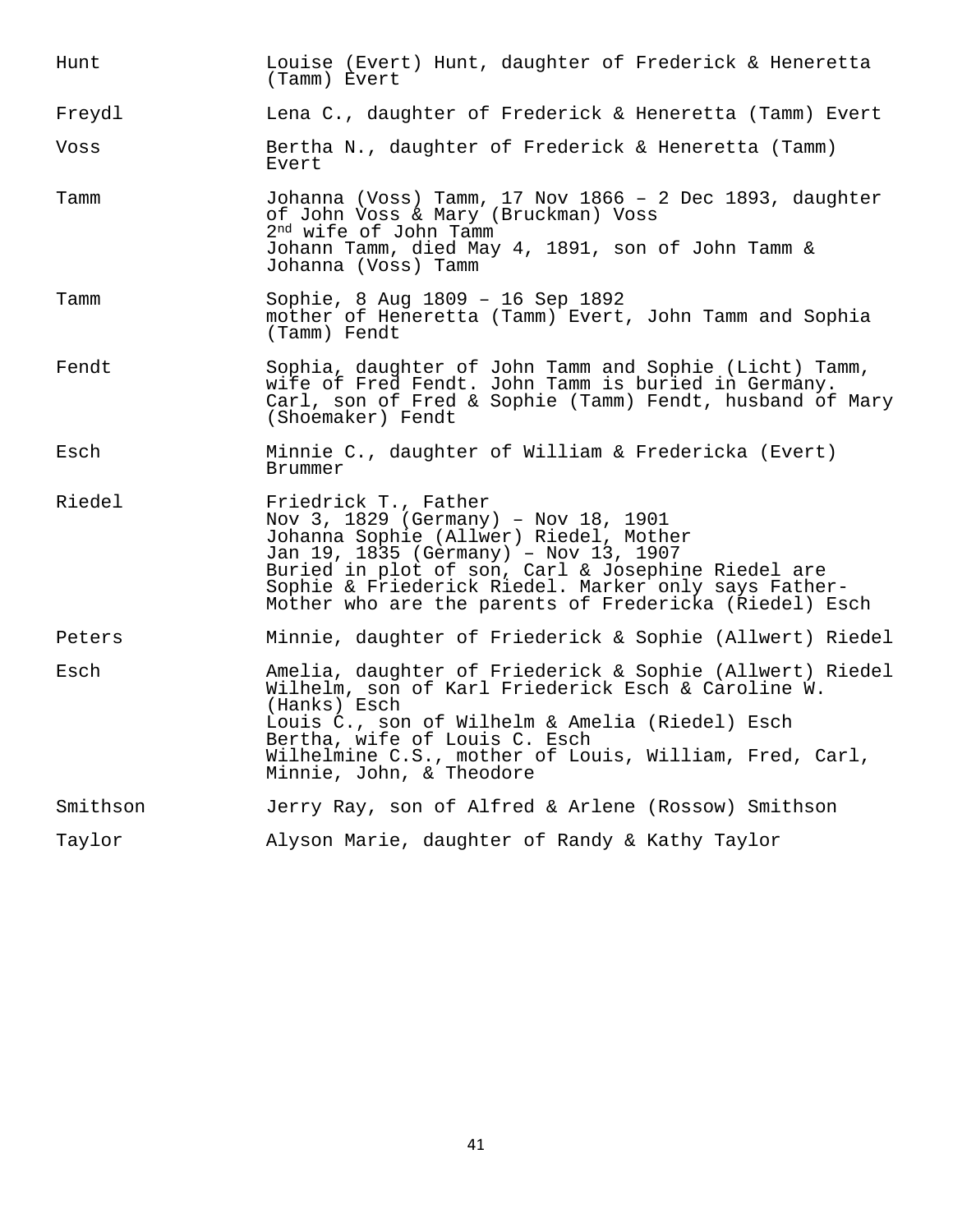| | |
|---|---|
| Hunt | Louise (Evert) Hunt, daughter of Frederick & Heneretta (Tamm) Evert |
| Freydl | Lena C., daughter of Frederick & Heneretta (Tamm) Evert |
| Voss | Bertha N., daughter of Frederick & Heneretta (Tamm) Evert |
| Tamm | Johanna (Voss) Tamm, 17 Nov 1866 – 2 Dec 1893, daughter of John Voss & Mary (Bruckman) Voss<br>2nd wife of John Tamm<br>Johann Tamm, died May 4, 1891, son of John Tamm & Johanna (Voss) Tamm |
| Tamm | Sophie, 8 Aug 1809 – 16 Sep 1892<br>mother of Heneretta (Tamm) Evert, John Tamm and Sophia (Tamm) Fendt |
| Fendt | Sophia, daughter of John Tamm and Sophie (Licht) Tamm, wife of Fred Fendt. John Tamm is buried in Germany.<br>Carl, son of Fred & Sophie (Tamm) Fendt, husband of Mary (Shoemaker) Fendt |
| Esch | Minnie C., daughter of William & Fredericka (Evert) Brummer |
| Riedel | Friedrick T., Father<br>Nov 3, 1829 (Germany) – Nov 18, 1901<br>Johanna Sophie (Allwer) Riedel, Mother<br>Jan 19, 1835 (Germany) – Nov 13, 1907<br>Buried in plot of son, Carl & Josephine Riedel are Sophie & Friederick Riedel. Marker only says Father-Mother who are the parents of Fredericka (Riedel) Esch |
| Peters | Minnie, daughter of Friederick & Sophie (Allwert) Riedel |
| Esch | Amelia, daughter of Friederick & Sophie (Allwert) Riedel<br>Wilhelm, son of Karl Friederick Esch & Caroline W. (Hanks) Esch<br>Louis C., son of Wilhelm & Amelia (Riedel) Esch<br>Bertha, wife of Louis C. Esch<br>Wilhelmine C.S., mother of Louis, William, Fred, Carl, Minnie, John, & Theodore |
| Smithson | Jerry Ray, son of Alfred & Arlene (Rossow) Smithson |
| Taylor | Alyson Marie, daughter of Randy & Kathy Taylor |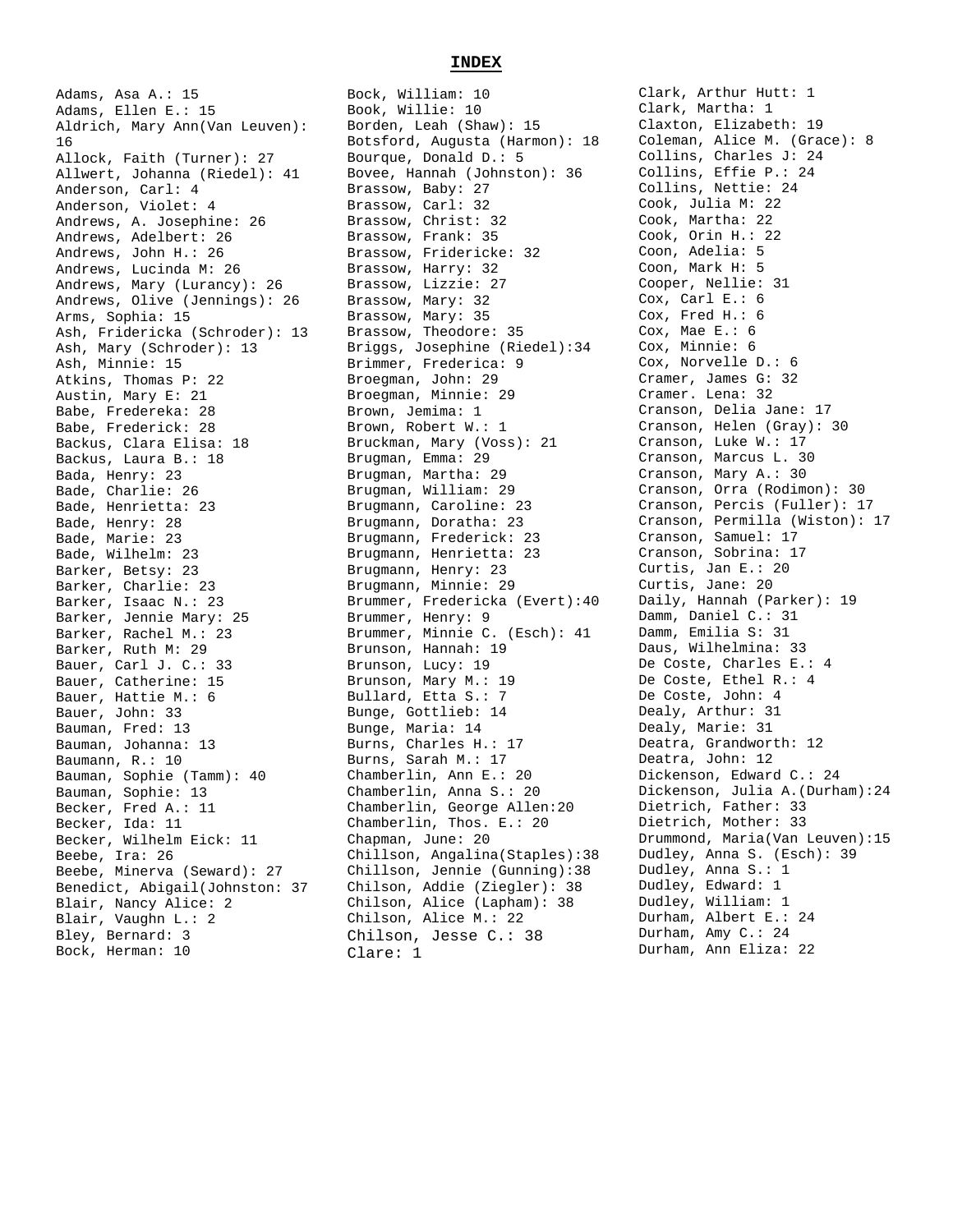# INDEX

Adams, Asa A.: 15
Adams, Ellen E.: 15
Aldrich, Mary Ann(Van Leuven): 16
Allock, Faith (Turner): 27
Allwert, Johanna (Riedel): 41
Anderson, Carl: 4
Anderson, Violet: 4
Andrews, A. Josephine: 26
Andrews, Adelbert: 26
Andrews, John H.: 26
Andrews, Lucinda M: 26
Andrews, Mary (Lurancy): 26
Andrews, Olive (Jennings): 26
Arms, Sophia: 15
Ash, Fridericka (Schroder): 13
Ash, Mary (Schroder): 13
Ash, Minnie: 15
Atkins, Thomas P: 22
Austin, Mary E: 21
Babe, Fredereka: 28
Babe, Frederick: 28
Backus, Clara Elisa: 18
Backus, Laura B.: 18
Bada, Henry: 23
Bade, Charlie: 26
Bade, Henrietta: 23
Bade, Henry: 28
Bade, Marie: 23
Bade, Wilhelm: 23
Barker, Betsy: 23
Barker, Charlie: 23
Barker, Isaac N.: 23
Barker, Jennie Mary: 25
Barker, Rachel M.: 23
Barker, Ruth M: 29
Bauer, Carl J. C.: 33
Bauer, Catherine: 15
Bauer, Hattie M.: 6
Bauer, John: 33
Bauman, Fred: 13
Bauman, Johanna: 13
Baumann, R.: 10
Bauman, Sophie (Tamm): 40
Bauman, Sophie: 13
Becker, Fred A.: 11
Becker, Ida: 11
Becker, Wilhelm Eick: 11
Beebe, Ira: 26
Beebe, Minerva (Seward): 27
Benedict, Abigail(Johnston: 37
Blair, Nancy Alice: 2
Blair, Vaughn L.: 2
Bley, Bernard: 3
Bock, Herman: 10
Bock, William: 10
Book, Willie: 10
Borden, Leah (Shaw): 15
Botsford, Augusta (Harmon): 18
Bourque, Donald D.: 5
Bovee, Hannah (Johnston): 36
Brassow, Baby: 27
Brassow, Carl: 32
Brassow, Christ: 32
Brassow, Frank: 35
Brassow, Fridericke: 32
Brassow, Harry: 32
Brassow, Lizzie: 27
Brassow, Mary: 32
Brassow, Mary: 35
Brassow, Theodore: 35
Briggs, Josephine (Riedel):34
Brimmer, Frederica: 9
Broegman, John: 29
Broegman, Minnie: 29
Brown, Jemima: 1
Brown, Robert W.: 1
Bruckman, Mary (Voss): 21
Brugman, Emma: 29
Brugman, Martha: 29
Brugman, William: 29
Brugmann, Caroline: 23
Brugmann, Doratha: 23
Brugmann, Frederick: 23
Brugmann, Henrietta: 23
Brugmann, Henry: 23
Brugmann, Minnie: 29
Brummer, Fredericka (Evert):40
Brummer, Henry: 9
Brummer, Minnie C. (Esch): 41
Brunson, Hannah: 19
Brunson, Lucy: 19
Brunson, Mary M.: 19
Bullard, Etta S.: 7
Bunge, Gottlieb: 14
Bunge, Maria: 14
Burns, Charles H.: 17
Burns, Sarah M.: 17
Chamberlin, Ann E.: 20
Chamberlin, Anna S.: 20
Chamberlin, George Allen:20
Chamberlin, Thos. E.: 20
Chapman, June: 20
Chillson, Angalina(Staples):38
Chillson, Jennie (Gunning):38
Chilson, Addie (Ziegler): 38
Chilson, Alice (Lapham): 38
Chilson, Alice M.: 22
Chilson, Jesse C.: 38
Clare: 1
Clark, Arthur Hutt: 1
Clark, Martha: 1
Claxton, Elizabeth: 19
Coleman, Alice M. (Grace): 8
Collins, Charles J: 24
Collins, Effie P.: 24
Collins, Nettie: 24
Cook, Julia M: 22
Cook, Martha: 22
Cook, Orin H.: 22
Coon, Adelia: 5
Coon, Mark H: 5
Cooper, Nellie: 31
Cox, Carl E.: 6
Cox, Fred H.: 6
Cox, Mae E.: 6
Cox, Minnie: 6
Cox, Norvelle D.: 6
Cramer, James G: 32
Cramer. Lena: 32
Cranson, Delia Jane: 17
Cranson, Helen (Gray): 30
Cranson, Luke W.: 17
Cranson, Marcus L. 30
Cranson, Mary A.: 30
Cranson, Orra (Rodimon): 30
Cranson, Percis (Fuller): 17
Cranson, Permilla (Wiston): 17
Cranson, Samuel: 17
Cranson, Sobrina: 17
Curtis, Jan E.: 20
Curtis, Jane: 20
Daily, Hannah (Parker): 19
Damm, Daniel C.: 31
Damm, Emilia S: 31
Daus, Wilhelmina: 33
De Coste, Charles E.: 4
De Coste, Ethel R.: 4
De Coste, John: 4
Dealy, Arthur: 31
Dealy, Marie: 31
Deatra, Grandworth: 12
Deatra, John: 12
Dickenson, Edward C.: 24
Dickenson, Julia A.(Durham):24
Dietrich, Father: 33
Dietrich, Mother: 33
Drummond, Maria(Van Leuven):15
Dudley, Anna S. (Esch): 39
Dudley, Anna S.: 1
Dudley, Edward: 1
Dudley, William: 1
Durham, Albert E.: 24
Durham, Amy C.: 24
Durham, Ann Eliza: 22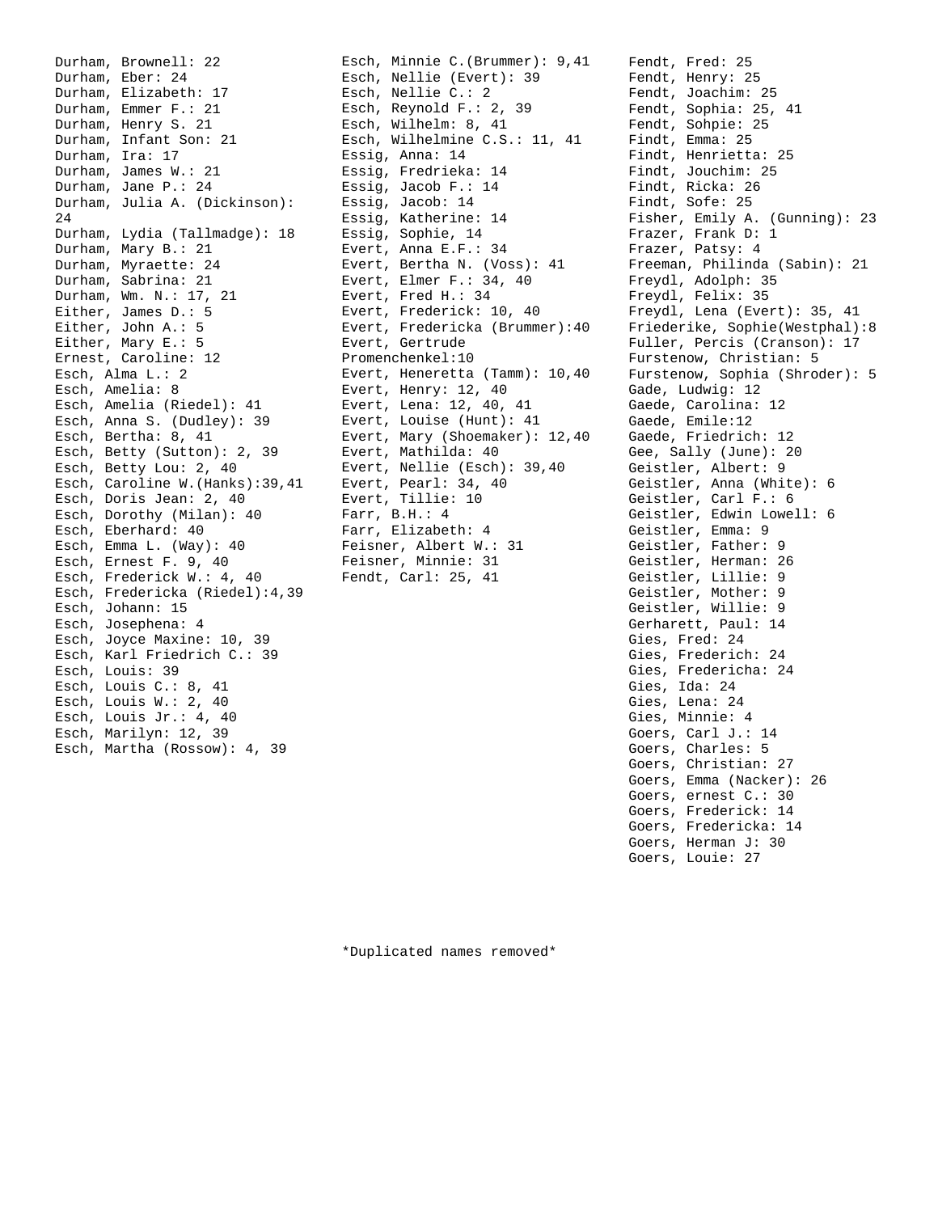Durham, Brownell: 22
Durham, Eber: 24
Durham, Elizabeth: 17
Durham, Emmer F.: 21
Durham, Henry S. 21
Durham, Infant Son: 21
Durham, Ira: 17
Durham, James W.: 21
Durham, Jane P.: 24
Durham, Julia A. (Dickinson): 24
Durham, Lydia (Tallmadge): 18
Durham, Mary B.: 21
Durham, Myraette: 24
Durham, Sabrina: 21
Durham, Wm. N.: 17, 21
Either, James D.: 5
Either, John A.: 5
Either, Mary E.: 5
Ernest, Caroline: 12
Esch, Alma L.: 2
Esch, Amelia: 8
Esch, Amelia (Riedel): 41
Esch, Anna S. (Dudley): 39
Esch, Bertha: 8, 41
Esch, Betty (Sutton): 2, 39
Esch, Betty Lou: 2, 40
Esch, Caroline W.(Hanks):39,41
Esch, Doris Jean: 2, 40
Esch, Dorothy (Milan): 40
Esch, Eberhard: 40
Esch, Emma L. (Way): 40
Esch, Ernest F. 9, 40
Esch, Frederick W.: 4, 40
Esch, Fredericka (Riedel):4,39
Esch, Johann: 15
Esch, Josephena: 4
Esch, Joyce Maxine: 10, 39
Esch, Karl Friedrich C.: 39
Esch, Louis: 39
Esch, Louis C.: 8, 41
Esch, Louis W.: 2, 40
Esch, Louis Jr.: 4, 40
Esch, Marilyn: 12, 39
Esch, Martha (Rossow): 4, 39
Esch, Minnie C.(Brummer): 9,41
Esch, Nellie (Evert): 39
Esch, Nellie C.: 2
Esch, Reynold F.: 2, 39
Esch, Wilhelm: 8, 41
Esch, Wilhelmine C.S.: 11, 41
Essig, Anna: 14
Essig, Fredrieka: 14
Essig, Jacob F.: 14
Essig, Jacob: 14
Essig, Katherine: 14
Essig, Sophie, 14
Evert, Anna E.F.: 34
Evert, Bertha N. (Voss): 41
Evert, Elmer F.: 34, 40
Evert, Fred H.: 34
Evert, Frederick: 10, 40
Evert, Fredericka (Brummer):40
Evert, Gertrude Promenchenkel:10
Evert, Heneretta (Tamm): 10,40
Evert, Henry: 12, 40
Evert, Lena: 12, 40, 41
Evert, Louise (Hunt): 41
Evert, Mary (Shoemaker): 12,40
Evert, Mathilda: 40
Evert, Nellie (Esch): 39,40
Evert, Pearl: 34, 40
Evert, Tillie: 10
Farr, B.H.: 4
Farr, Elizabeth: 4
Feisner, Albert W.: 31
Feisner, Minnie: 31
Fendt, Carl: 25, 41
Fendt, Fred: 25
Fendt, Henry: 25
Fendt, Joachim: 25
Fendt, Sophia: 25, 41
Fendt, Sohpie: 25
Findt, Emma: 25
Findt, Henrietta: 25
Findt, Jouchim: 25
Findt, Ricka: 26
Findt, Sofe: 25
Fisher, Emily A. (Gunning): 23
Frazer, Frank D: 1
Frazer, Patsy: 4
Freeman, Philinda (Sabin): 21
Freydl, Adolph: 35
Freydl, Felix: 35
Freydl, Lena (Evert): 35, 41
Friederike, Sophie(Westphal):8
Fuller, Percis (Cranson): 17
Furstenow, Christian: 5
Furstenow, Sophia (Shroder): 5
Gade, Ludwig: 12
Gaede, Carolina: 12
Gaede, Emile:12
Gaede, Friedrich: 12
Gee, Sally (June): 20
Geistler, Albert: 9
Geistler, Anna (White): 6
Geistler, Carl F.: 6
Geistler, Edwin Lowell: 6
Geistler, Emma: 9
Geistler, Father: 9
Geistler, Herman: 26
Geistler, Lillie: 9
Geistler, Mother: 9
Geistler, Willie: 9
Gerharett, Paul: 14
Gies, Fred: 24
Gies, Frederich: 24
Gies, Fredericha: 24
Gies, Ida: 24
Gies, Lena: 24
Gies, Minnie: 4
Goers, Carl J.: 14
Goers, Charles: 5
Goers, Christian: 27
Goers, Emma (Nacker): 26
Goers, ernest C.: 30
Goers, Frederick: 14
Goers, Fredericka: 14
Goers, Herman J: 30
Goers, Louie: 27

*Duplicated names removed*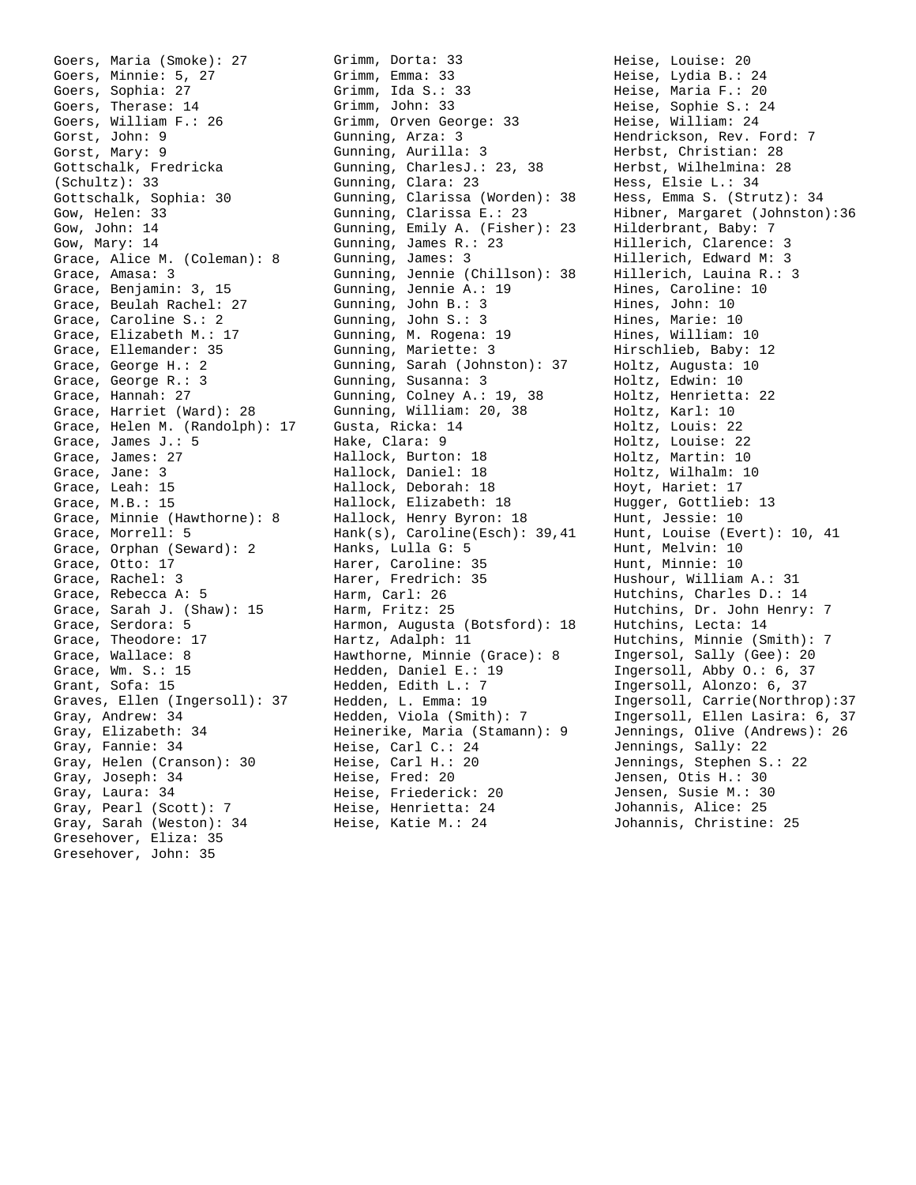Goers, Maria (Smoke): 27
Goers, Minnie: 5, 27
Goers, Sophia: 27
Goers, Therase: 14
Goers, William F.: 26
Gorst, John: 9
Gorst, Mary: 9
Gottschalk, Fredricka (Schultz): 33
Gottschalk, Sophia: 30
Gow, Helen: 33
Gow, John: 14
Gow, Mary: 14
Grace, Alice M. (Coleman): 8
Grace, Amasa: 3
Grace, Benjamin: 3, 15
Grace, Beulah Rachel: 27
Grace, Caroline S.: 2
Grace, Elizabeth M.: 17
Grace, Ellemander: 35
Grace, George H.: 2
Grace, George R.: 3
Grace, Hannah: 27
Grace, Harriet (Ward): 28
Grace, Helen M. (Randolph): 17
Grace, James J.: 5
Grace, James: 27
Grace, Jane: 3
Grace, Leah: 15
Grace, M.B.: 15
Grace, Minnie (Hawthorne): 8
Grace, Morrell: 5
Grace, Orphan (Seward): 2
Grace, Otto: 17
Grace, Rachel: 3
Grace, Rebecca A: 5
Grace, Sarah J. (Shaw): 15
Grace, Serdora: 5
Grace, Theodore: 17
Grace, Wallace: 8
Grace, Wm. S.: 15
Grant, Sofa: 15
Graves, Ellen (Ingersoll): 37
Gray, Andrew: 34
Gray, Elizabeth: 34
Gray, Fannie: 34
Gray, Helen (Cranson): 30
Gray, Joseph: 34
Gray, Laura: 34
Gray, Pearl (Scott): 7
Gray, Sarah (Weston): 34
Gresehover, Eliza: 35
Gresehover, John: 35
Grimm, Dorta: 33
Grimm, Emma: 33
Grimm, Ida S.: 33
Grimm, John: 33
Grimm, Orven George: 33
Gunning, Arza: 3
Gunning, Aurilla: 3
Gunning, CharlesJ.: 23, 38
Gunning, Clara: 23
Gunning, Clarissa (Worden): 38
Gunning, Clarissa E.: 23
Gunning, Emily A. (Fisher): 23
Gunning, James R.: 23
Gunning, James: 3
Gunning, Jennie (Chillson): 38
Gunning, Jennie A.: 19
Gunning, John B.: 3
Gunning, John S.: 3
Gunning, M. Rogena: 19
Gunning, Mariette: 3
Gunning, Sarah (Johnston): 37
Gunning, Susanna: 3
Gunning, Colney A.: 19, 38
Gunning, William: 20, 38
Gusta, Ricka: 14
Hake, Clara: 9
Hallock, Burton: 18
Hallock, Daniel: 18
Hallock, Deborah: 18
Hallock, Elizabeth: 18
Hallock, Henry Byron: 18
Hank(s), Caroline(Esch): 39,41
Hanks, Lulla G: 5
Harer, Caroline: 35
Harer, Fredrich: 35
Harm, Carl: 26
Harm, Fritz: 25
Harmon, Augusta (Botsford): 18
Hartz, Adalph: 11
Hawthorne, Minnie (Grace): 8
Hedden, Daniel E.: 19
Hedden, Edith L.: 7
Hedden, L. Emma: 19
Hedden, Viola (Smith): 7
Heinerike, Maria (Stamann): 9
Heise, Carl C.: 24
Heise, Carl H.: 20
Heise, Fred: 20
Heise, Friederick: 20
Heise, Henrietta: 24
Heise, Katie M.: 24
Heise, Louise: 20
Heise, Lydia B.: 24
Heise, Maria F.: 20
Heise, Sophie S.: 24
Heise, William: 24
Hendrickson, Rev. Ford: 7
Herbst, Christian: 28
Herbst, Wilhelmina: 28
Hess, Elsie L.: 34
Hess, Emma S. (Strutz): 34
Hibner, Margaret (Johnston):36
Hilderbrant, Baby: 7
Hillerich, Clarence: 3
Hillerich, Edward M: 3
Hillerich, Lauina R.: 3
Hines, Caroline: 10
Hines, John: 10
Hines, Marie: 10
Hines, William: 10
Hirschlieb, Baby: 12
Holtz, Augusta: 10
Holtz, Edwin: 10
Holtz, Henrietta: 22
Holtz, Karl: 10
Holtz, Louis: 22
Holtz, Louise: 22
Holtz, Martin: 10
Holtz, Wilhalm: 10
Hoyt, Hariet: 17
Hugger, Gottlieb: 13
Hunt, Jessie: 10
Hunt, Louise (Evert): 10, 41
Hunt, Melvin: 10
Hunt, Minnie: 10
Hushour, William A.: 31
Hutchins, Charles D.: 14
Hutchins, Dr. John Henry: 7
Hutchins, Lecta: 14
Hutchins, Minnie (Smith): 7
Ingersol, Sally (Gee): 20
Ingersoll, Abby O.: 6, 37
Ingersoll, Alonzo: 6, 37
Ingersoll, Carrie(Northrop):37
Ingersoll, Ellen Lasira: 6, 37
Jennings, Olive (Andrews): 26
Jennings, Sally: 22
Jennings, Stephen S.: 22
Jensen, Otis H.: 30
Jensen, Susie M.: 30
Johannis, Alice: 25
Johannis, Christine: 25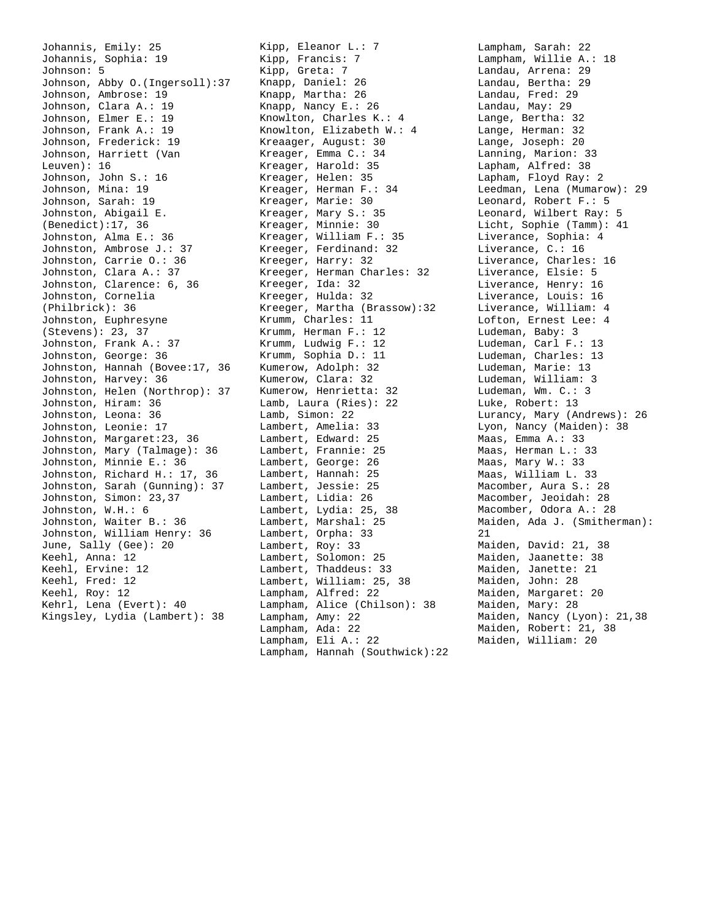Johannis, Emily: 25
Johannis, Sophia: 19
Johnson: 5
Johnson, Abby O.(Ingersoll):37
Johnson, Ambrose: 19
Johnson, Clara A.: 19
Johnson, Elmer E.: 19
Johnson, Frank A.: 19
Johnson, Frederick: 19
Johnson, Harriett (Van Leuven): 16
Johnson, John S.: 16
Johnson, Mina: 19
Johnson, Sarah: 19
Johnston, Abigail E. (Benedict):17, 36
Johnston, Alma E.: 36
Johnston, Ambrose J.: 37
Johnston, Carrie O.: 36
Johnston, Clara A.: 37
Johnston, Clarence: 6, 36
Johnston, Cornelia (Philbrick): 36
Johnston, Euphresyne (Stevens): 23, 37
Johnston, Frank A.: 37
Johnston, George: 36
Johnston, Hannah (Bovee:17, 36
Johnston, Harvey: 36
Johnston, Helen (Northrop): 37
Johnston, Hiram: 36
Johnston, Leona: 36
Johnston, Leonie: 17
Johnston, Margaret:23, 36
Johnston, Mary (Talmage): 36
Johnston, Minnie E.: 36
Johnston, Richard H.: 17, 36
Johnston, Sarah (Gunning): 37
Johnston, Simon: 23,37
Johnston, W.H.: 6
Johnston, Waiter B.: 36
Johnston, William Henry: 36
June, Sally (Gee): 20
Keehl, Anna: 12
Keehl, Ervine: 12
Keehl, Fred: 12
Keehl, Roy: 12
Kehrl, Lena (Evert): 40
Kingsley, Lydia (Lambert): 38
Kipp, Eleanor L.: 7
Kipp, Francis: 7
Kipp, Greta: 7
Knapp, Daniel: 26
Knapp, Martha: 26
Knapp, Nancy E.: 26
Knowlton, Charles K.: 4
Knowlton, Elizabeth W.: 4
Kreaager, August: 30
Kreager, Emma C.: 34
Kreager, Harold: 35
Kreager, Helen: 35
Kreager, Herman F.: 34
Kreager, Marie: 30
Kreager, Mary S.: 35
Kreager, Minnie: 30
Kreager, William F.: 35
Kreeger, Ferdinand: 32
Kreeger, Harry: 32
Kreeger, Herman Charles: 32
Kreeger, Ida: 32
Kreeger, Hulda: 32
Kreeger, Martha (Brassow):32
Krumm, Charles: 11
Krumm, Herman F.: 12
Krumm, Ludwig F.: 12
Krumm, Sophia D.: 11
Kumerow, Adolph: 32
Kumerow, Clara: 32
Kumerow, Henrietta: 32
Lamb, Laura (Ries): 22
Lamb, Simon: 22
Lambert, Amelia: 33
Lambert, Edward: 25
Lambert, Frannie: 25
Lambert, George: 26
Lambert, Hannah: 25
Lambert, Jessie: 25
Lambert, Lidia: 26
Lambert, Lydia: 25, 38
Lambert, Marshal: 25
Lambert, Orpha: 33
Lambert, Roy: 33
Lambert, Solomon: 25
Lambert, Thaddeus: 33
Lambert, William: 25, 38
Lampham, Alfred: 22
Lampham, Alice (Chilson): 38
Lampham, Amy: 22
Lampham, Ada: 22
Lampham, Eli A.: 22
Lampham, Hannah (Southwick):22
Lampham, Sarah: 22
Lampham, Willie A.: 18
Landau, Arrena: 29
Landau, Bertha: 29
Landau, Fred: 29
Landau, May: 29
Lange, Bertha: 32
Lange, Herman: 32
Lange, Joseph: 20
Lanning, Marion: 33
Lapham, Alfred: 38
Lapham, Floyd Ray: 2
Leedman, Lena (Mumarow): 29
Leonard, Robert F.: 5
Leonard, Wilbert Ray: 5
Licht, Sophie (Tamm): 41
Liverance, Sophia: 4
Liverance, C.: 16
Liverance, Charles: 16
Liverance, Elsie: 5
Liverance, Henry: 16
Liverance, Louis: 16
Liverance, William: 4
Lofton, Ernest Lee: 4
Ludeman, Baby: 3
Ludeman, Carl F.: 13
Ludeman, Charles: 13
Ludeman, Marie: 13
Ludeman, William: 3
Ludeman, Wm. C.: 3
Luke, Robert: 13
Lurancy, Mary (Andrews): 26
Lyon, Nancy (Maiden): 38
Maas, Emma A.: 33
Maas, Herman L.: 33
Maas, Mary W.: 33
Maas, William L. 33
Macomber, Aura S.: 28
Macomber, Jeoidah: 28
Macomber, Odora A.: 28
Maiden, Ada J. (Smitherman): 21
Maiden, David: 21, 38
Maiden, Jaanette: 38
Maiden, Janette: 21
Maiden, John: 28
Maiden, Margaret: 20
Maiden, Mary: 28
Maiden, Nancy (Lyon): 21,38
Maiden, Robert: 21, 38
Maiden, William: 20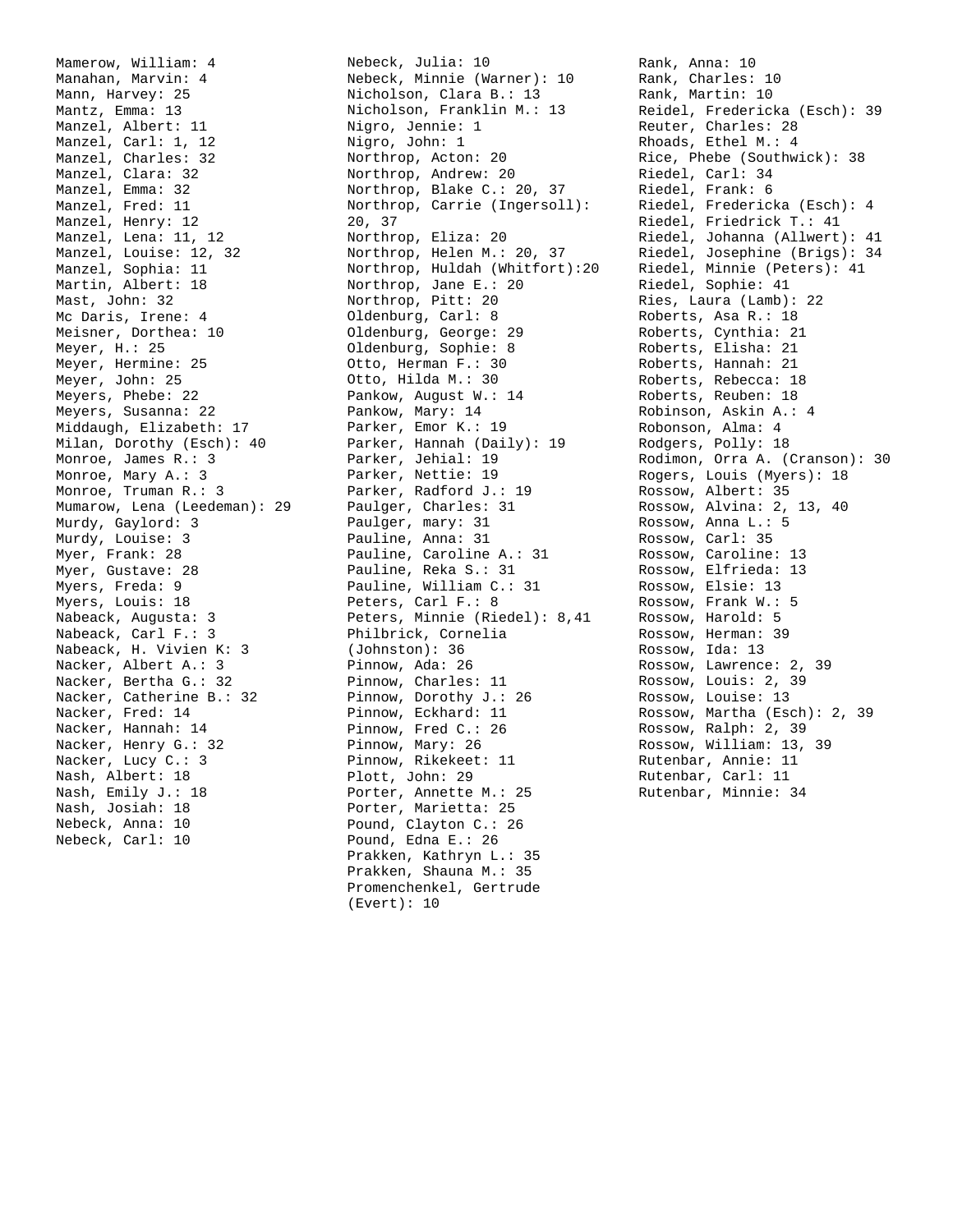Mamerow, William: 4
Manahan, Marvin: 4
Mann, Harvey: 25
Mantz, Emma: 13
Manzel, Albert: 11
Manzel, Carl: 1, 12
Manzel, Charles: 32
Manzel, Clara: 32
Manzel, Emma: 32
Manzel, Fred: 11
Manzel, Henry: 12
Manzel, Lena: 11, 12
Manzel, Louise: 12, 32
Manzel, Sophia: 11
Martin, Albert: 18
Mast, John: 32
Mc Daris, Irene: 4
Meisner, Dorthea: 10
Meyer, H.: 25
Meyer, Hermine: 25
Meyer, John: 25
Meyers, Phebe: 22
Meyers, Susanna: 22
Middaugh, Elizabeth: 17
Milan, Dorothy (Esch): 40
Monroe, James R.: 3
Monroe, Mary A.: 3
Monroe, Truman R.: 3
Mumarow, Lena (Leedeman): 29
Murdy, Gaylord: 3
Murdy, Louise: 3
Myer, Frank: 28
Myer, Gustave: 28
Myers, Freda: 9
Myers, Louis: 18
Nabeack, Augusta: 3
Nabeack, Carl F.: 3
Nabeack, H. Vivien K: 3
Nacker, Albert A.: 3
Nacker, Bertha G.: 32
Nacker, Catherine B.: 32
Nacker, Fred: 14
Nacker, Hannah: 14
Nacker, Henry G.: 32
Nacker, Lucy C.: 3
Nash, Albert: 18
Nash, Emily J.: 18
Nash, Josiah: 18
Nebeck, Anna: 10
Nebeck, Carl: 10
Nebeck, Julia: 10
Nebeck, Minnie (Warner): 10
Nicholson, Clara B.: 13
Nicholson, Franklin M.: 13
Nigro, Jennie: 1
Nigro, John: 1
Northrop, Acton: 20
Northrop, Andrew: 20
Northrop, Blake C.: 20, 37
Northrop, Carrie (Ingersoll): 20, 37
Northrop, Eliza: 20
Northrop, Helen M.: 20, 37
Northrop, Huldah (Whitfort):20
Northrop, Jane E.: 20
Northrop, Pitt: 20
Oldenburg, Carl: 8
Oldenburg, George: 29
Oldenburg, Sophie: 8
Otto, Herman F.: 30
Otto, Hilda M.: 30
Pankow, August W.: 14
Pankow, Mary: 14
Parker, Emor K.: 19
Parker, Hannah (Daily): 19
Parker, Jehial: 19
Parker, Nettie: 19
Parker, Radford J.: 19
Paulger, Charles: 31
Paulger, mary: 31
Pauline, Anna: 31
Pauline, Caroline A.: 31
Pauline, Reka S.: 31
Pauline, William C.: 31
Peters, Carl F.: 8
Peters, Minnie (Riedel): 8,41
Philbrick, Cornelia (Johnston): 36
Pinnow, Ada: 26
Pinnow, Charles: 11
Pinnow, Dorothy J.: 26
Pinnow, Eckhard: 11
Pinnow, Fred C.: 26
Pinnow, Mary: 26
Pinnow, Rikekeet: 11
Plott, John: 29
Porter, Annette M.: 25
Porter, Marietta: 25
Pound, Clayton C.: 26
Pound, Edna E.: 26
Prakken, Kathryn L.: 35
Prakken, Shauna M.: 35
Promenchenkel, Gertrude (Evert): 10
Rank, Anna: 10
Rank, Charles: 10
Rank, Martin: 10
Reidel, Fredericka (Esch): 39
Reuter, Charles: 28
Rhoads, Ethel M.: 4
Rice, Phebe (Southwick): 38
Riedel, Carl: 34
Riedel, Frank: 6
Riedel, Fredericka (Esch): 4
Riedel, Friedrick T.: 41
Riedel, Johanna (Allwert): 41
Riedel, Josephine (Brigs): 34
Riedel, Minnie (Peters): 41
Riedel, Sophie: 41
Ries, Laura (Lamb): 22
Roberts, Asa R.: 18
Roberts, Cynthia: 21
Roberts, Elisha: 21
Roberts, Hannah: 21
Roberts, Rebecca: 18
Roberts, Reuben: 18
Robinson, Askin A.: 4
Robonson, Alma: 4
Rodgers, Polly: 18
Rodimon, Orra A. (Cranson): 30
Rogers, Louis (Myers): 18
Rossow, Albert: 35
Rossow, Alvina: 2, 13, 40
Rossow, Anna L.: 5
Rossow, Carl: 35
Rossow, Caroline: 13
Rossow, Elfrieda: 13
Rossow, Elsie: 13
Rossow, Frank W.: 5
Rossow, Harold: 5
Rossow, Herman: 39
Rossow, Ida: 13
Rossow, Lawrence: 2, 39
Rossow, Louis: 2, 39
Rossow, Louise: 13
Rossow, Martha (Esch): 2, 39
Rossow, Ralph: 2, 39
Rossow, William: 13, 39
Rutenbar, Annie: 11
Rutenbar, Carl: 11
Rutenbar, Minnie: 34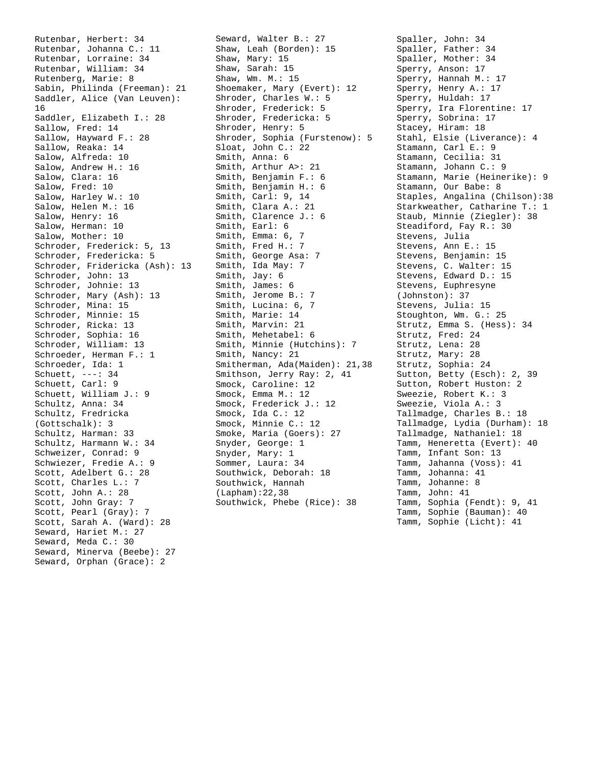Rutenbar, Herbert: 34
Rutenbar, Johanna C.: 11
Rutenbar, Lorraine: 34
Rutenbar, William: 34
Rutenberg, Marie: 8
Sabin, Philinda (Freeman): 21
Saddler, Alice (Van Leuven): 16
Saddler, Elizabeth I.: 28
Sallow, Fred: 14
Sallow, Hayward F.: 28
Sallow, Reaka: 14
Salow, Alfreda: 10
Salow, Andrew H.: 16
Salow, Clara: 16
Salow, Fred: 10
Salow, Harley W.: 10
Salow, Helen M.: 16
Salow, Henry: 16
Salow, Herman: 10
Salow, Mother: 10
Schroder, Frederick: 5, 13
Schroder, Fredericka: 5
Schroder, Fridericka (Ash): 13
Schroder, John: 13
Schroder, Johnie: 13
Schroder, Mary (Ash): 13
Schroder, Mina: 15
Schroder, Minnie: 15
Schroder, Ricka: 13
Schroder, Sophia: 16
Schroder, William: 13
Schroeder, Herman F.: 1
Schroeder, Ida: 1
Schuett, ---: 34
Schuett, Carl: 9
Schuett, William J.: 9
Schultz, Anna: 34
Schultz, Fredricka (Gottschalk): 3
Schultz, Harman: 33
Schultz, Harmann W.: 34
Schweizer, Conrad: 9
Schwiezer, Fredie A.: 9
Scott, Adelbert G.: 28
Scott, Charles L.: 7
Scott, John A.: 28
Scott, John Gray: 7
Scott, Pearl (Gray): 7
Scott, Sarah A. (Ward): 28
Seward, Hariet M.: 27
Seward, Meda C.: 30
Seward, Minerva (Beebe): 27
Seward, Orphan (Grace): 2
Seward, Walter B.: 27
Shaw, Leah (Borden): 15
Shaw, Mary: 15
Shaw, Sarah: 15
Shaw, Wm. M.: 15
Shoemaker, Mary (Evert): 12
Shroder, Charles W.: 5
Shroder, Frederick: 5
Shroder, Fredericka: 5
Shroder, Henry: 5
Shroder, Sophia (Furstenow): 5
Sloat, John C.: 22
Smith, Anna: 6
Smith, Arthur A>: 21
Smith, Benjamin F.: 6
Smith, Benjamin H.: 6
Smith, Carl: 9, 14
Smith, Clara A.: 21
Smith, Clarence J.: 6
Smith, Earl: 6
Smith, Emma: 6, 7
Smith, Fred H.: 7
Smith, George Asa: 7
Smith, Ida May: 7
Smith, Jay: 6
Smith, James: 6
Smith, Jerome B.: 7
Smith, Lucina: 6, 7
Smith, Marie: 14
Smith, Marvin: 21
Smith, Mehetabel: 6
Smith, Minnie (Hutchins): 7
Smith, Nancy: 21
Smitherman, Ada(Maiden): 21,38
Smithson, Jerry Ray: 2, 41
Smock, Caroline: 12
Smock, Emma M.: 12
Smock, Frederick J.: 12
Smock, Ida C.: 12
Smock, Minnie C.: 12
Smoke, Maria (Goers): 27
Snyder, George: 1
Snyder, Mary: 1
Sommer, Laura: 34
Southwick, Deborah: 18
Southwick, Hannah (Lapham):22,38
Southwick, Phebe (Rice): 38
Spaller, John: 34
Spaller, Father: 34
Spaller, Mother: 34
Sperry, Anson: 17
Sperry, Hannah M.: 17
Sperry, Henry A.: 17
Sperry, Huldah: 17
Sperry, Ira Florentine: 17
Sperry, Sobrina: 17
Stacey, Hiram: 18
Stahl, Elsie (Liverance): 4
Stamann, Carl E.: 9
Stamann, Cecilia: 31
Stamann, Johann C.: 9
Stamann, Marie (Heinerike): 9
Stamann, Our Babe: 8
Staples, Angalina (Chilson):38
Starkweather, Catharine T.: 1
Staub, Minnie (Ziegler): 38
Steadiford, Fay R.: 30
Stevens, Julia
Stevens, Ann E.: 15
Stevens, Benjamin: 15
Stevens, C. Walter: 15
Stevens, Edward D.: 15
Stevens, Euphresyne (Johnston): 37
Stevens, Julia: 15
Stoughton, Wm. G.: 25
Strutz, Emma S. (Hess): 34
Strutz, Fred: 24
Strutz, Lena: 28
Strutz, Mary: 28
Strutz, Sophia: 24
Sutton, Betty (Esch): 2, 39
Sutton, Robert Huston: 2
Sweezie, Robert K.: 3
Sweezie, Viola A.: 3
Tallmadge, Charles B.: 18
Tallmadge, Lydia (Durham): 18
Tallmadge, Nathaniel: 18
Tamm, Heneretta (Evert): 40
Tamm, Infant Son: 13
Tamm, Jahanna (Voss): 41
Tamm, Johanna: 41
Tamm, Johanne: 8
Tamm, John: 41
Tamm, Sophia (Fendt): 9, 41
Tamm, Sophie (Bauman): 40
Tamm, Sophie (Licht): 41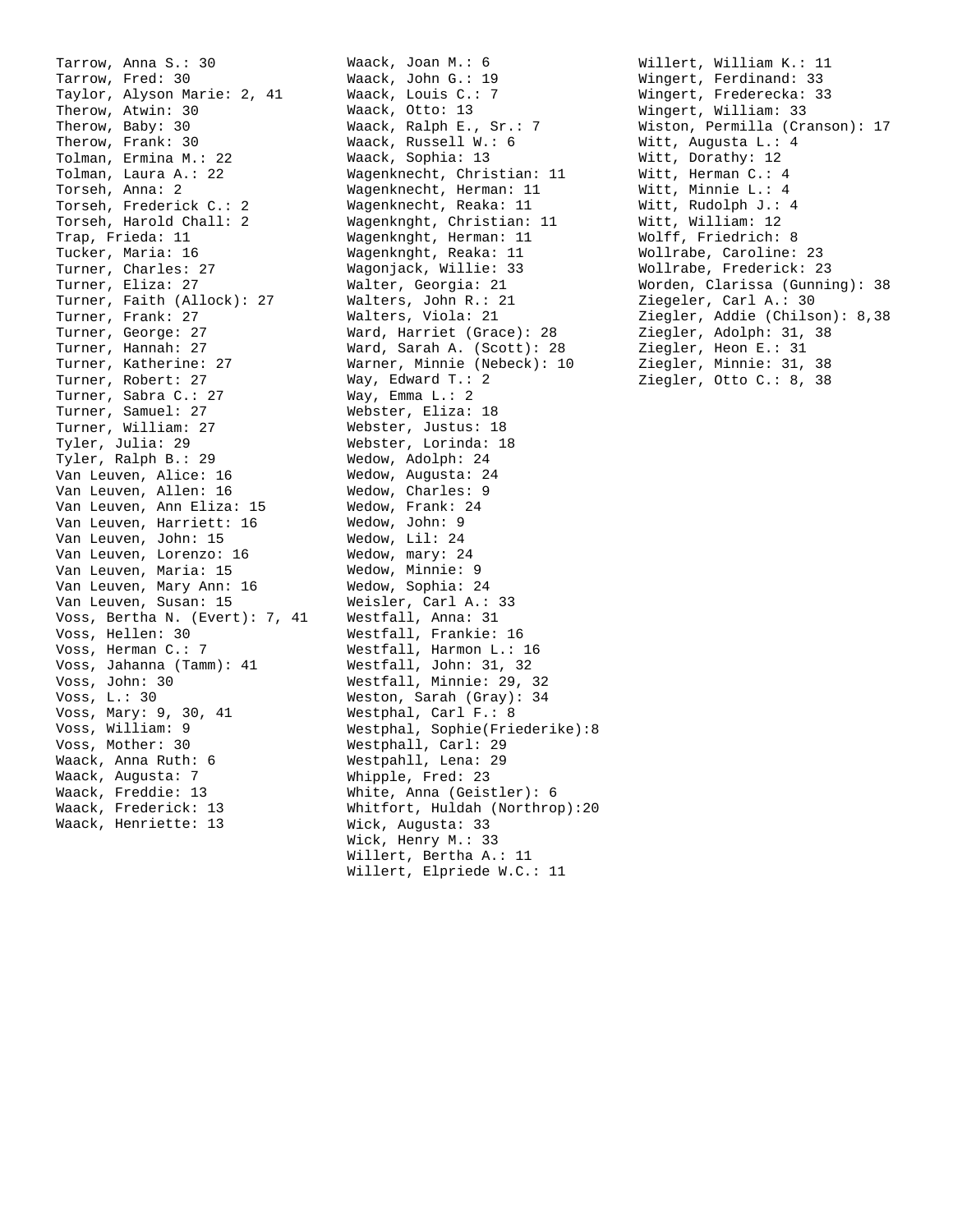Tarrow, Anna S.: 30
Tarrow, Fred: 30
Taylor, Alyson Marie: 2, 41
Therow, Atwin: 30
Therow, Baby: 30
Therow, Frank: 30
Tolman, Ermina M.: 22
Tolman, Laura A.: 22
Torseh, Anna: 2
Torseh, Frederick C.: 2
Torseh, Harold Chall: 2
Trap, Frieda: 11
Tucker, Maria: 16
Turner, Charles: 27
Turner, Eliza: 27
Turner, Faith (Allock): 27
Turner, Frank: 27
Turner, George: 27
Turner, Hannah: 27
Turner, Katherine: 27
Turner, Robert: 27
Turner, Sabra C.: 27
Turner, Samuel: 27
Turner, William: 27
Tyler, Julia: 29
Tyler, Ralph B.: 29
Van Leuven, Alice: 16
Van Leuven, Allen: 16
Van Leuven, Ann Eliza: 15
Van Leuven, Harriett: 16
Van Leuven, John: 15
Van Leuven, Lorenzo: 16
Van Leuven, Maria: 15
Van Leuven, Mary Ann: 16
Van Leuven, Susan: 15
Voss, Bertha N. (Evert): 7, 41
Voss, Hellen: 30
Voss, Herman C.: 7
Voss, Jahanna (Tamm): 41
Voss, John: 30
Voss, L.: 30
Voss, Mary: 9, 30, 41
Voss, William: 9
Voss, Mother: 30
Waack, Anna Ruth: 6
Waack, Augusta: 7
Waack, Freddie: 13
Waack, Frederick: 13
Waack, Henriette: 13
Waack, Joan M.: 6
Waack, John G.: 19
Waack, Louis C.: 7
Waack, Otto: 13
Waack, Ralph E., Sr.: 7
Waack, Russell W.: 6
Waack, Sophia: 13
Wagenknecht, Christian: 11
Wagenknecht, Herman: 11
Wagenknecht, Reaka: 11
Wagenknght, Christian: 11
Wagenknght, Herman: 11
Wagenknght, Reaka: 11
Wagonjack, Willie: 33
Walter, Georgia: 21
Walters, John R.: 21
Walters, Viola: 21
Ward, Harriet (Grace): 28
Ward, Sarah A. (Scott): 28
Warner, Minnie (Nebeck): 10
Way, Edward T.: 2
Way, Emma L.: 2
Webster, Eliza: 18
Webster, Justus: 18
Webster, Lorinda: 18
Wedow, Adolph: 24
Wedow, Augusta: 24
Wedow, Charles: 9
Wedow, Frank: 24
Wedow, John: 9
Wedow, Lil: 24
Wedow, mary: 24
Wedow, Minnie: 9
Wedow, Sophia: 24
Weisler, Carl A.: 33
Westfall, Anna: 31
Westfall, Frankie: 16
Westfall, Harmon L.: 16
Westfall, John: 31, 32
Westfall, Minnie: 29, 32
Weston, Sarah (Gray): 34
Westphal, Carl F.: 8
Westphal, Sophie(Friederike):8
Westphall, Carl: 29
Westpahll, Lena: 29
Whipple, Fred: 23
White, Anna (Geistler): 6
Whitfort, Huldah (Northrop):20
Wick, Augusta: 33
Wick, Henry M.: 33
Willert, Bertha A.: 11
Willert, Elpriede W.C.: 11
Willert, William K.: 11
Wingert, Ferdinand: 33
Wingert, Frederecka: 33
Wingert, William: 33
Wiston, Permilla (Cranson): 17
Witt, Augusta L.: 4
Witt, Dorathy: 12
Witt, Herman C.: 4
Witt, Minnie L.: 4
Witt, Rudolph J.: 4
Witt, William: 12
Wolff, Friedrich: 8
Wollrabe, Caroline: 23
Wollrabe, Frederick: 23
Worden, Clarissa (Gunning): 38
Ziegeler, Carl A.: 30
Ziegler, Addie (Chilson): 8,38
Ziegler, Adolph: 31, 38
Ziegler, Heon E.: 31
Ziegler, Minnie: 31, 38
Ziegler, Otto C.: 8, 38